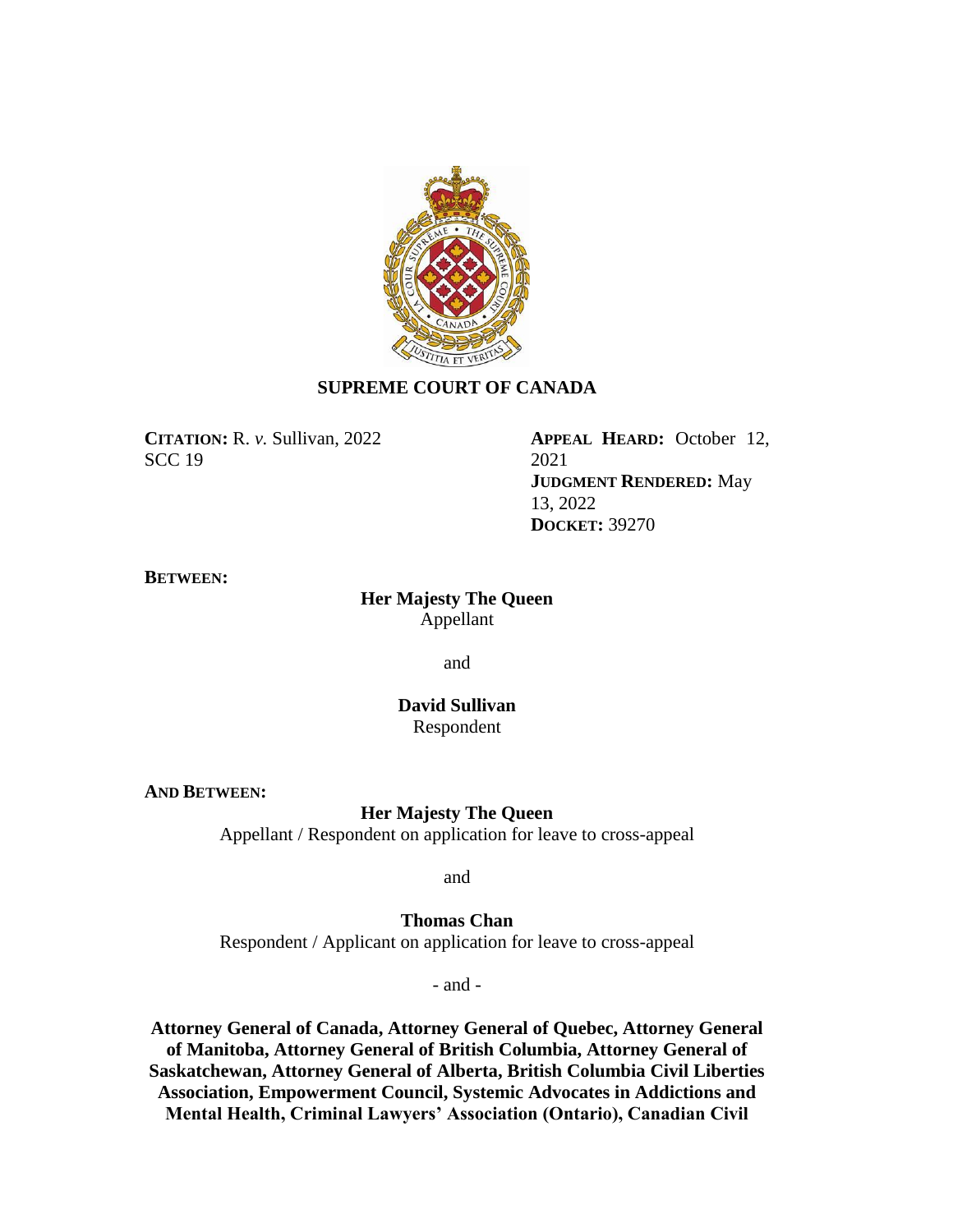**SUPREME COURT OF CANADA**

**CITATION:** R. *v.* Sullivan, 2022 SCC 19

**APPEAL HEARD:** October 12, 2021
**JUDGMENT RENDERED:** May 13, 2022
**DOCKET:** 39270

**BETWEEN:**

**Her Majesty The Queen**
Appellant

and

**David Sullivan**
Respondent

**AND BETWEEN:**

**Her Majesty The Queen**
Appellant / Respondent on application for leave to cross-appeal

and

**Thomas Chan**
Respondent / Applicant on application for leave to cross-appeal

- and -

**Attorney General of Canada, Attorney General of Quebec, Attorney General of Manitoba, Attorney General of British Columbia, Attorney General of Saskatchewan, Attorney General of Alberta, British Columbia Civil Liberties Association, Empowerment Council, Systemic Advocates in Addictions and Mental Health, Criminal Lawyers' Association (Ontario), Canadian Civil**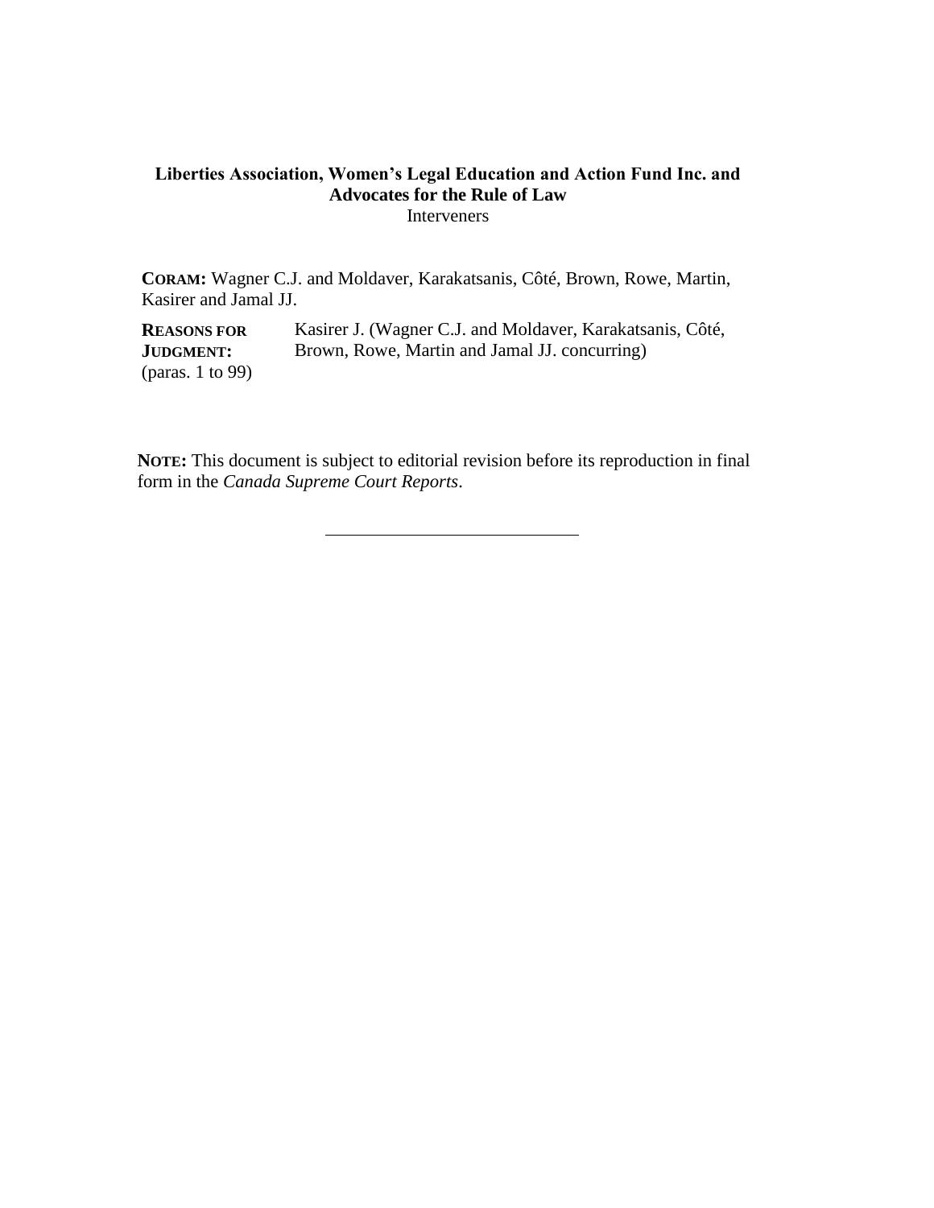**Liberties Association, Women's Legal Education and Action Fund Inc. and Advocates for the Rule of Law**
Interveners

**CORAM:** Wagner C.J. and Moldaver, Karakatsanis, Côté, Brown, Rowe, Martin, Kasirer and Jamal JJ.

**REASONS FOR JUDGMENT:** (paras. 1 to 99) Kasirer J. (Wagner C.J. and Moldaver, Karakatsanis, Côté, Brown, Rowe, Martin and Jamal JJ. concurring)

**NOTE:** This document is subject to editorial revision before its reproduction in final form in the *Canada Supreme Court Reports*.

---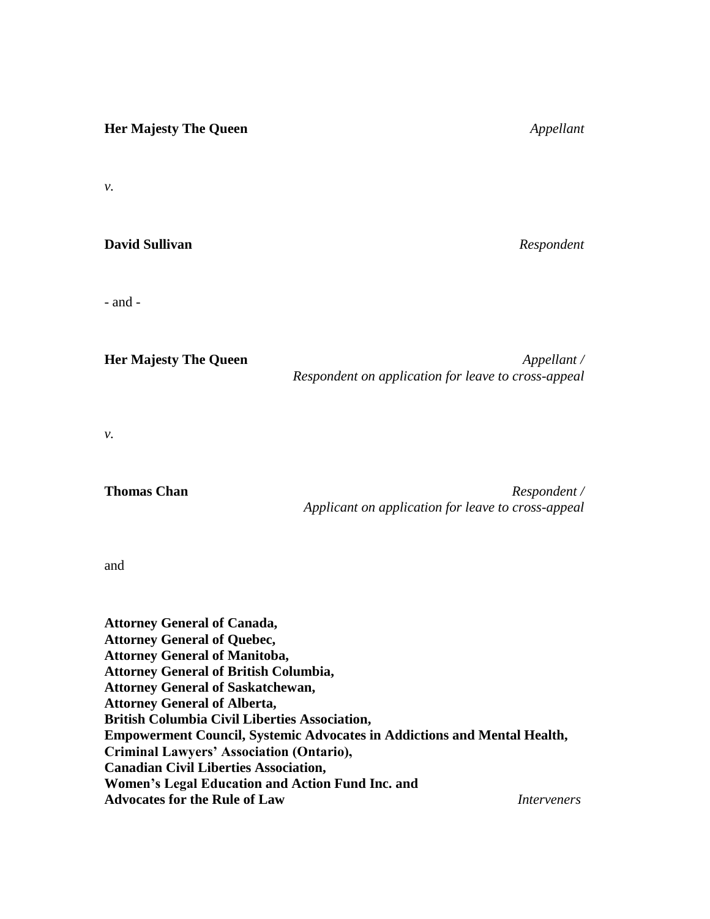**Her Majesty The Queen** *Appellant*

*v.*

**David Sullivan** *Respondent*

- and -

**Her Majesty The Queen** *Appellant / Respondent on application for leave to cross-appeal*

*v.*

**Thomas Chan** *Respondent / Applicant on application for leave to cross-appeal*

and

**Attorney General of Canada,**
**Attorney General of Quebec,**
**Attorney General of Manitoba,**
**Attorney General of British Columbia,**
**Attorney General of Saskatchewan,**
**Attorney General of Alberta,**
**British Columbia Civil Liberties Association,**
**Empowerment Council, Systemic Advocates in Addictions and Mental Health,**
**Criminal Lawyers' Association (Ontario),**
**Canadian Civil Liberties Association,**
**Women's Legal Education and Action Fund Inc. and**
**Advocates for the Rule of Law** *Interveners*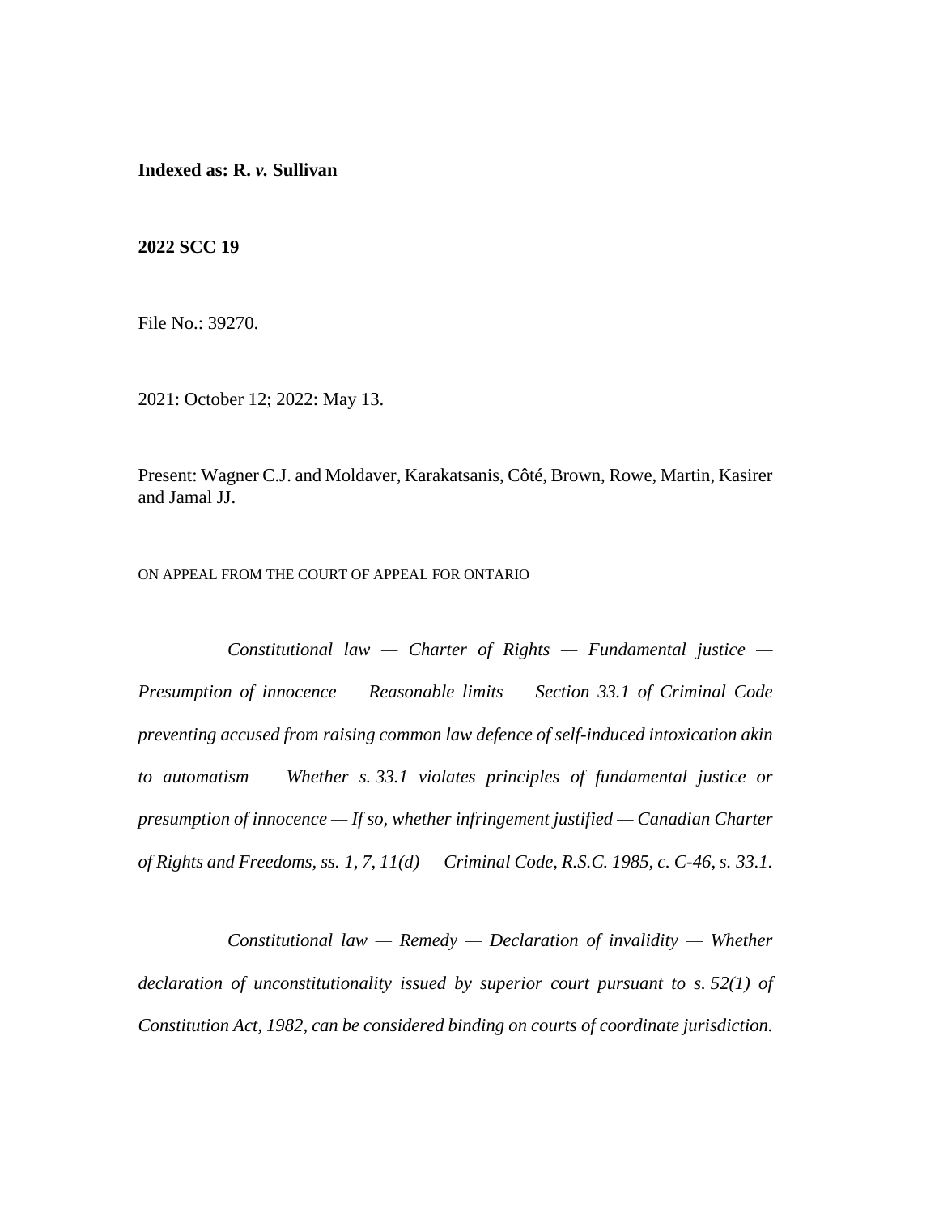**Indexed as: R. *v.* Sullivan**

**2022 SCC 19**

File No.: 39270.

2021: October 12; 2022: May 13.

Present: Wagner C.J. and Moldaver, Karakatsanis, Côté, Brown, Rowe, Martin, Kasirer and Jamal JJ.

ON APPEAL FROM THE COURT OF APPEAL FOR ONTARIO

*Constitutional law — Charter of Rights — Fundamental justice — Presumption of innocence — Reasonable limits — Section 33.1 of Criminal Code preventing accused from raising common law defence of self-induced intoxication akin to automatism — Whether s. 33.1 violates principles of fundamental justice or presumption of innocence — If so, whether infringement justified — Canadian Charter of Rights and Freedoms, ss. 1, 7, 11(d) — Criminal Code, R.S.C. 1985, c. C-46, s. 33.1.*

*Constitutional law — Remedy — Declaration of invalidity — Whether declaration of unconstitutionality issued by superior court pursuant to s. 52(1) of Constitution Act, 1982, can be considered binding on courts of coordinate jurisdiction.*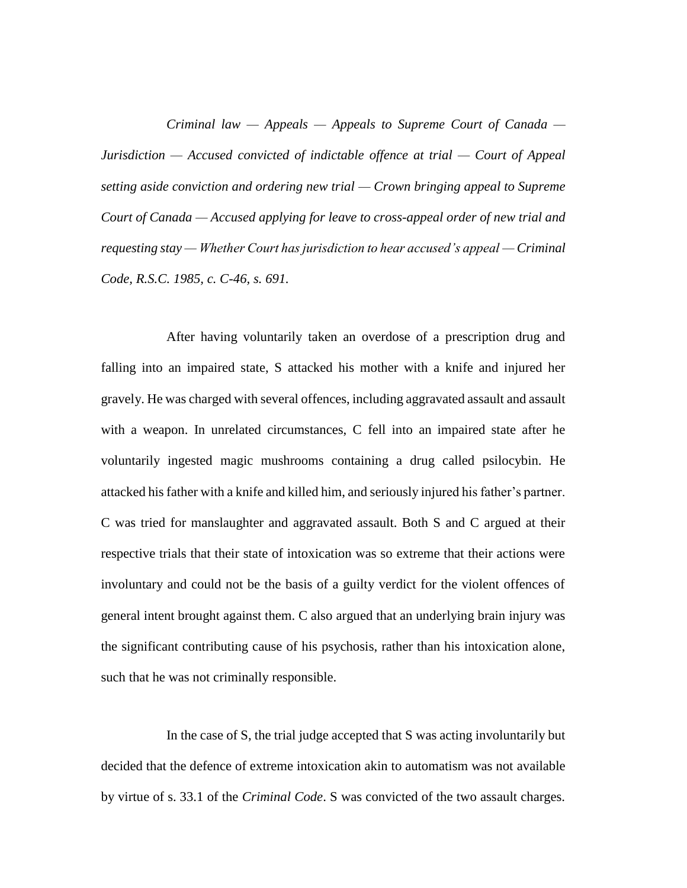*Criminal law — Appeals — Appeals to Supreme Court of Canada — Jurisdiction — Accused convicted of indictable offence at trial — Court of Appeal setting aside conviction and ordering new trial — Crown bringing appeal to Supreme Court of Canada — Accused applying for leave to cross-appeal order of new trial and requesting stay — Whether Court has jurisdiction to hear accused's appeal — Criminal Code, R.S.C. 1985, c. C-46, s. 691.*

After having voluntarily taken an overdose of a prescription drug and falling into an impaired state, S attacked his mother with a knife and injured her gravely. He was charged with several offences, including aggravated assault and assault with a weapon. In unrelated circumstances, C fell into an impaired state after he voluntarily ingested magic mushrooms containing a drug called psilocybin. He attacked his father with a knife and killed him, and seriously injured his father's partner. C was tried for manslaughter and aggravated assault. Both S and C argued at their respective trials that their state of intoxication was so extreme that their actions were involuntary and could not be the basis of a guilty verdict for the violent offences of general intent brought against them. C also argued that an underlying brain injury was the significant contributing cause of his psychosis, rather than his intoxication alone, such that he was not criminally responsible.

In the case of S, the trial judge accepted that S was acting involuntarily but decided that the defence of extreme intoxication akin to automatism was not available by virtue of s. 33.1 of the *Criminal Code*. S was convicted of the two assault charges.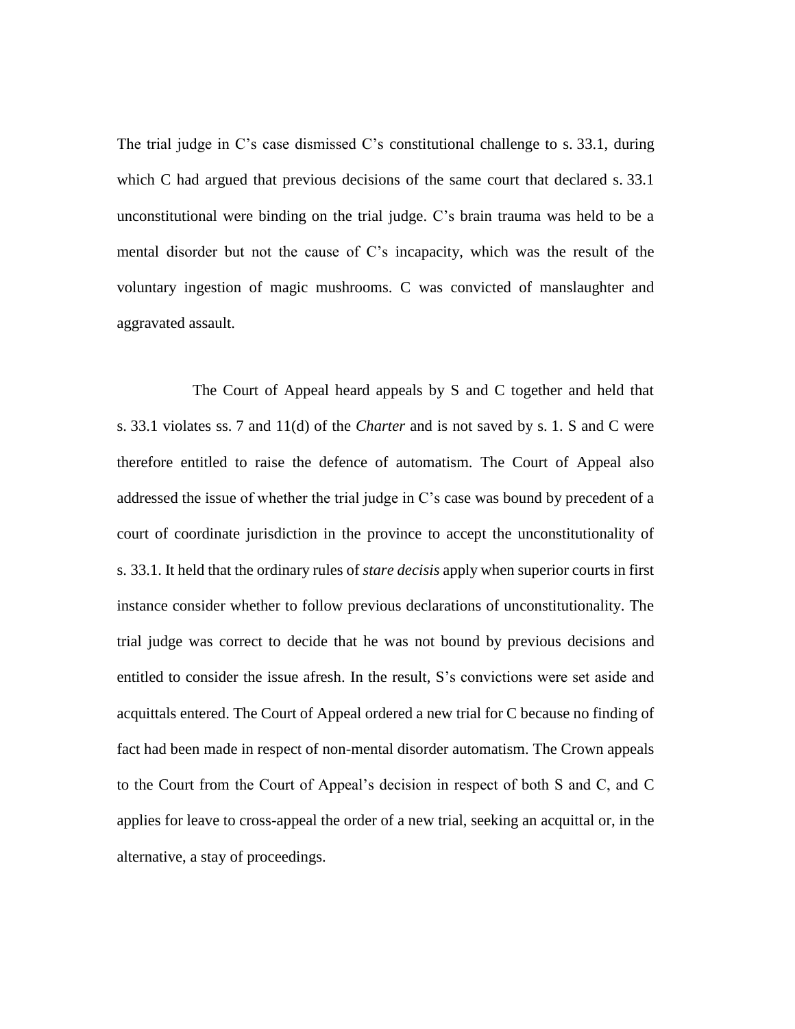The trial judge in C's case dismissed C's constitutional challenge to s. 33.1, during which C had argued that previous decisions of the same court that declared s. 33.1 unconstitutional were binding on the trial judge. C's brain trauma was held to be a mental disorder but not the cause of C's incapacity, which was the result of the voluntary ingestion of magic mushrooms. C was convicted of manslaughter and aggravated assault.

The Court of Appeal heard appeals by S and C together and held that s. 33.1 violates ss. 7 and 11(d) of the *Charter* and is not saved by s. 1. S and C were therefore entitled to raise the defence of automatism. The Court of Appeal also addressed the issue of whether the trial judge in C's case was bound by precedent of a court of coordinate jurisdiction in the province to accept the unconstitutionality of s. 33.1. It held that the ordinary rules of *stare decisis* apply when superior courts in first instance consider whether to follow previous declarations of unconstitutionality. The trial judge was correct to decide that he was not bound by previous decisions and entitled to consider the issue afresh. In the result, S's convictions were set aside and acquittals entered. The Court of Appeal ordered a new trial for C because no finding of fact had been made in respect of non-mental disorder automatism. The Crown appeals to the Court from the Court of Appeal's decision in respect of both S and C, and C applies for leave to cross-appeal the order of a new trial, seeking an acquittal or, in the alternative, a stay of proceedings.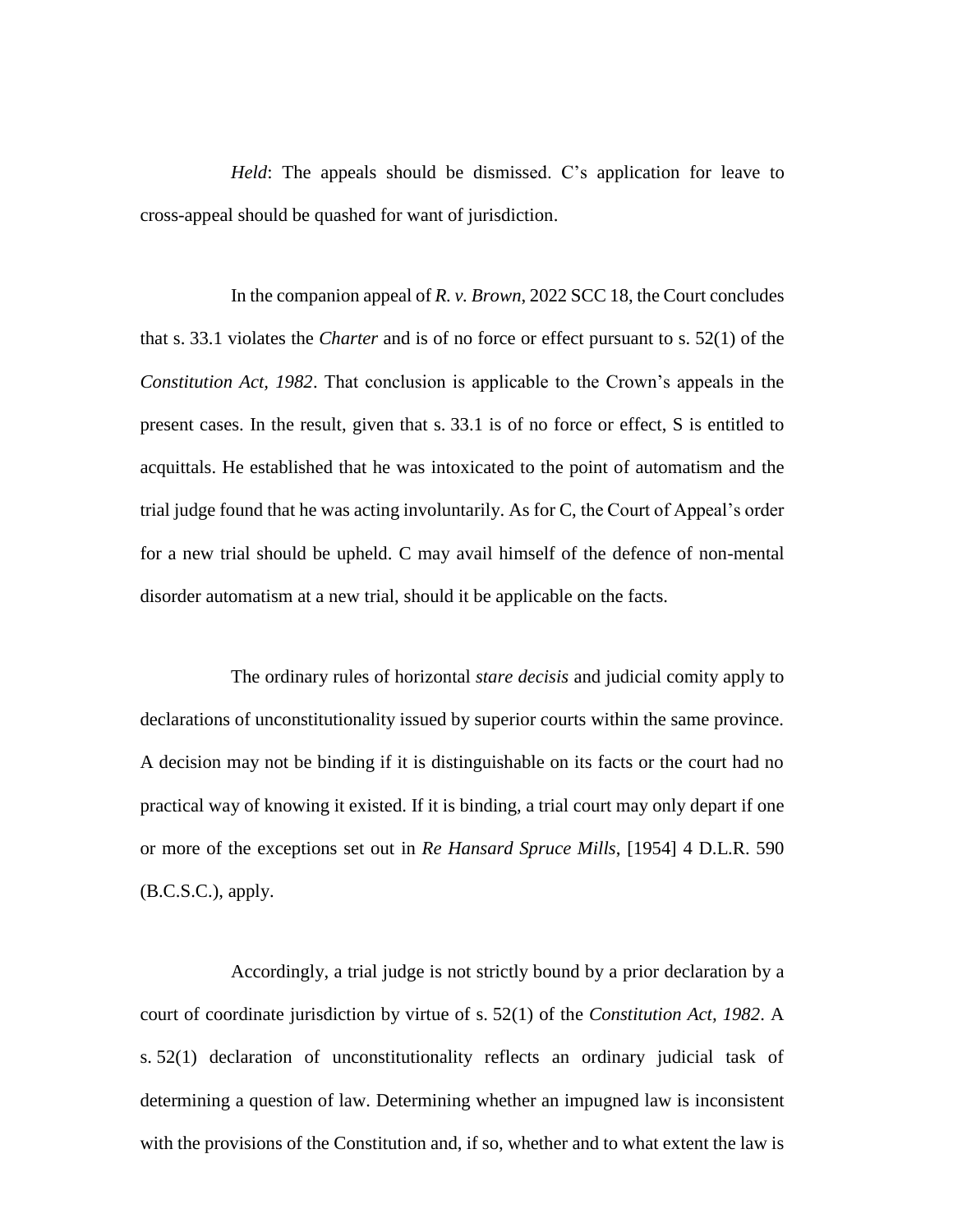*Held*: The appeals should be dismissed. C's application for leave to cross-appeal should be quashed for want of jurisdiction.

In the companion appeal of *R. v. Brown*, 2022 SCC 18, the Court concludes that s. 33.1 violates the *Charter* and is of no force or effect pursuant to s. 52(1) of the *Constitution Act, 1982*. That conclusion is applicable to the Crown's appeals in the present cases. In the result, given that s. 33.1 is of no force or effect, S is entitled to acquittals. He established that he was intoxicated to the point of automatism and the trial judge found that he was acting involuntarily. As for C, the Court of Appeal's order for a new trial should be upheld. C may avail himself of the defence of non-mental disorder automatism at a new trial, should it be applicable on the facts.

The ordinary rules of horizontal *stare decisis* and judicial comity apply to declarations of unconstitutionality issued by superior courts within the same province. A decision may not be binding if it is distinguishable on its facts or the court had no practical way of knowing it existed. If it is binding, a trial court may only depart if one or more of the exceptions set out in *Re Hansard Spruce Mills*, [1954] 4 D.L.R. 590 (B.C.S.C.), apply.

Accordingly, a trial judge is not strictly bound by a prior declaration by a court of coordinate jurisdiction by virtue of s. 52(1) of the *Constitution Act, 1982*. A s. 52(1) declaration of unconstitutionality reflects an ordinary judicial task of determining a question of law. Determining whether an impugned law is inconsistent with the provisions of the Constitution and, if so, whether and to what extent the law is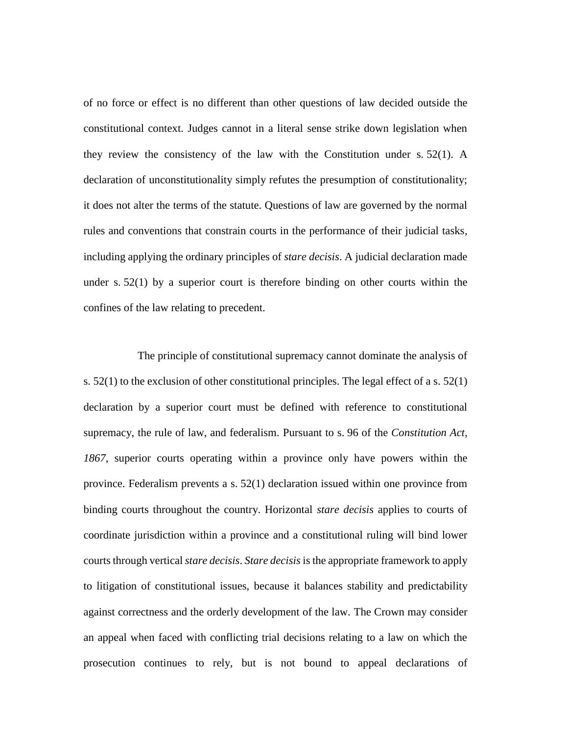of no force or effect is no different than other questions of law decided outside the constitutional context. Judges cannot in a literal sense strike down legislation when they review the consistency of the law with the Constitution under s. 52(1). A declaration of unconstitutionality simply refutes the presumption of constitutionality; it does not alter the terms of the statute. Questions of law are governed by the normal rules and conventions that constrain courts in the performance of their judicial tasks, including applying the ordinary principles of *stare decisis*. A judicial declaration made under s. 52(1) by a superior court is therefore binding on other courts within the confines of the law relating to precedent.

The principle of constitutional supremacy cannot dominate the analysis of s. 52(1) to the exclusion of other constitutional principles. The legal effect of a s. 52(1) declaration by a superior court must be defined with reference to constitutional supremacy, the rule of law, and federalism. Pursuant to s. 96 of the *Constitution Act, 1867*, superior courts operating within a province only have powers within the province. Federalism prevents a s. 52(1) declaration issued within one province from binding courts throughout the country. Horizontal *stare decisis* applies to courts of coordinate jurisdiction within a province and a constitutional ruling will bind lower courts through vertical *stare decisis*. *Stare decisis* is the appropriate framework to apply to litigation of constitutional issues, because it balances stability and predictability against correctness and the orderly development of the law. The Crown may consider an appeal when faced with conflicting trial decisions relating to a law on which the prosecution continues to rely, but is not bound to appeal declarations of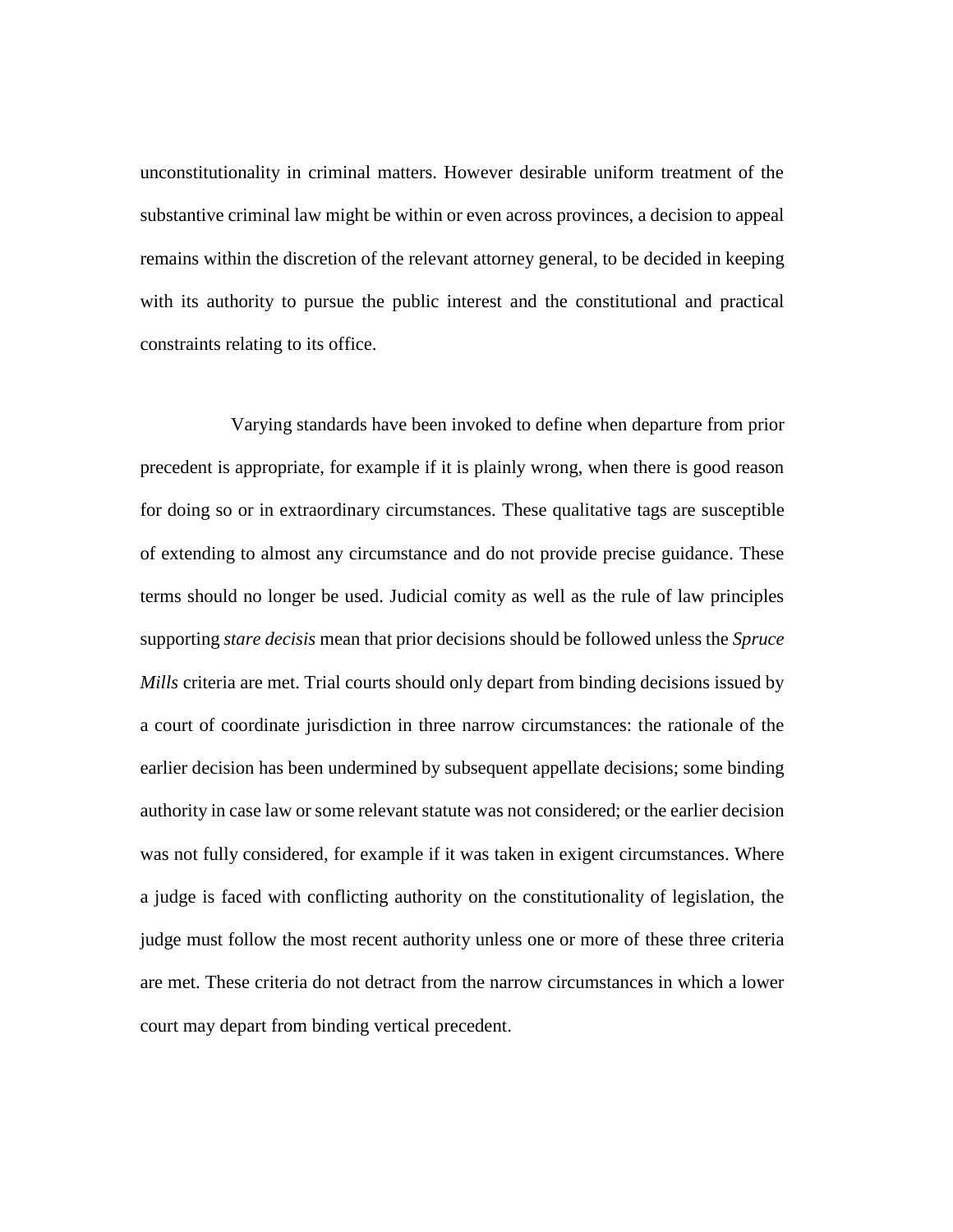unconstitutionality in criminal matters. However desirable uniform treatment of the substantive criminal law might be within or even across provinces, a decision to appeal remains within the discretion of the relevant attorney general, to be decided in keeping with its authority to pursue the public interest and the constitutional and practical constraints relating to its office.

Varying standards have been invoked to define when departure from prior precedent is appropriate, for example if it is plainly wrong, when there is good reason for doing so or in extraordinary circumstances. These qualitative tags are susceptible of extending to almost any circumstance and do not provide precise guidance. These terms should no longer be used. Judicial comity as well as the rule of law principles supporting *stare decisis* mean that prior decisions should be followed unless the *Spruce Mills* criteria are met. Trial courts should only depart from binding decisions issued by a court of coordinate jurisdiction in three narrow circumstances: the rationale of the earlier decision has been undermined by subsequent appellate decisions; some binding authority in case law or some relevant statute was not considered; or the earlier decision was not fully considered, for example if it was taken in exigent circumstances. Where a judge is faced with conflicting authority on the constitutionality of legislation, the judge must follow the most recent authority unless one or more of these three criteria are met. These criteria do not detract from the narrow circumstances in which a lower court may depart from binding vertical precedent.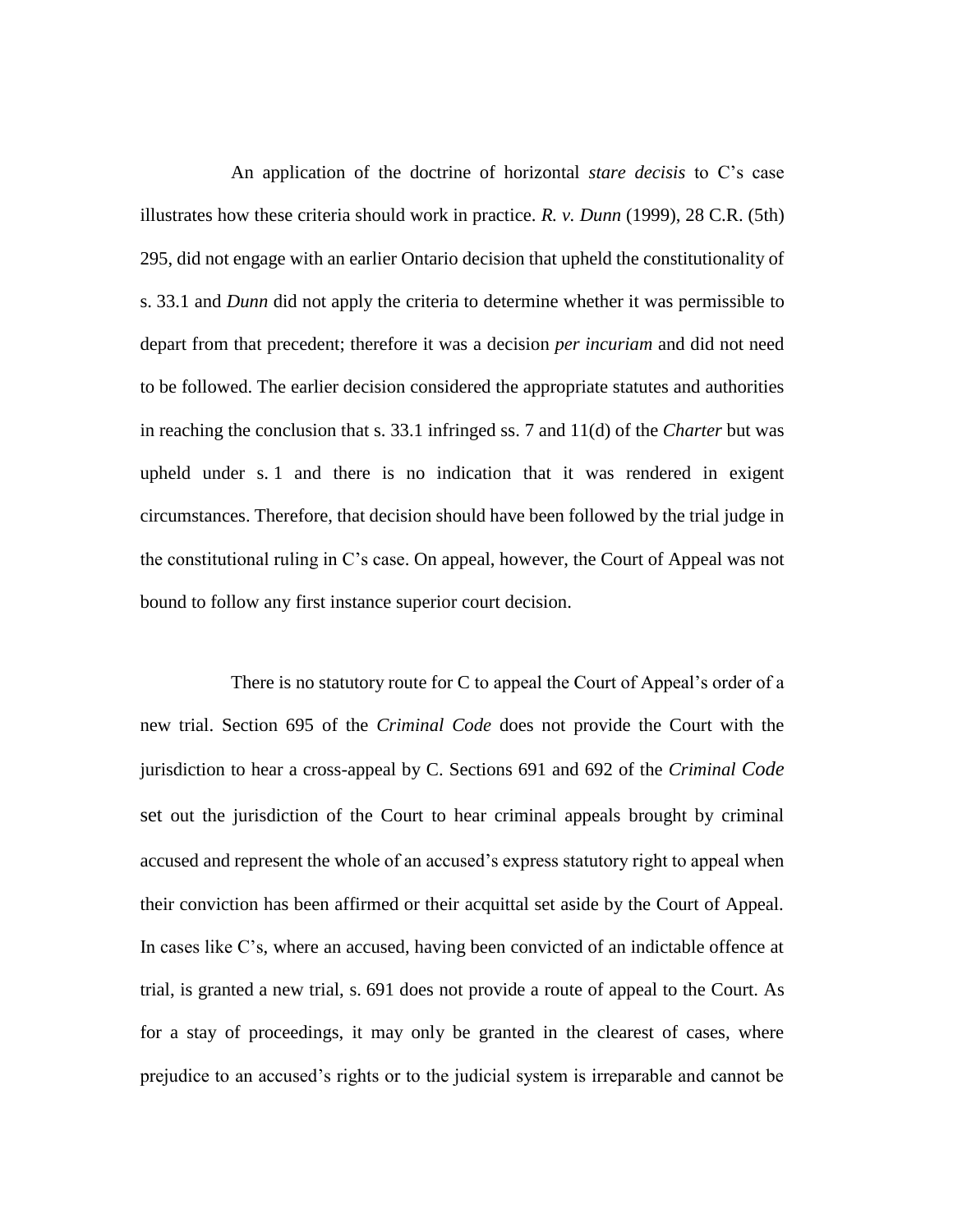An application of the doctrine of horizontal *stare decisis* to C's case illustrates how these criteria should work in practice. *R. v. Dunn* (1999), 28 C.R. (5th) 295, did not engage with an earlier Ontario decision that upheld the constitutionality of s. 33.1 and *Dunn* did not apply the criteria to determine whether it was permissible to depart from that precedent; therefore it was a decision *per incuriam* and did not need to be followed. The earlier decision considered the appropriate statutes and authorities in reaching the conclusion that s. 33.1 infringed ss. 7 and 11(d) of the *Charter* but was upheld under s. 1 and there is no indication that it was rendered in exigent circumstances. Therefore, that decision should have been followed by the trial judge in the constitutional ruling in C's case. On appeal, however, the Court of Appeal was not bound to follow any first instance superior court decision.

There is no statutory route for C to appeal the Court of Appeal's order of a new trial. Section 695 of the *Criminal Code* does not provide the Court with the jurisdiction to hear a cross-appeal by C. Sections 691 and 692 of the *Criminal Code* set out the jurisdiction of the Court to hear criminal appeals brought by criminal accused and represent the whole of an accused's express statutory right to appeal when their conviction has been affirmed or their acquittal set aside by the Court of Appeal. In cases like C's, where an accused, having been convicted of an indictable offence at trial, is granted a new trial, s. 691 does not provide a route of appeal to the Court. As for a stay of proceedings, it may only be granted in the clearest of cases, where prejudice to an accused's rights or to the judicial system is irreparable and cannot be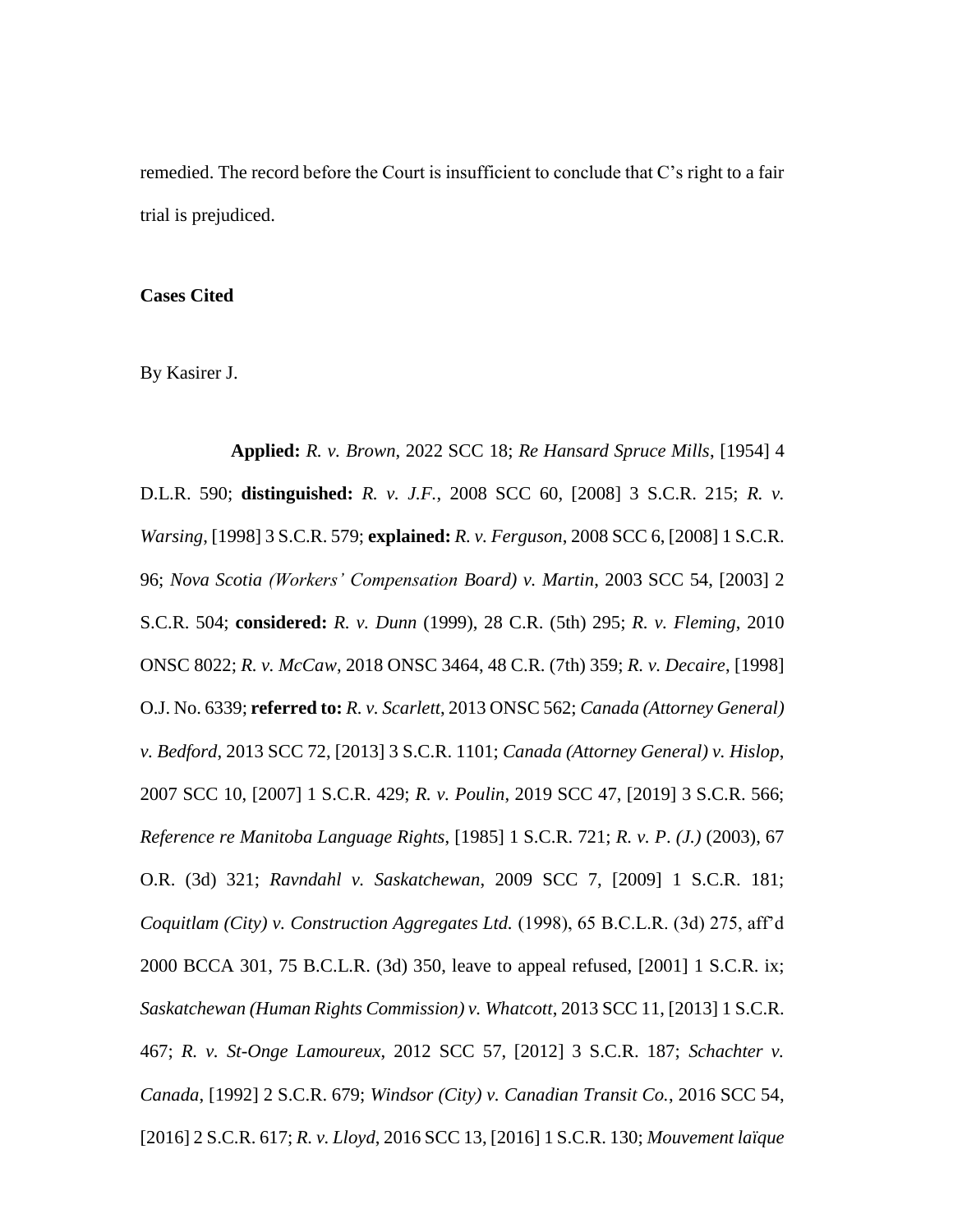remedied. The record before the Court is insufficient to conclude that C's right to a fair trial is prejudiced.

**Cases Cited**

By Kasirer J.

**Applied:** *R. v. Brown*, 2022 SCC 18; *Re Hansard Spruce Mills*, [1954] 4 D.L.R. 590; **distinguished:** *R. v. J.F.*, 2008 SCC 60, [2008] 3 S.C.R. 215; *R. v. Warsing*, [1998] 3 S.C.R. 579; **explained:** *R. v. Ferguson*, 2008 SCC 6, [2008] 1 S.C.R. 96; *Nova Scotia (Workers' Compensation Board) v. Martin*, 2003 SCC 54, [2003] 2 S.C.R. 504; **considered:** *R. v. Dunn* (1999), 28 C.R. (5th) 295; *R. v. Fleming*, 2010 ONSC 8022; *R. v. McCaw*, 2018 ONSC 3464, 48 C.R. (7th) 359; *R. v. Decaire*, [1998] O.J. No. 6339; **referred to:** *R. v. Scarlett*, 2013 ONSC 562; *Canada (Attorney General) v. Bedford*, 2013 SCC 72, [2013] 3 S.C.R. 1101; *Canada (Attorney General) v. Hislop*, 2007 SCC 10, [2007] 1 S.C.R. 429; *R. v. Poulin*, 2019 SCC 47, [2019] 3 S.C.R. 566; *Reference re Manitoba Language Rights*, [1985] 1 S.C.R. 721; *R. v. P. (J.)* (2003), 67 O.R. (3d) 321; *Ravndahl v. Saskatchewan*, 2009 SCC 7, [2009] 1 S.C.R. 181; *Coquitlam (City) v. Construction Aggregates Ltd.* (1998), 65 B.C.L.R. (3d) 275, aff'd 2000 BCCA 301, 75 B.C.L.R. (3d) 350, leave to appeal refused, [2001] 1 S.C.R. ix; *Saskatchewan (Human Rights Commission) v. Whatcott*, 2013 SCC 11, [2013] 1 S.C.R. 467; *R. v. St-Onge Lamoureux*, 2012 SCC 57, [2012] 3 S.C.R. 187; *Schachter v. Canada*, [1992] 2 S.C.R. 679; *Windsor (City) v. Canadian Transit Co.*, 2016 SCC 54, [2016] 2 S.C.R. 617; *R. v. Lloyd*, 2016 SCC 13, [2016] 1 S.C.R. 130; *Mouvement laïque*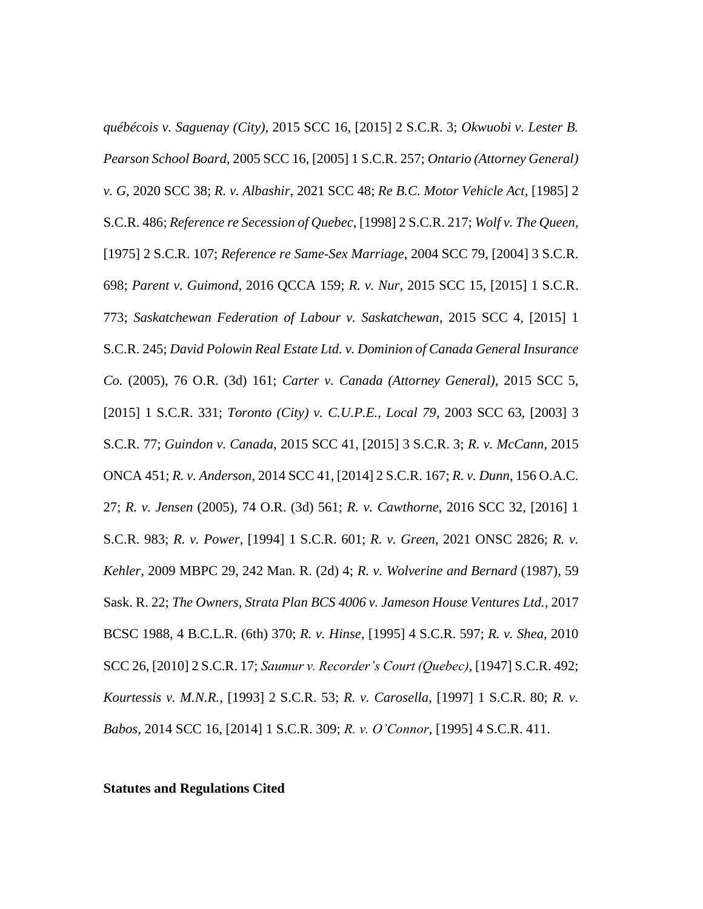*québécois v. Saguenay (City)*, 2015 SCC 16, [2015] 2 S.C.R. 3; *Okwuobi v. Lester B. Pearson School Board*, 2005 SCC 16, [2005] 1 S.C.R. 257; *Ontario (Attorney General) v. G*, 2020 SCC 38; *R. v. Albashir*, 2021 SCC 48; *Re B.C. Motor Vehicle Act*, [1985] 2 S.C.R. 486; *Reference re Secession of Quebec*, [1998] 2 S.C.R. 217; *Wolf v. The Queen*, [1975] 2 S.C.R. 107; *Reference re Same-Sex Marriage*, 2004 SCC 79, [2004] 3 S.C.R. 698; *Parent v. Guimond*, 2016 QCCA 159; *R. v. Nur*, 2015 SCC 15, [2015] 1 S.C.R. 773; *Saskatchewan Federation of Labour v. Saskatchewan*, 2015 SCC 4, [2015] 1 S.C.R. 245; *David Polowin Real Estate Ltd. v. Dominion of Canada General Insurance Co.* (2005), 76 O.R. (3d) 161; *Carter v. Canada (Attorney General)*, 2015 SCC 5, [2015] 1 S.C.R. 331; *Toronto (City) v. C.U.P.E., Local 79*, 2003 SCC 63, [2003] 3 S.C.R. 77; *Guindon v. Canada*, 2015 SCC 41, [2015] 3 S.C.R. 3; *R. v. McCann*, 2015 ONCA 451; *R. v. Anderson*, 2014 SCC 41, [2014] 2 S.C.R. 167; *R. v. Dunn*, 156 O.A.C. 27; *R. v. Jensen* (2005), 74 O.R. (3d) 561; *R. v. Cawthorne*, 2016 SCC 32, [2016] 1 S.C.R. 983; *R. v. Power*, [1994] 1 S.C.R. 601; *R. v. Green*, 2021 ONSC 2826; *R. v. Kehler*, 2009 MBPC 29, 242 Man. R. (2d) 4; *R. v. Wolverine and Bernard* (1987), 59 Sask. R. 22; *The Owners, Strata Plan BCS 4006 v. Jameson House Ventures Ltd.*, 2017 BCSC 1988, 4 B.C.L.R. (6th) 370; *R. v. Hinse*, [1995] 4 S.C.R. 597; *R. v. Shea*, 2010 SCC 26, [2010] 2 S.C.R. 17; *Saumur v. Recorder's Court (Quebec)*, [1947] S.C.R. 492; *Kourtessis v. M.N.R.*, [1993] 2 S.C.R. 53; *R. v. Carosella*, [1997] 1 S.C.R. 80; *R. v. Babos*, 2014 SCC 16, [2014] 1 S.C.R. 309; *R. v. O'Connor*, [1995] 4 S.C.R. 411.

**Statutes and Regulations Cited**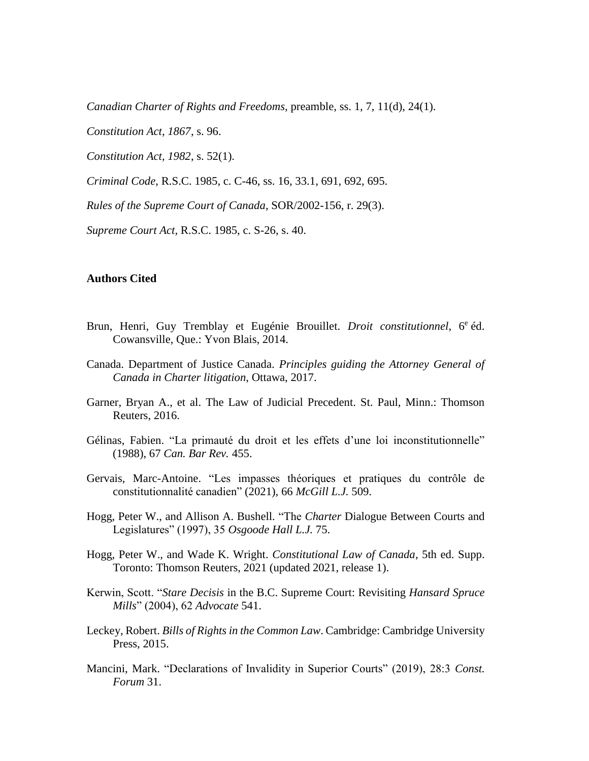*Canadian Charter of Rights and Freedoms*, preamble, ss. 1, 7, 11(d), 24(1).

*Constitution Act, 1867*, s. 96.

*Constitution Act, 1982*, s. 52(1).

*Criminal Code*, R.S.C. 1985, c. C-46, ss. 16, 33.1, 691, 692, 695.

*Rules of the Supreme Court of Canada*, SOR/2002-156, r. 29(3).

*Supreme Court Act*, R.S.C. 1985, c. S-26, s. 40.

**Authors Cited**

Brun, Henri, Guy Tremblay et Eugénie Brouillet. *Droit constitutionnel*, 6e éd. Cowansville, Que.: Yvon Blais, 2014.

Canada. Department of Justice Canada. *Principles guiding the Attorney General of Canada in Charter litigation*, Ottawa, 2017.

Garner, Bryan A., et al. The Law of Judicial Precedent. St. Paul, Minn.: Thomson Reuters, 2016.

Gélinas, Fabien. "La primauté du droit et les effets d'une loi inconstitutionnelle" (1988), 67 *Can. Bar Rev.* 455.

Gervais, Marc-Antoine. "Les impasses théoriques et pratiques du contrôle de constitutionnalité canadien" (2021), 66 *McGill L.J.* 509.

Hogg, Peter W., and Allison A. Bushell. "The *Charter* Dialogue Between Courts and Legislatures" (1997), 35 *Osgoode Hall L.J.* 75.

Hogg, Peter W., and Wade K. Wright. *Constitutional Law of Canada*, 5th ed. Supp. Toronto: Thomson Reuters, 2021 (updated 2021, release 1).

Kerwin, Scott. "*Stare Decisis* in the B.C. Supreme Court: Revisiting *Hansard Spruce Mills*" (2004), 62 *Advocate* 541.

Leckey, Robert. *Bills of Rights in the Common Law*. Cambridge: Cambridge University Press, 2015.

Mancini, Mark. "Declarations of Invalidity in Superior Courts" (2019), 28:3 *Const. Forum* 31.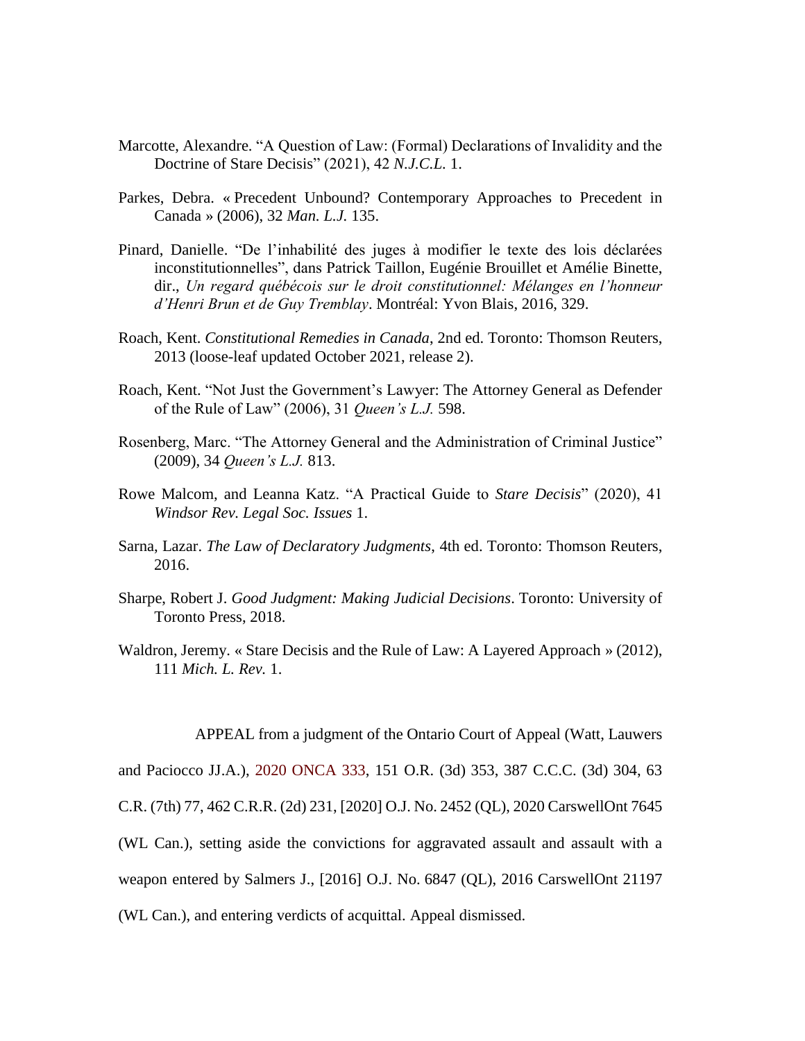Marcotte, Alexandre. "A Question of Law: (Formal) Declarations of Invalidity and the Doctrine of Stare Decisis" (2021), 42 *N.J.C.L.* 1.

Parkes, Debra. « Precedent Unbound? Contemporary Approaches to Precedent in Canada » (2006), 32 *Man. L.J.* 135.

Pinard, Danielle. "De l'inhabilité des juges à modifier le texte des lois déclarées inconstitutionnelles", dans Patrick Taillon, Eugénie Brouillet et Amélie Binette, dir., *Un regard québécois sur le droit constitutionnel: Mélanges en l'honneur d'Henri Brun et de Guy Tremblay*. Montréal: Yvon Blais, 2016, 329.

Roach, Kent. *Constitutional Remedies in Canada*, 2nd ed. Toronto: Thomson Reuters, 2013 (loose-leaf updated October 2021, release 2).

Roach, Kent. "Not Just the Government's Lawyer: The Attorney General as Defender of the Rule of Law" (2006), 31 *Queen's L.J.* 598.

Rosenberg, Marc. "The Attorney General and the Administration of Criminal Justice" (2009), 34 *Queen's L.J.* 813.

Rowe Malcom, and Leanna Katz. "A Practical Guide to *Stare Decisis*" (2020), 41 *Windsor Rev. Legal Soc. Issues* 1.

Sarna, Lazar. *The Law of Declaratory Judgments*, 4th ed. Toronto: Thomson Reuters, 2016.

Sharpe, Robert J. *Good Judgment: Making Judicial Decisions*. Toronto: University of Toronto Press, 2018.

Waldron, Jeremy. « Stare Decisis and the Rule of Law: A Layered Approach » (2012), 111 *Mich. L. Rev.* 1.

APPEAL from a judgment of the Ontario Court of Appeal (Watt, Lauwers and Paciocco JJ.A.), 2020 ONCA 333, 151 O.R. (3d) 353, 387 C.C.C. (3d) 304, 63 C.R. (7th) 77, 462 C.R.R. (2d) 231, [2020] O.J. No. 2452 (QL), 2020 CarswellOnt 7645 (WL Can.), setting aside the convictions for aggravated assault and assault with a weapon entered by Salmers J., [2016] O.J. No. 6847 (QL), 2016 CarswellOnt 21197 (WL Can.), and entering verdicts of acquittal. Appeal dismissed.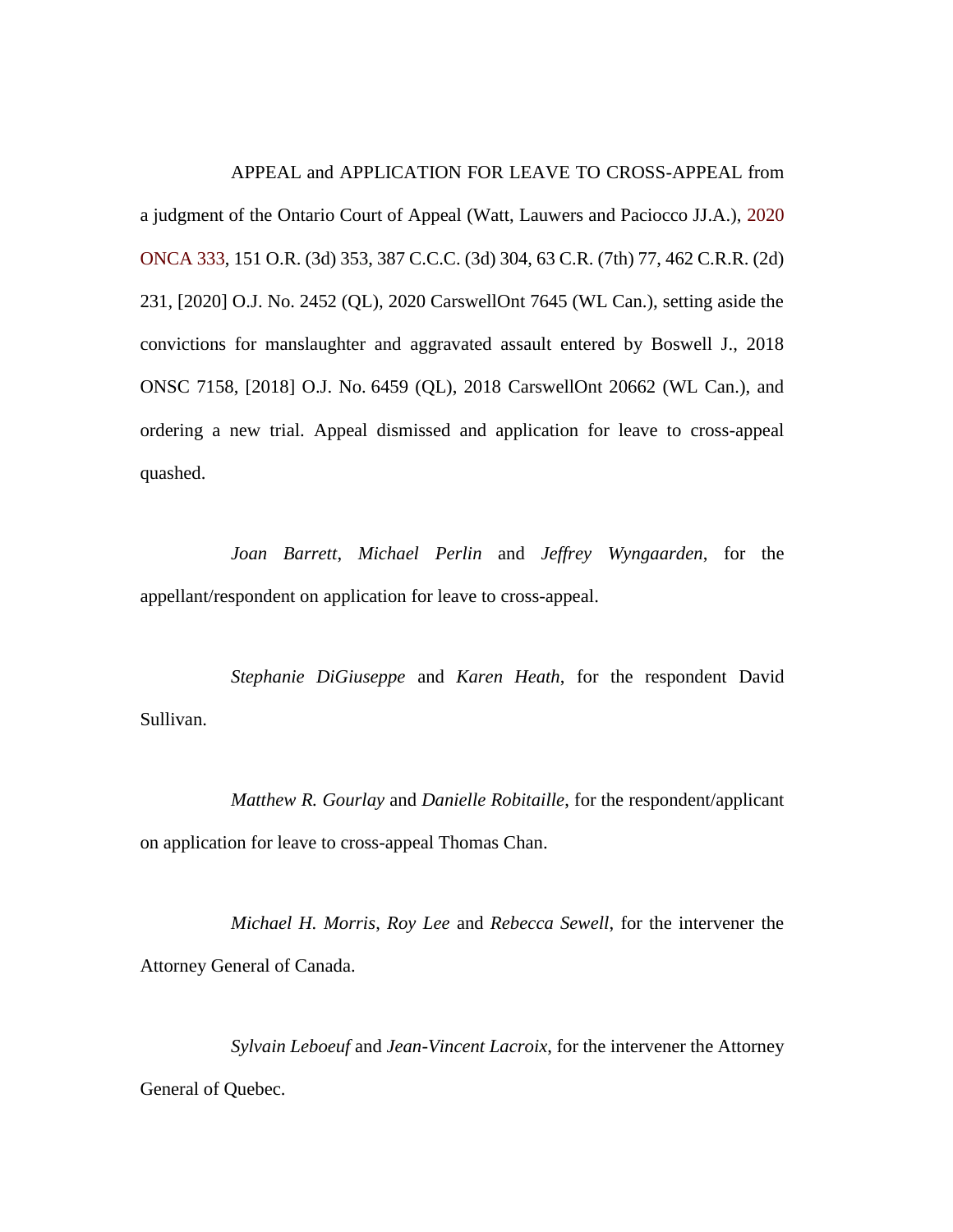APPEAL and APPLICATION FOR LEAVE TO CROSS-APPEAL from a judgment of the Ontario Court of Appeal (Watt, Lauwers and Paciocco JJ.A.), 2020 ONCA 333, 151 O.R. (3d) 353, 387 C.C.C. (3d) 304, 63 C.R. (7th) 77, 462 C.R.R. (2d) 231, [2020] O.J. No. 2452 (QL), 2020 CarswellOnt 7645 (WL Can.), setting aside the convictions for manslaughter and aggravated assault entered by Boswell J., 2018 ONSC 7158, [2018] O.J. No. 6459 (QL), 2018 CarswellOnt 20662 (WL Can.), and ordering a new trial. Appeal dismissed and application for leave to cross-appeal quashed.

*Joan Barrett*, *Michael Perlin* and *Jeffrey Wyngaarden*, for the appellant/respondent on application for leave to cross-appeal.

*Stephanie DiGiuseppe* and *Karen Heath*, for the respondent David Sullivan.

*Matthew R. Gourlay* and *Danielle Robitaille*, for the respondent/applicant on application for leave to cross-appeal Thomas Chan.

*Michael H. Morris*, *Roy Lee* and *Rebecca Sewell*, for the intervener the Attorney General of Canada.

*Sylvain Leboeuf* and *Jean-Vincent Lacroix*, for the intervener the Attorney General of Quebec.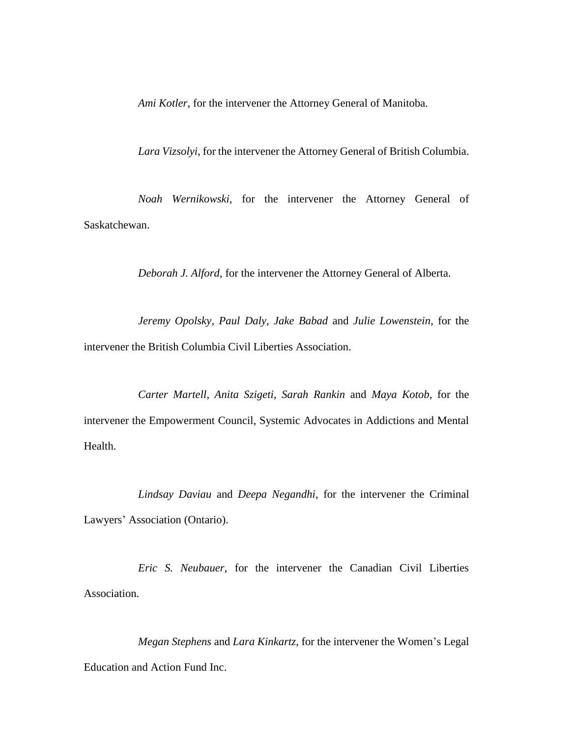*Ami Kotler*, for the intervener the Attorney General of Manitoba.

*Lara Vizsolyi*, for the intervener the Attorney General of British Columbia.

*Noah Wernikowski*, for the intervener the Attorney General of Saskatchewan.

*Deborah J. Alford*, for the intervener the Attorney General of Alberta.

*Jeremy Opolsky*, *Paul Daly*, *Jake Babad* and *Julie Lowenstein*, for the intervener the British Columbia Civil Liberties Association.

*Carter Martell*, *Anita Szigeti*, *Sarah Rankin* and *Maya Kotob*, for the intervener the Empowerment Council, Systemic Advocates in Addictions and Mental Health.

*Lindsay Daviau* and *Deepa Negandhi*, for the intervener the Criminal Lawyers' Association (Ontario).

*Eric S. Neubauer*, for the intervener the Canadian Civil Liberties Association.

*Megan Stephens* and *Lara Kinkartz*, for the intervener the Women's Legal Education and Action Fund Inc.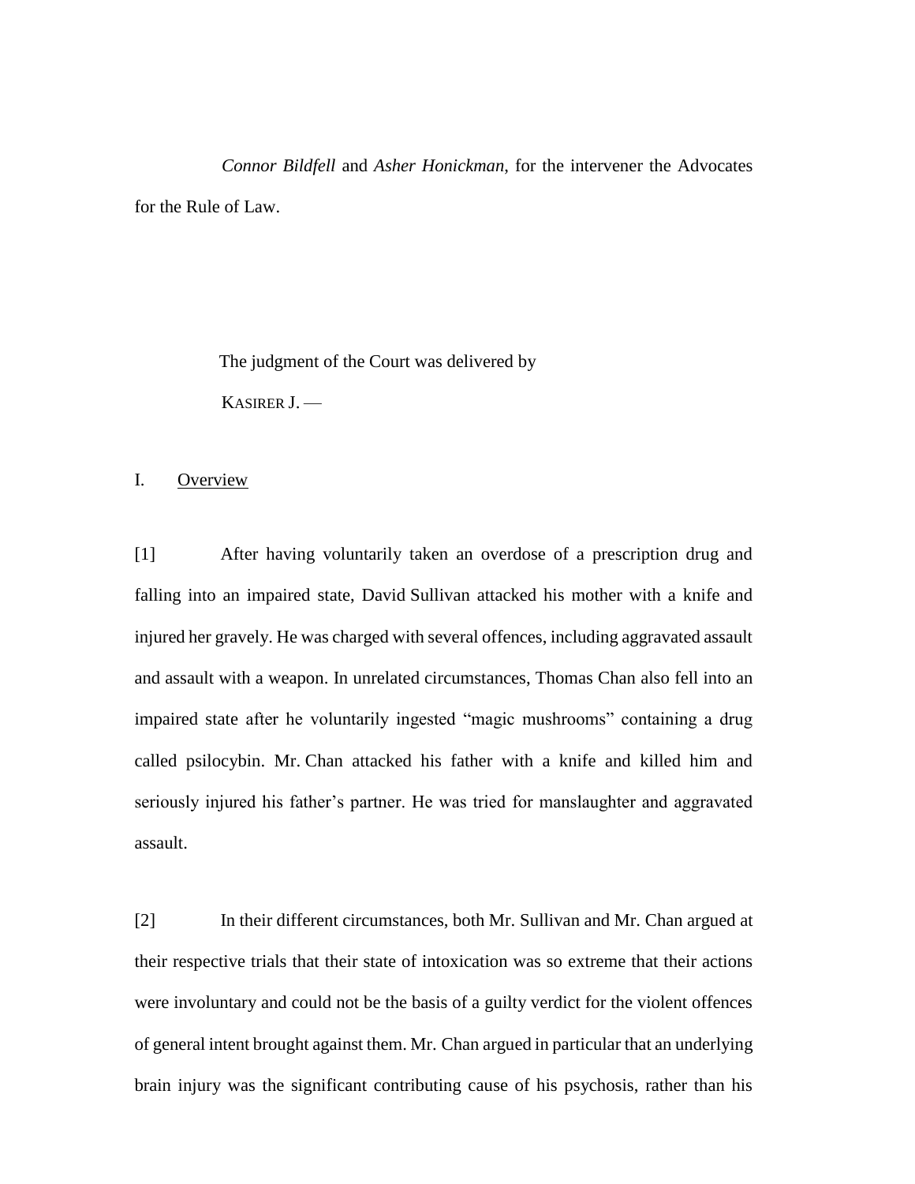*Connor Bildfell* and *Asher Honickman*, for the intervener the Advocates for the Rule of Law.

The judgment of the Court was delivered by

KASIRER J. —

## I. Overview

[1] After having voluntarily taken an overdose of a prescription drug and falling into an impaired state, David Sullivan attacked his mother with a knife and injured her gravely. He was charged with several offences, including aggravated assault and assault with a weapon. In unrelated circumstances, Thomas Chan also fell into an impaired state after he voluntarily ingested "magic mushrooms" containing a drug called psilocybin. Mr. Chan attacked his father with a knife and killed him and seriously injured his father's partner. He was tried for manslaughter and aggravated assault.

[2] In their different circumstances, both Mr. Sullivan and Mr. Chan argued at their respective trials that their state of intoxication was so extreme that their actions were involuntary and could not be the basis of a guilty verdict for the violent offences of general intent brought against them. Mr. Chan argued in particular that an underlying brain injury was the significant contributing cause of his psychosis, rather than his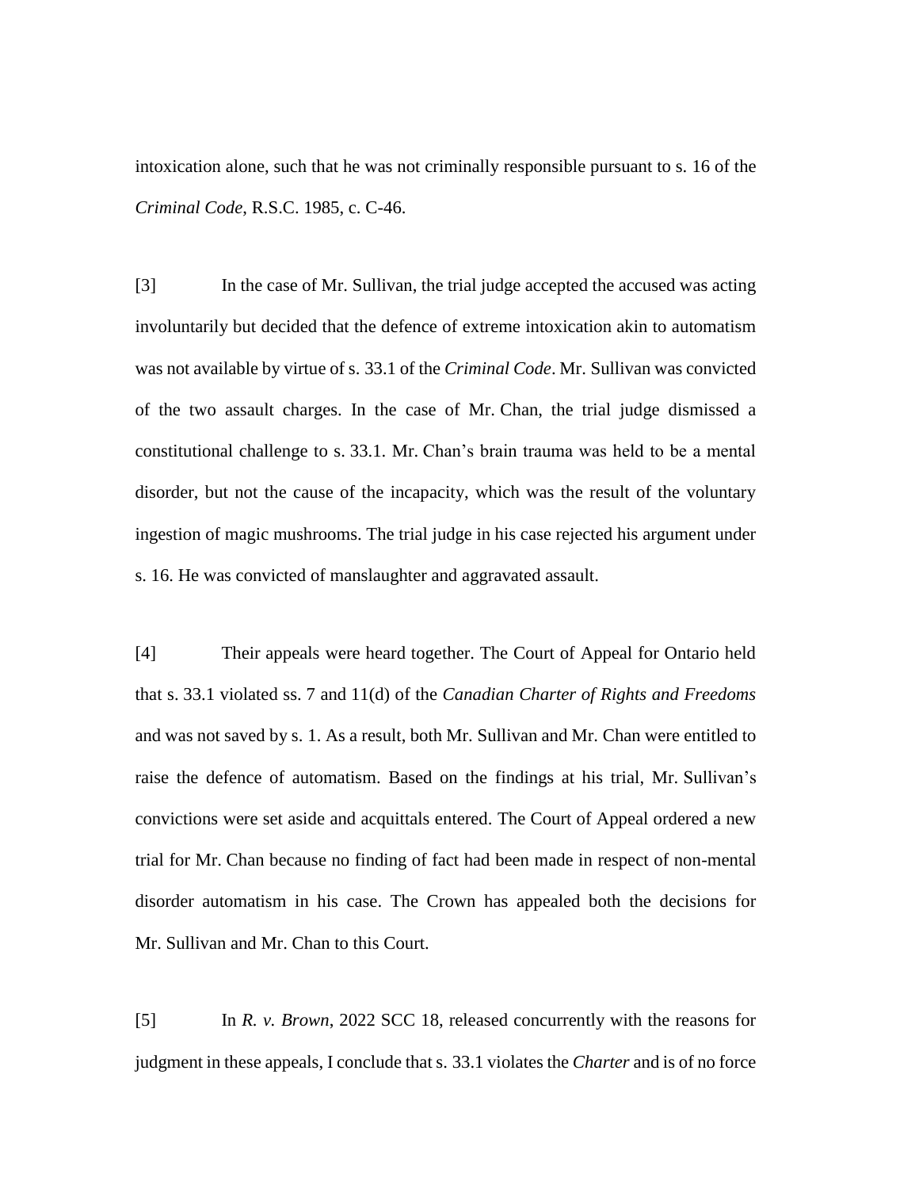intoxication alone, such that he was not criminally responsible pursuant to s. 16 of the *Criminal Code*, R.S.C. 1985, c. C-46.

[3] In the case of Mr. Sullivan, the trial judge accepted the accused was acting involuntarily but decided that the defence of extreme intoxication akin to automatism was not available by virtue of s. 33.1 of the *Criminal Code*. Mr. Sullivan was convicted of the two assault charges. In the case of Mr. Chan, the trial judge dismissed a constitutional challenge to s. 33.1. Mr. Chan's brain trauma was held to be a mental disorder, but not the cause of the incapacity, which was the result of the voluntary ingestion of magic mushrooms. The trial judge in his case rejected his argument under s. 16. He was convicted of manslaughter and aggravated assault.

[4] Their appeals were heard together. The Court of Appeal for Ontario held that s. 33.1 violated ss. 7 and 11(d) of the *Canadian Charter of Rights and Freedoms* and was not saved by s. 1. As a result, both Mr. Sullivan and Mr. Chan were entitled to raise the defence of automatism. Based on the findings at his trial, Mr. Sullivan's convictions were set aside and acquittals entered. The Court of Appeal ordered a new trial for Mr. Chan because no finding of fact had been made in respect of non-mental disorder automatism in his case. The Crown has appealed both the decisions for Mr. Sullivan and Mr. Chan to this Court.

[5] In *R. v. Brown*, 2022 SCC 18, released concurrently with the reasons for judgment in these appeals, I conclude that s. 33.1 violates the *Charter* and is of no force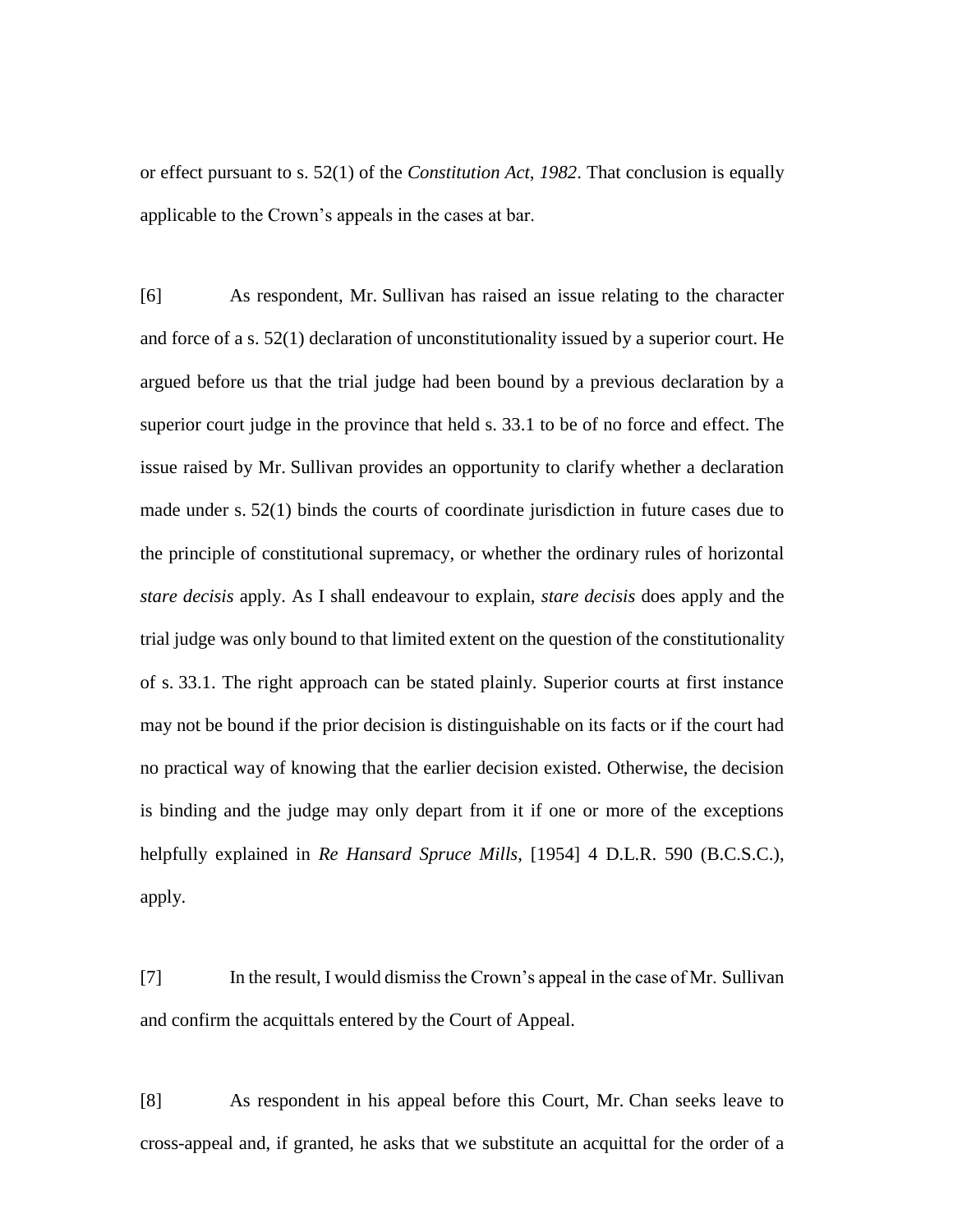or effect pursuant to s. 52(1) of the *Constitution Act, 1982*. That conclusion is equally applicable to the Crown's appeals in the cases at bar.

[6] As respondent, Mr. Sullivan has raised an issue relating to the character and force of a s. 52(1) declaration of unconstitutionality issued by a superior court. He argued before us that the trial judge had been bound by a previous declaration by a superior court judge in the province that held s. 33.1 to be of no force and effect. The issue raised by Mr. Sullivan provides an opportunity to clarify whether a declaration made under s. 52(1) binds the courts of coordinate jurisdiction in future cases due to the principle of constitutional supremacy, or whether the ordinary rules of horizontal *stare decisis* apply. As I shall endeavour to explain, *stare decisis* does apply and the trial judge was only bound to that limited extent on the question of the constitutionality of s. 33.1. The right approach can be stated plainly. Superior courts at first instance may not be bound if the prior decision is distinguishable on its facts or if the court had no practical way of knowing that the earlier decision existed. Otherwise, the decision is binding and the judge may only depart from it if one or more of the exceptions helpfully explained in *Re Hansard Spruce Mills*, [1954] 4 D.L.R. 590 (B.C.S.C.), apply.

[7] In the result, I would dismiss the Crown's appeal in the case of Mr. Sullivan and confirm the acquittals entered by the Court of Appeal.

[8] As respondent in his appeal before this Court, Mr. Chan seeks leave to cross-appeal and, if granted, he asks that we substitute an acquittal for the order of a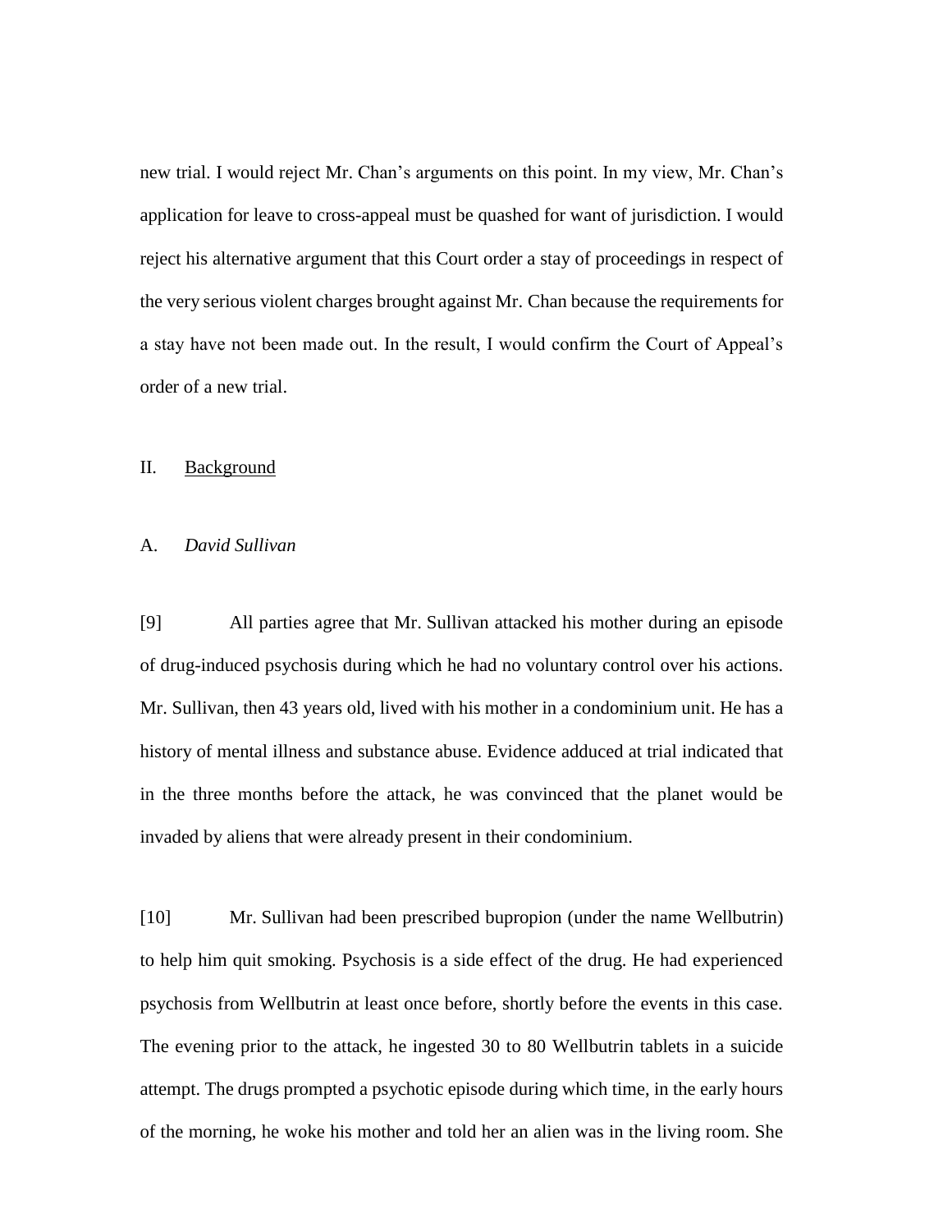new trial. I would reject Mr. Chan's arguments on this point. In my view, Mr. Chan's application for leave to cross-appeal must be quashed for want of jurisdiction. I would reject his alternative argument that this Court order a stay of proceedings in respect of the very serious violent charges brought against Mr. Chan because the requirements for a stay have not been made out. In the result, I would confirm the Court of Appeal's order of a new trial.

## II. Background

### A. *David Sullivan*

[9] All parties agree that Mr. Sullivan attacked his mother during an episode of drug-induced psychosis during which he had no voluntary control over his actions. Mr. Sullivan, then 43 years old, lived with his mother in a condominium unit. He has a history of mental illness and substance abuse. Evidence adduced at trial indicated that in the three months before the attack, he was convinced that the planet would be invaded by aliens that were already present in their condominium.

[10] Mr. Sullivan had been prescribed bupropion (under the name Wellbutrin) to help him quit smoking. Psychosis is a side effect of the drug. He had experienced psychosis from Wellbutrin at least once before, shortly before the events in this case. The evening prior to the attack, he ingested 30 to 80 Wellbutrin tablets in a suicide attempt. The drugs prompted a psychotic episode during which time, in the early hours of the morning, he woke his mother and told her an alien was in the living room. She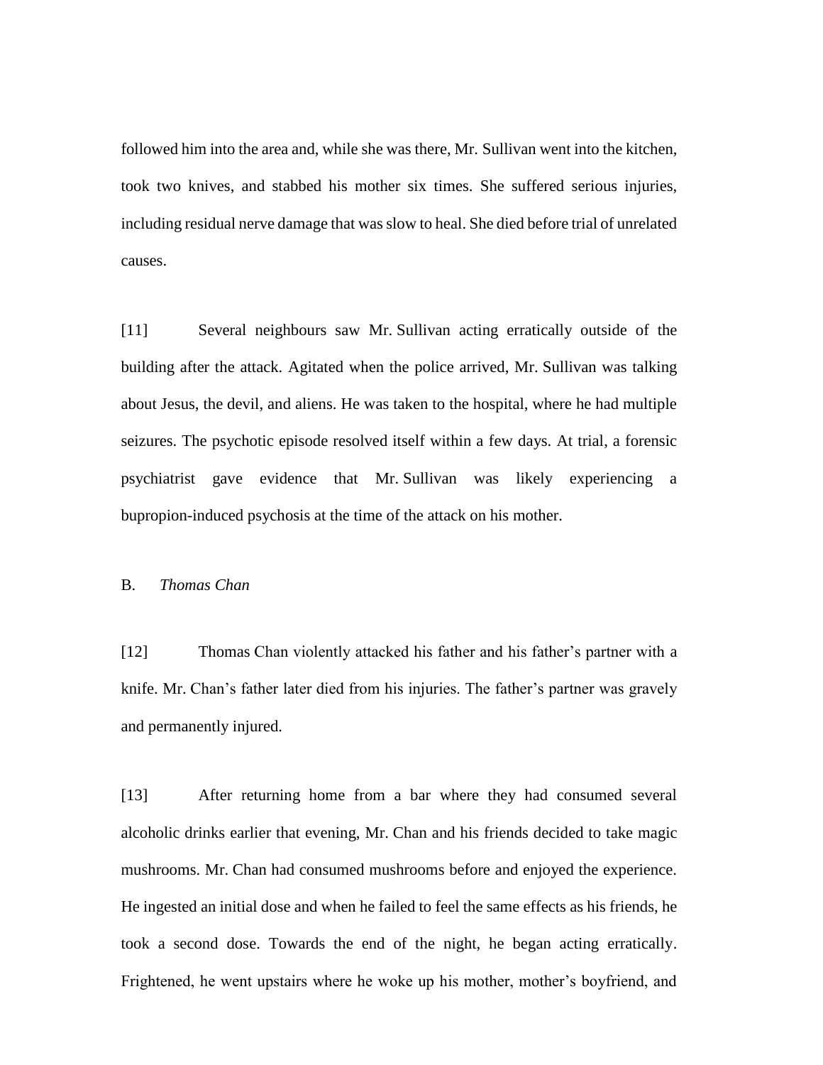followed him into the area and, while she was there, Mr. Sullivan went into the kitchen, took two knives, and stabbed his mother six times. She suffered serious injuries, including residual nerve damage that was slow to heal. She died before trial of unrelated causes.

[11] Several neighbours saw Mr. Sullivan acting erratically outside of the building after the attack. Agitated when the police arrived, Mr. Sullivan was talking about Jesus, the devil, and aliens. He was taken to the hospital, where he had multiple seizures. The psychotic episode resolved itself within a few days. At trial, a forensic psychiatrist gave evidence that Mr. Sullivan was likely experiencing a bupropion-induced psychosis at the time of the attack on his mother.

B. *Thomas Chan*

[12] Thomas Chan violently attacked his father and his father's partner with a knife. Mr. Chan's father later died from his injuries. The father's partner was gravely and permanently injured.

[13] After returning home from a bar where they had consumed several alcoholic drinks earlier that evening, Mr. Chan and his friends decided to take magic mushrooms. Mr. Chan had consumed mushrooms before and enjoyed the experience. He ingested an initial dose and when he failed to feel the same effects as his friends, he took a second dose. Towards the end of the night, he began acting erratically. Frightened, he went upstairs where he woke up his mother, mother's boyfriend, and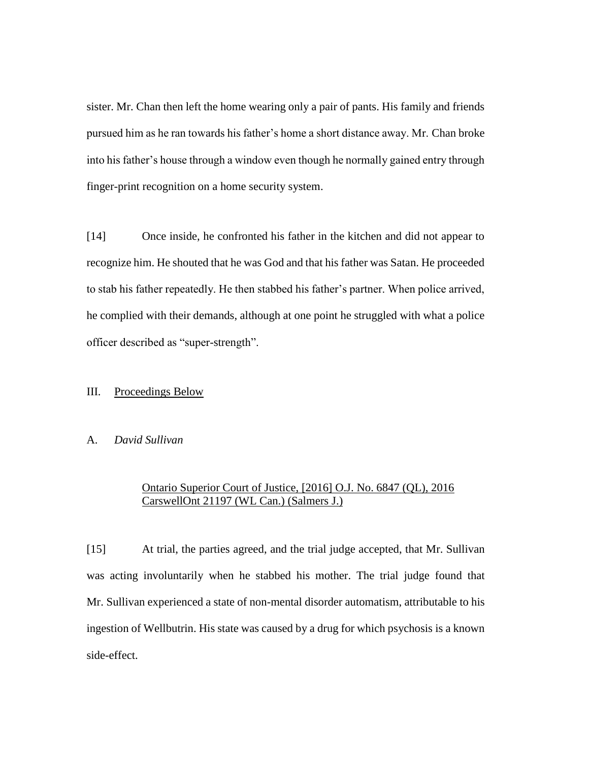sister. Mr. Chan then left the home wearing only a pair of pants. His family and friends pursued him as he ran towards his father's home a short distance away. Mr. Chan broke into his father's house through a window even though he normally gained entry through finger-print recognition on a home security system.

[14] Once inside, he confronted his father in the kitchen and did not appear to recognize him. He shouted that he was God and that his father was Satan. He proceeded to stab his father repeatedly. He then stabbed his father's partner. When police arrived, he complied with their demands, although at one point he struggled with what a police officer described as "super-strength".

## III. Proceedings Below

### A. *David Sullivan*

Ontario Superior Court of Justice, [2016] O.J. No. 6847 (QL), 2016 CarswellOnt 21197 (WL Can.) (Salmers J.)

[15] At trial, the parties agreed, and the trial judge accepted, that Mr. Sullivan was acting involuntarily when he stabbed his mother. The trial judge found that Mr. Sullivan experienced a state of non-mental disorder automatism, attributable to his ingestion of Wellbutrin. His state was caused by a drug for which psychosis is a known side-effect.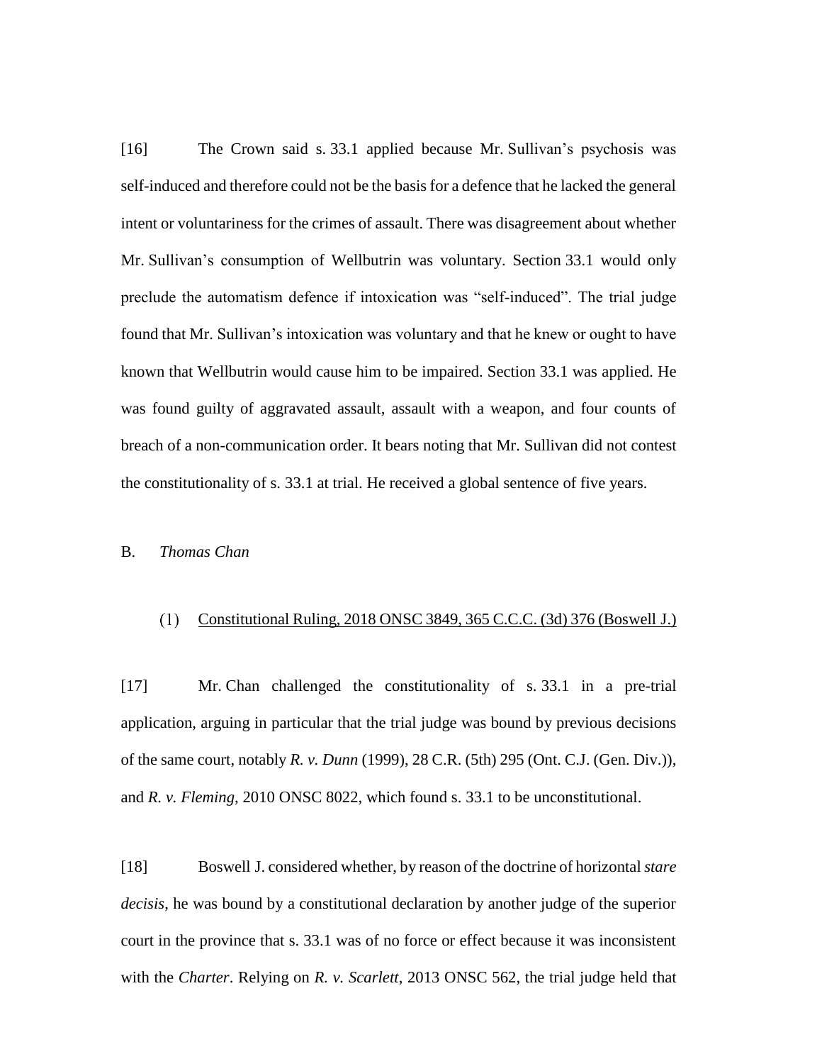[16] The Crown said s. 33.1 applied because Mr. Sullivan's psychosis was self-induced and therefore could not be the basis for a defence that he lacked the general intent or voluntariness for the crimes of assault. There was disagreement about whether Mr. Sullivan's consumption of Wellbutrin was voluntary. Section 33.1 would only preclude the automatism defence if intoxication was "self-induced". The trial judge found that Mr. Sullivan's intoxication was voluntary and that he knew or ought to have known that Wellbutrin would cause him to be impaired. Section 33.1 was applied. He was found guilty of aggravated assault, assault with a weapon, and four counts of breach of a non-communication order. It bears noting that Mr. Sullivan did not contest the constitutionality of s. 33.1 at trial. He received a global sentence of five years.

B. *Thomas Chan*

(1) Constitutional Ruling, 2018 ONSC 3849, 365 C.C.C. (3d) 376 (Boswell J.)

[17] Mr. Chan challenged the constitutionality of s. 33.1 in a pre-trial application, arguing in particular that the trial judge was bound by previous decisions of the same court, notably *R. v. Dunn* (1999), 28 C.R. (5th) 295 (Ont. C.J. (Gen. Div.)), and *R. v. Fleming*, 2010 ONSC 8022, which found s. 33.1 to be unconstitutional.

[18] Boswell J. considered whether, by reason of the doctrine of horizontal *stare decisis*, he was bound by a constitutional declaration by another judge of the superior court in the province that s. 33.1 was of no force or effect because it was inconsistent with the *Charter*. Relying on *R. v. Scarlett*, 2013 ONSC 562, the trial judge held that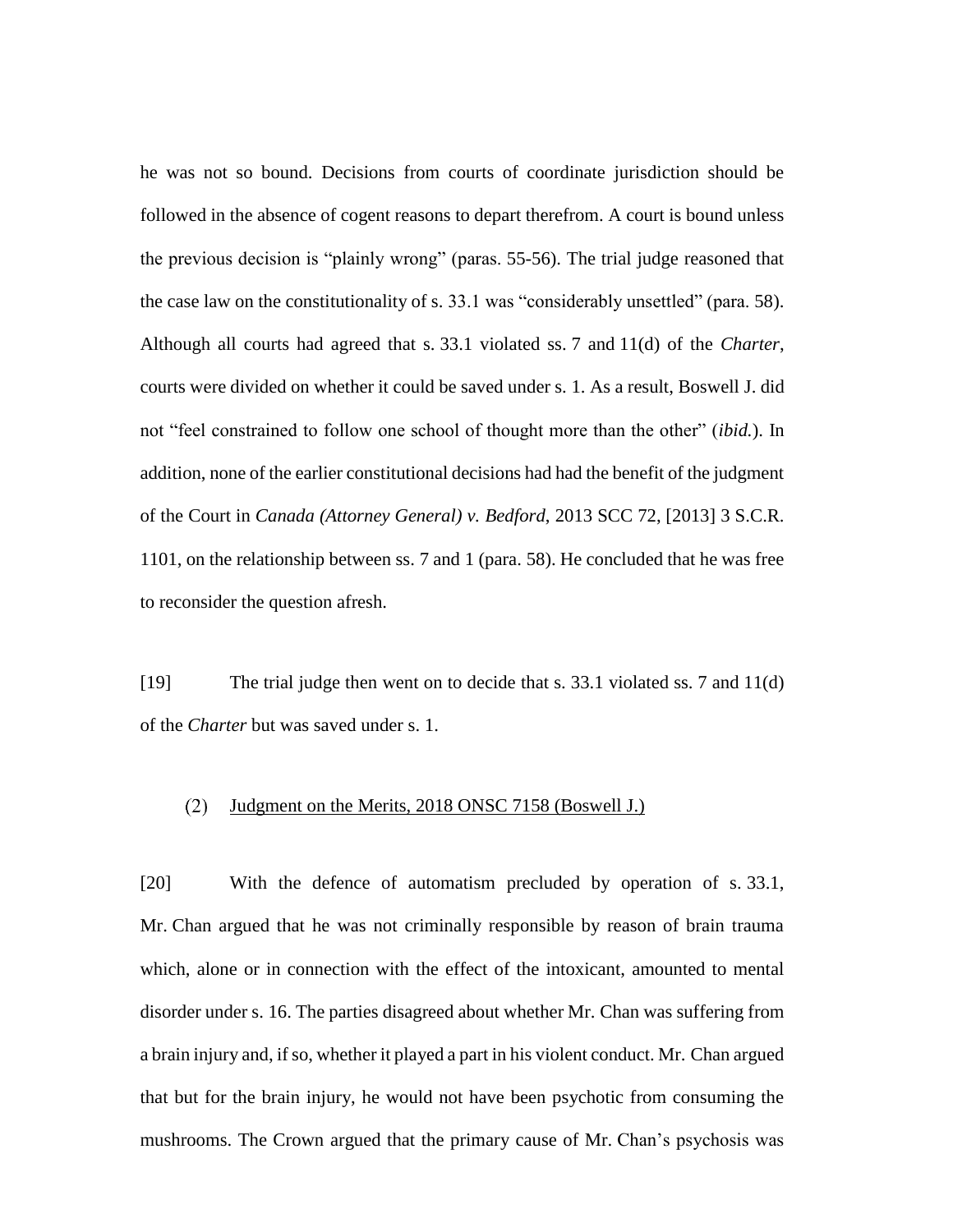he was not so bound. Decisions from courts of coordinate jurisdiction should be followed in the absence of cogent reasons to depart therefrom. A court is bound unless the previous decision is "plainly wrong" (paras. 55-56). The trial judge reasoned that the case law on the constitutionality of s. 33.1 was "considerably unsettled" (para. 58). Although all courts had agreed that s. 33.1 violated ss. 7 and 11(d) of the *Charter*, courts were divided on whether it could be saved under s. 1. As a result, Boswell J. did not "feel constrained to follow one school of thought more than the other" (*ibid.*). In addition, none of the earlier constitutional decisions had had the benefit of the judgment of the Court in *Canada (Attorney General) v. Bedford*, 2013 SCC 72, [2013] 3 S.C.R. 1101, on the relationship between ss. 7 and 1 (para. 58). He concluded that he was free to reconsider the question afresh.

[19] The trial judge then went on to decide that s. 33.1 violated ss. 7 and 11(d) of the *Charter* but was saved under s. 1.

### (2) Judgment on the Merits, 2018 ONSC 7158 (Boswell J.)

[20] With the defence of automatism precluded by operation of s. 33.1, Mr. Chan argued that he was not criminally responsible by reason of brain trauma which, alone or in connection with the effect of the intoxicant, amounted to mental disorder under s. 16. The parties disagreed about whether Mr. Chan was suffering from a brain injury and, if so, whether it played a part in his violent conduct. Mr. Chan argued that but for the brain injury, he would not have been psychotic from consuming the mushrooms. The Crown argued that the primary cause of Mr. Chan's psychosis was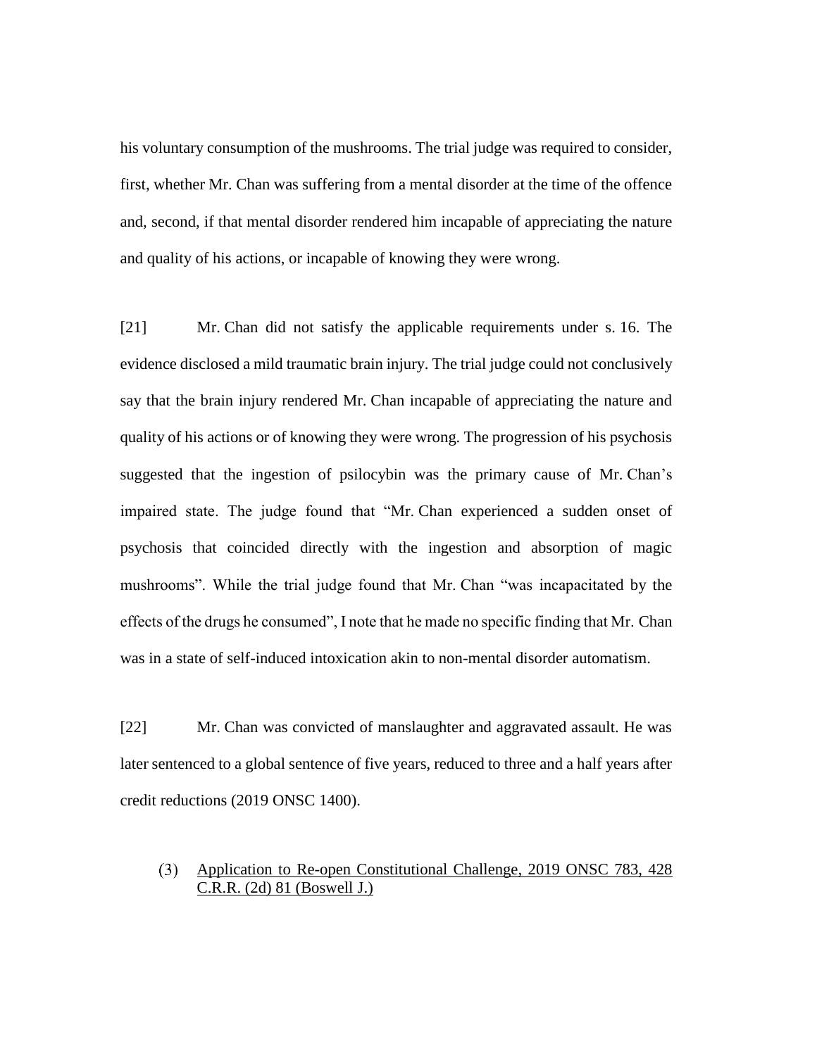his voluntary consumption of the mushrooms. The trial judge was required to consider, first, whether Mr. Chan was suffering from a mental disorder at the time of the offence and, second, if that mental disorder rendered him incapable of appreciating the nature and quality of his actions, or incapable of knowing they were wrong.

[21] Mr. Chan did not satisfy the applicable requirements under s. 16. The evidence disclosed a mild traumatic brain injury. The trial judge could not conclusively say that the brain injury rendered Mr. Chan incapable of appreciating the nature and quality of his actions or of knowing they were wrong. The progression of his psychosis suggested that the ingestion of psilocybin was the primary cause of Mr. Chan's impaired state. The judge found that "Mr. Chan experienced a sudden onset of psychosis that coincided directly with the ingestion and absorption of magic mushrooms". While the trial judge found that Mr. Chan "was incapacitated by the effects of the drugs he consumed", I note that he made no specific finding that Mr. Chan was in a state of self-induced intoxication akin to non-mental disorder automatism.

[22] Mr. Chan was convicted of manslaughter and aggravated assault. He was later sentenced to a global sentence of five years, reduced to three and a half years after credit reductions (2019 ONSC 1400).

### (3) Application to Re-open Constitutional Challenge, 2019 ONSC 783, 428 C.R.R. (2d) 81 (Boswell J.)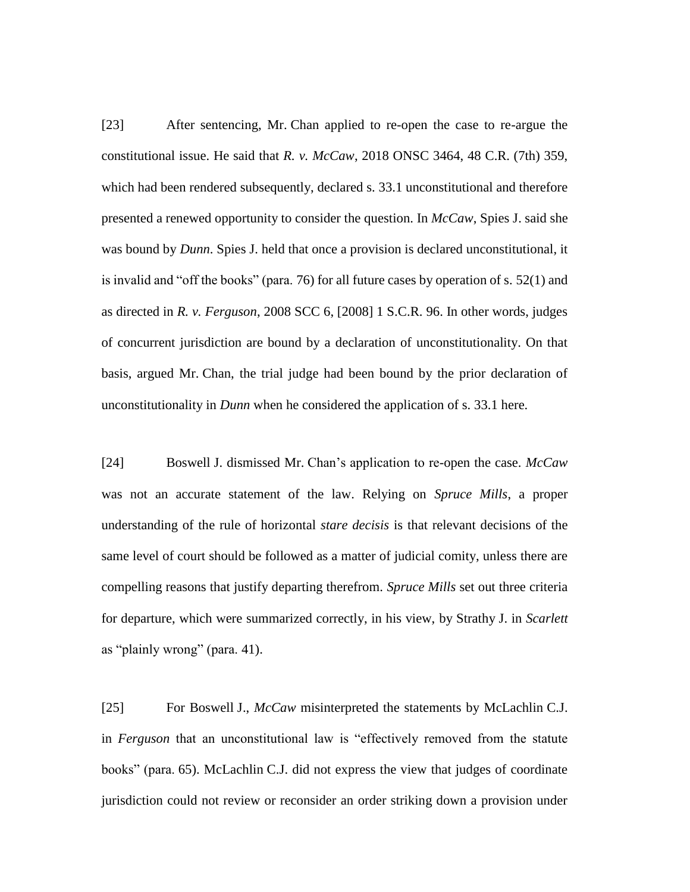[23] After sentencing, Mr. Chan applied to re-open the case to re-argue the constitutional issue. He said that *R. v. McCaw*, 2018 ONSC 3464, 48 C.R. (7th) 359, which had been rendered subsequently, declared s. 33.1 unconstitutional and therefore presented a renewed opportunity to consider the question. In *McCaw*, Spies J. said she was bound by *Dunn*. Spies J. held that once a provision is declared unconstitutional, it is invalid and "off the books" (para. 76) for all future cases by operation of s. 52(1) and as directed in *R. v. Ferguson*, 2008 SCC 6, [2008] 1 S.C.R. 96. In other words, judges of concurrent jurisdiction are bound by a declaration of unconstitutionality. On that basis, argued Mr. Chan, the trial judge had been bound by the prior declaration of unconstitutionality in *Dunn* when he considered the application of s. 33.1 here.

[24] Boswell J. dismissed Mr. Chan's application to re-open the case. *McCaw* was not an accurate statement of the law. Relying on *Spruce Mills*, a proper understanding of the rule of horizontal *stare decisis* is that relevant decisions of the same level of court should be followed as a matter of judicial comity, unless there are compelling reasons that justify departing therefrom. *Spruce Mills* set out three criteria for departure, which were summarized correctly, in his view, by Strathy J. in *Scarlett* as "plainly wrong" (para. 41).

[25] For Boswell J., *McCaw* misinterpreted the statements by McLachlin C.J. in *Ferguson* that an unconstitutional law is "effectively removed from the statute books" (para. 65). McLachlin C.J. did not express the view that judges of coordinate jurisdiction could not review or reconsider an order striking down a provision under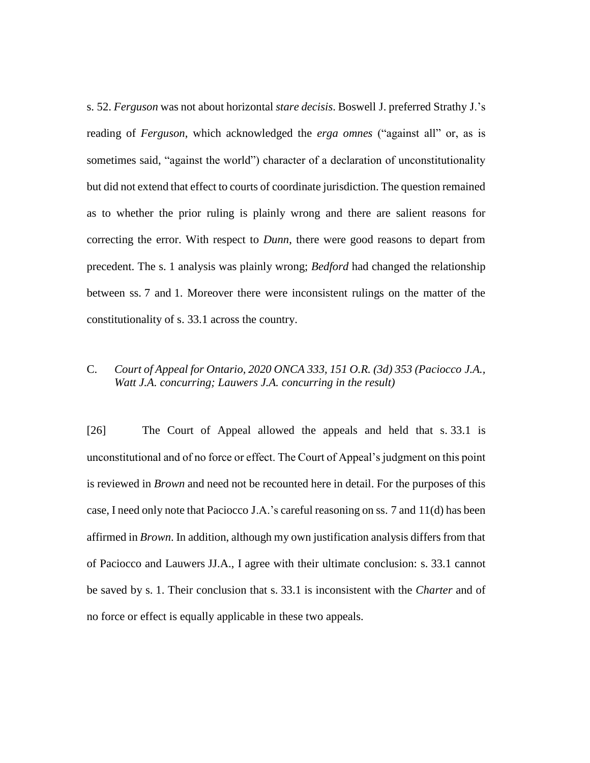s. 52. *Ferguson* was not about horizontal *stare decisis*. Boswell J. preferred Strathy J.'s reading of *Ferguson*, which acknowledged the *erga omnes* ("against all" or, as is sometimes said, "against the world") character of a declaration of unconstitutionality but did not extend that effect to courts of coordinate jurisdiction. The question remained as to whether the prior ruling is plainly wrong and there are salient reasons for correcting the error. With respect to *Dunn*, there were good reasons to depart from precedent. The s. 1 analysis was plainly wrong; *Bedford* had changed the relationship between ss. 7 and 1. Moreover there were inconsistent rulings on the matter of the constitutionality of s. 33.1 across the country.

### C. *Court of Appeal for Ontario, 2020 ONCA 333, 151 O.R. (3d) 353 (Paciocco J.A., Watt J.A. concurring; Lauwers J.A. concurring in the result)*

[26] The Court of Appeal allowed the appeals and held that s. 33.1 is unconstitutional and of no force or effect. The Court of Appeal's judgment on this point is reviewed in *Brown* and need not be recounted here in detail. For the purposes of this case, I need only note that Paciocco J.A.'s careful reasoning on ss. 7 and 11(d) has been affirmed in *Brown*. In addition, although my own justification analysis differs from that of Paciocco and Lauwers JJ.A., I agree with their ultimate conclusion: s. 33.1 cannot be saved by s. 1. Their conclusion that s. 33.1 is inconsistent with the *Charter* and of no force or effect is equally applicable in these two appeals.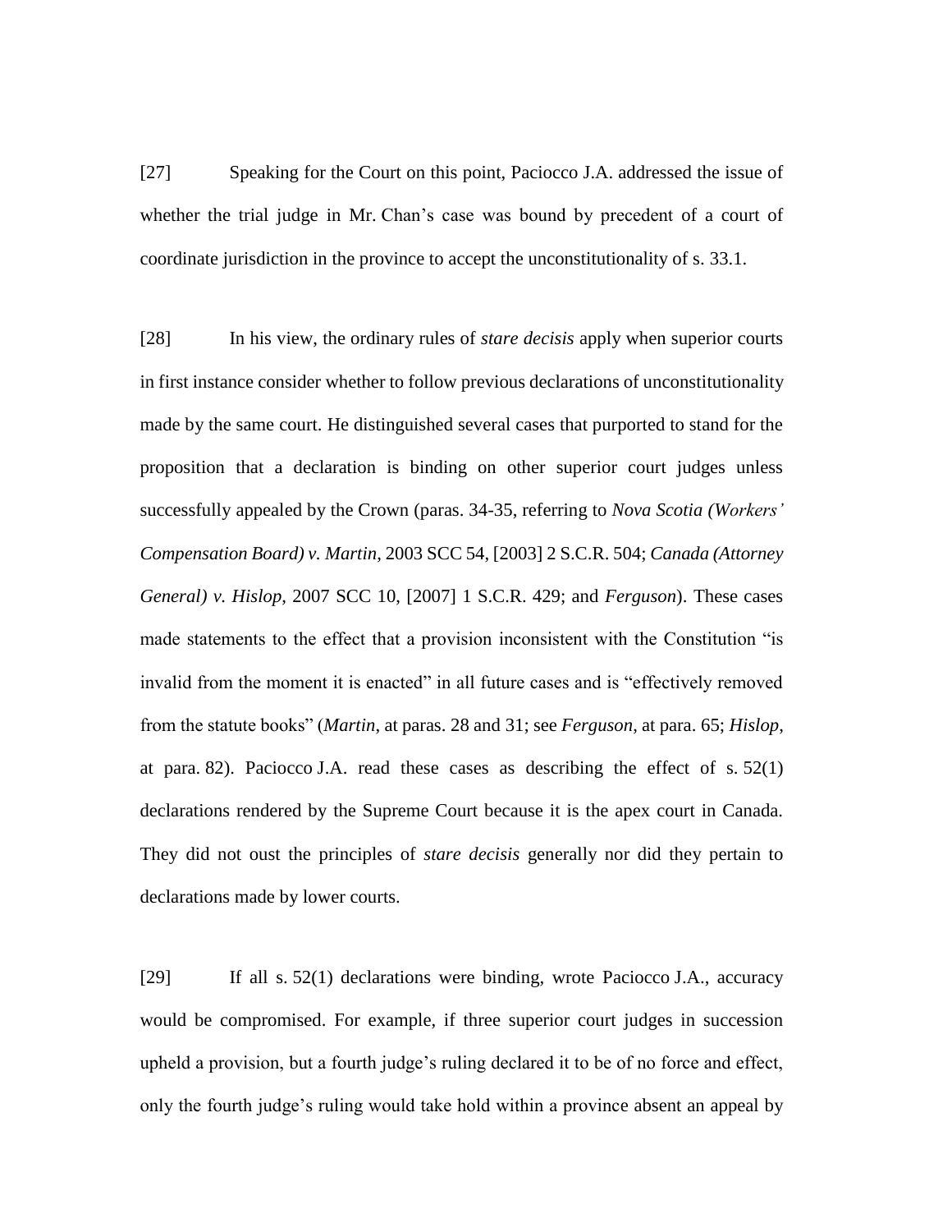[27] Speaking for the Court on this point, Paciocco J.A. addressed the issue of whether the trial judge in Mr. Chan's case was bound by precedent of a court of coordinate jurisdiction in the province to accept the unconstitutionality of s. 33.1.

[28] In his view, the ordinary rules of *stare decisis* apply when superior courts in first instance consider whether to follow previous declarations of unconstitutionality made by the same court. He distinguished several cases that purported to stand for the proposition that a declaration is binding on other superior court judges unless successfully appealed by the Crown (paras. 34-35, referring to *Nova Scotia (Workers' Compensation Board) v. Martin*, 2003 SCC 54, [2003] 2 S.C.R. 504; *Canada (Attorney General) v. Hislop*, 2007 SCC 10, [2007] 1 S.C.R. 429; and *Ferguson*). These cases made statements to the effect that a provision inconsistent with the Constitution "is invalid from the moment it is enacted" in all future cases and is "effectively removed from the statute books" (*Martin*, at paras. 28 and 31; see *Ferguson*, at para. 65; *Hislop*, at para. 82). Paciocco J.A. read these cases as describing the effect of s. 52(1) declarations rendered by the Supreme Court because it is the apex court in Canada. They did not oust the principles of *stare decisis* generally nor did they pertain to declarations made by lower courts.

[29] If all s. 52(1) declarations were binding, wrote Paciocco J.A., accuracy would be compromised. For example, if three superior court judges in succession upheld a provision, but a fourth judge's ruling declared it to be of no force and effect, only the fourth judge's ruling would take hold within a province absent an appeal by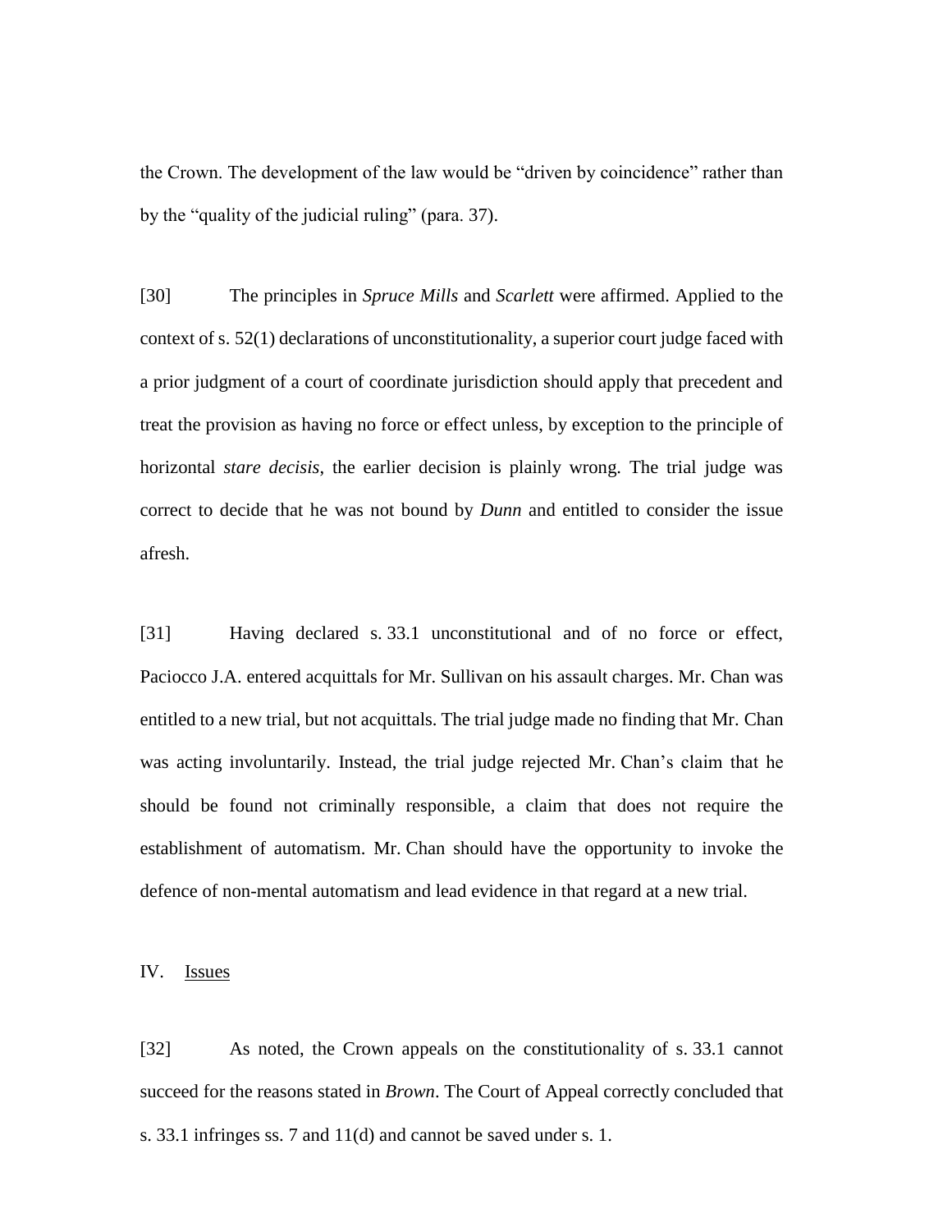the Crown. The development of the law would be "driven by coincidence" rather than by the "quality of the judicial ruling" (para. 37).

[30] The principles in *Spruce Mills* and *Scarlett* were affirmed. Applied to the context of s. 52(1) declarations of unconstitutionality, a superior court judge faced with a prior judgment of a court of coordinate jurisdiction should apply that precedent and treat the provision as having no force or effect unless, by exception to the principle of horizontal *stare decisis*, the earlier decision is plainly wrong. The trial judge was correct to decide that he was not bound by *Dunn* and entitled to consider the issue afresh.

[31] Having declared s. 33.1 unconstitutional and of no force or effect, Paciocco J.A. entered acquittals for Mr. Sullivan on his assault charges. Mr. Chan was entitled to a new trial, but not acquittals. The trial judge made no finding that Mr. Chan was acting involuntarily. Instead, the trial judge rejected Mr. Chan's claim that he should be found not criminally responsible, a claim that does not require the establishment of automatism. Mr. Chan should have the opportunity to invoke the defence of non-mental automatism and lead evidence in that regard at a new trial.

## IV. Issues

[32] As noted, the Crown appeals on the constitutionality of s. 33.1 cannot succeed for the reasons stated in *Brown*. The Court of Appeal correctly concluded that s. 33.1 infringes ss. 7 and 11(d) and cannot be saved under s. 1.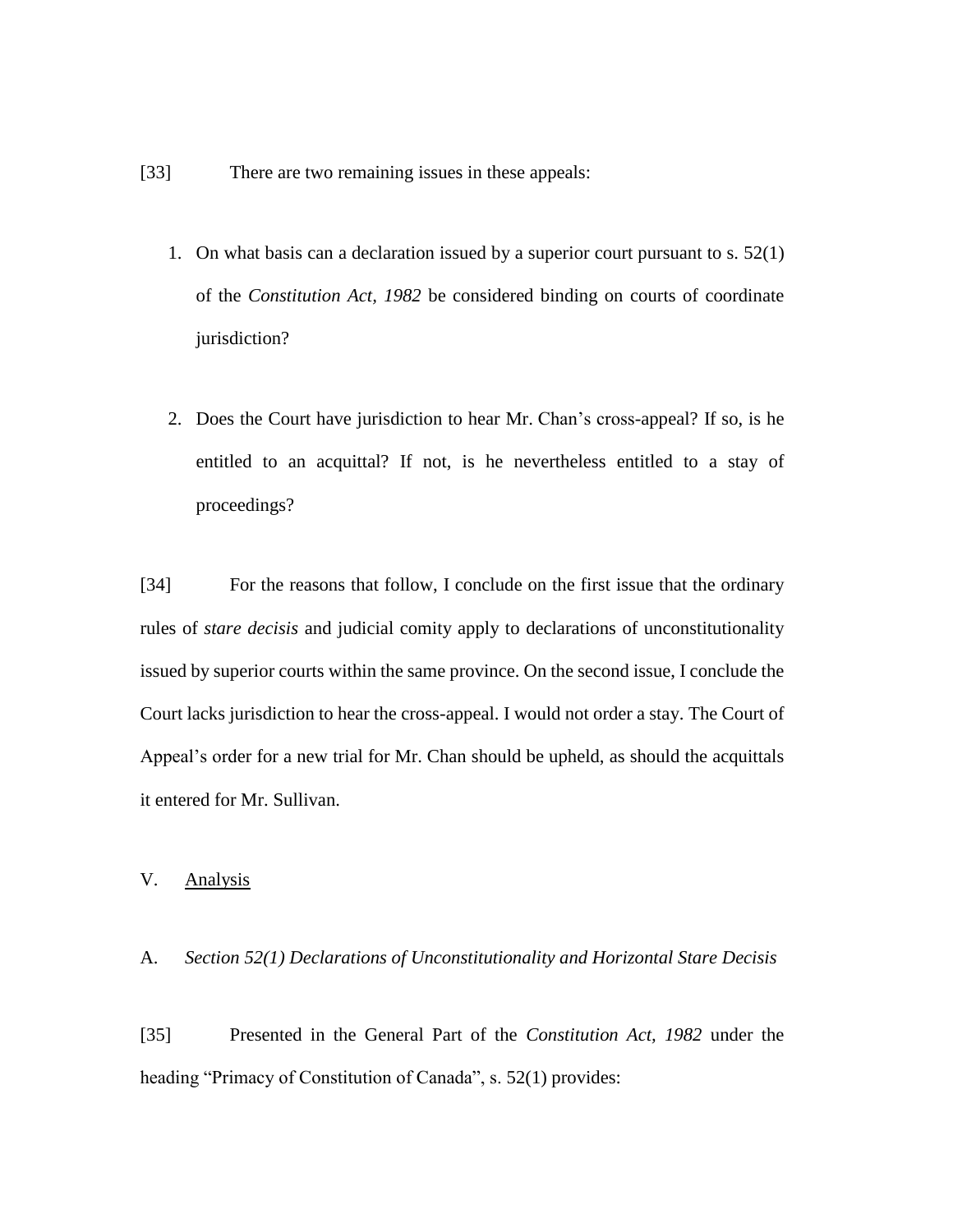[33] There are two remaining issues in these appeals:

1. On what basis can a declaration issued by a superior court pursuant to s. 52(1) of the *Constitution Act, 1982* be considered binding on courts of coordinate jurisdiction?

2. Does the Court have jurisdiction to hear Mr. Chan's cross-appeal? If so, is he entitled to an acquittal? If not, is he nevertheless entitled to a stay of proceedings?

[34] For the reasons that follow, I conclude on the first issue that the ordinary rules of *stare decisis* and judicial comity apply to declarations of unconstitutionality issued by superior courts within the same province. On the second issue, I conclude the Court lacks jurisdiction to hear the cross-appeal. I would not order a stay. The Court of Appeal's order for a new trial for Mr. Chan should be upheld, as should the acquittals it entered for Mr. Sullivan.

## V. Analysis

### A. *Section 52(1) Declarations of Unconstitutionality and Horizontal Stare Decisis*

[35] Presented in the General Part of the *Constitution Act, 1982* under the heading "Primacy of Constitution of Canada", s. 52(1) provides: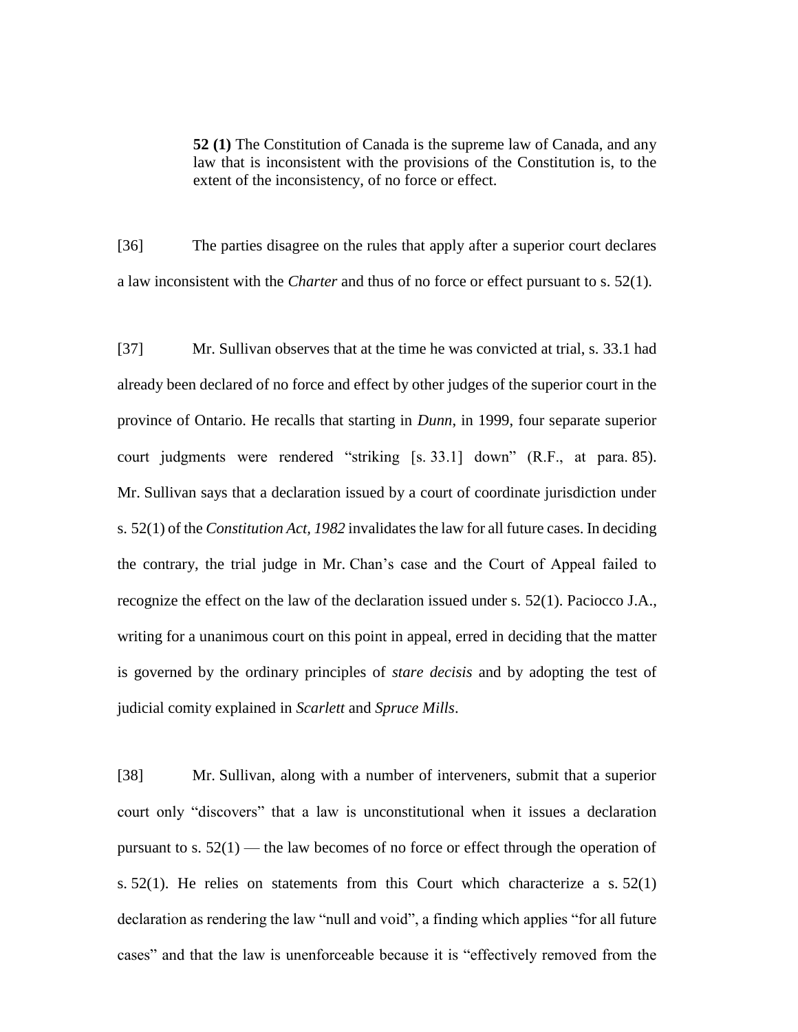> **52 (1)** The Constitution of Canada is the supreme law of Canada, and any law that is inconsistent with the provisions of the Constitution is, to the extent of the inconsistency, of no force or effect.

[36] The parties disagree on the rules that apply after a superior court declares a law inconsistent with the *Charter* and thus of no force or effect pursuant to s. 52(1).

[37] Mr. Sullivan observes that at the time he was convicted at trial, s. 33.1 had already been declared of no force and effect by other judges of the superior court in the province of Ontario. He recalls that starting in *Dunn*, in 1999, four separate superior court judgments were rendered "striking [s. 33.1] down" (R.F., at para. 85). Mr. Sullivan says that a declaration issued by a court of coordinate jurisdiction under s. 52(1) of the *Constitution Act, 1982* invalidates the law for all future cases. In deciding the contrary, the trial judge in Mr. Chan's case and the Court of Appeal failed to recognize the effect on the law of the declaration issued under s. 52(1). Paciocco J.A., writing for a unanimous court on this point in appeal, erred in deciding that the matter is governed by the ordinary principles of *stare decisis* and by adopting the test of judicial comity explained in *Scarlett* and *Spruce Mills*.

[38] Mr. Sullivan, along with a number of interveners, submit that a superior court only "discovers" that a law is unconstitutional when it issues a declaration pursuant to s. 52(1) — the law becomes of no force or effect through the operation of s. 52(1). He relies on statements from this Court which characterize a s. 52(1) declaration as rendering the law "null and void", a finding which applies "for all future cases" and that the law is unenforceable because it is "effectively removed from the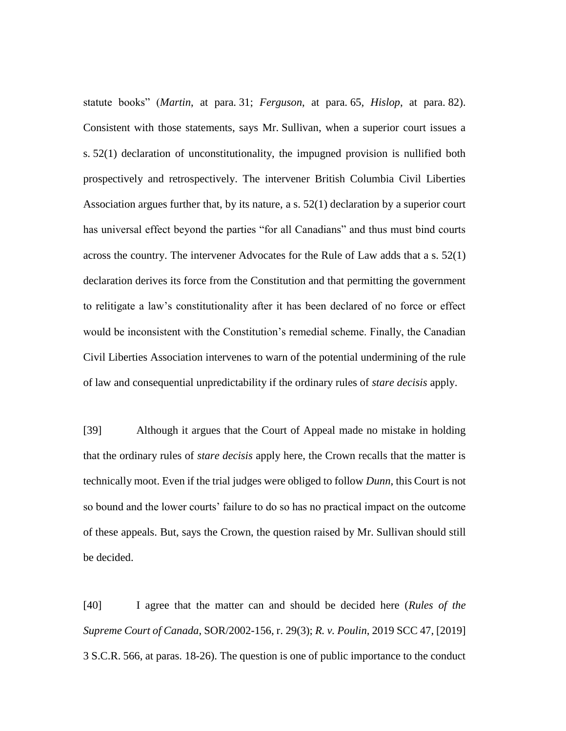statute books" (*Martin*, at para. 31; *Ferguson*, at para. 65, *Hislop*, at para. 82). Consistent with those statements, says Mr. Sullivan, when a superior court issues a s. 52(1) declaration of unconstitutionality, the impugned provision is nullified both prospectively and retrospectively. The intervener British Columbia Civil Liberties Association argues further that, by its nature, a s. 52(1) declaration by a superior court has universal effect beyond the parties "for all Canadians" and thus must bind courts across the country. The intervener Advocates for the Rule of Law adds that a s. 52(1) declaration derives its force from the Constitution and that permitting the government to relitigate a law's constitutionality after it has been declared of no force or effect would be inconsistent with the Constitution's remedial scheme. Finally, the Canadian Civil Liberties Association intervenes to warn of the potential undermining of the rule of law and consequential unpredictability if the ordinary rules of *stare decisis* apply.

[39] Although it argues that the Court of Appeal made no mistake in holding that the ordinary rules of *stare decisis* apply here, the Crown recalls that the matter is technically moot. Even if the trial judges were obliged to follow *Dunn*, this Court is not so bound and the lower courts' failure to do so has no practical impact on the outcome of these appeals. But, says the Crown, the question raised by Mr. Sullivan should still be decided.

[40] I agree that the matter can and should be decided here (*Rules of the Supreme Court of Canada*, SOR/2002-156, r. 29(3); *R. v. Poulin*, 2019 SCC 47, [2019] 3 S.C.R. 566, at paras. 18-26). The question is one of public importance to the conduct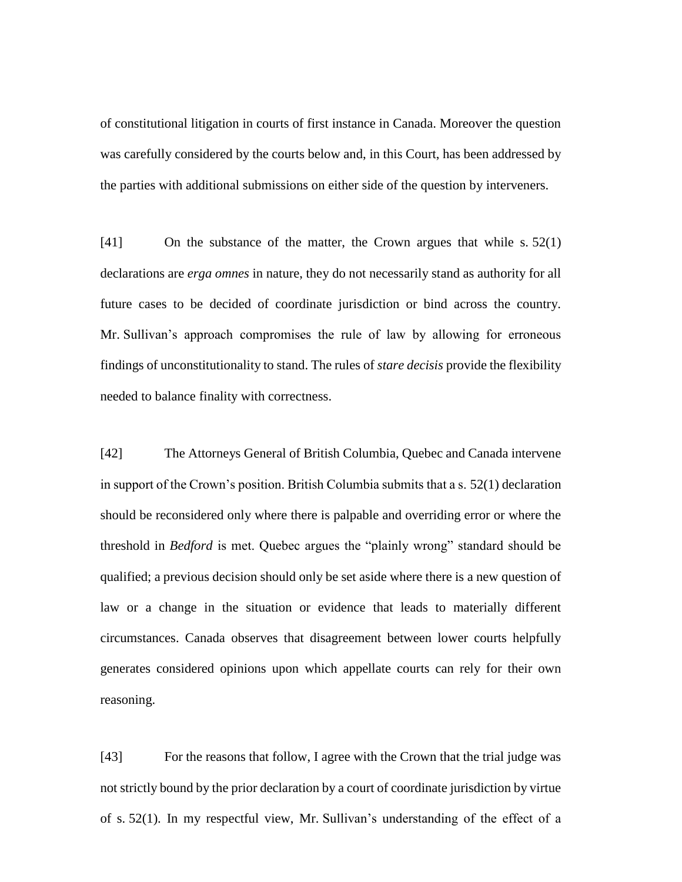of constitutional litigation in courts of first instance in Canada. Moreover the question was carefully considered by the courts below and, in this Court, has been addressed by the parties with additional submissions on either side of the question by interveners.

[41] On the substance of the matter, the Crown argues that while s. 52(1) declarations are *erga omnes* in nature, they do not necessarily stand as authority for all future cases to be decided of coordinate jurisdiction or bind across the country. Mr. Sullivan's approach compromises the rule of law by allowing for erroneous findings of unconstitutionality to stand. The rules of *stare decisis* provide the flexibility needed to balance finality with correctness.

[42] The Attorneys General of British Columbia, Quebec and Canada intervene in support of the Crown's position. British Columbia submits that a s. 52(1) declaration should be reconsidered only where there is palpable and overriding error or where the threshold in *Bedford* is met. Quebec argues the "plainly wrong" standard should be qualified; a previous decision should only be set aside where there is a new question of law or a change in the situation or evidence that leads to materially different circumstances. Canada observes that disagreement between lower courts helpfully generates considered opinions upon which appellate courts can rely for their own reasoning.

[43] For the reasons that follow, I agree with the Crown that the trial judge was not strictly bound by the prior declaration by a court of coordinate jurisdiction by virtue of s. 52(1). In my respectful view, Mr. Sullivan's understanding of the effect of a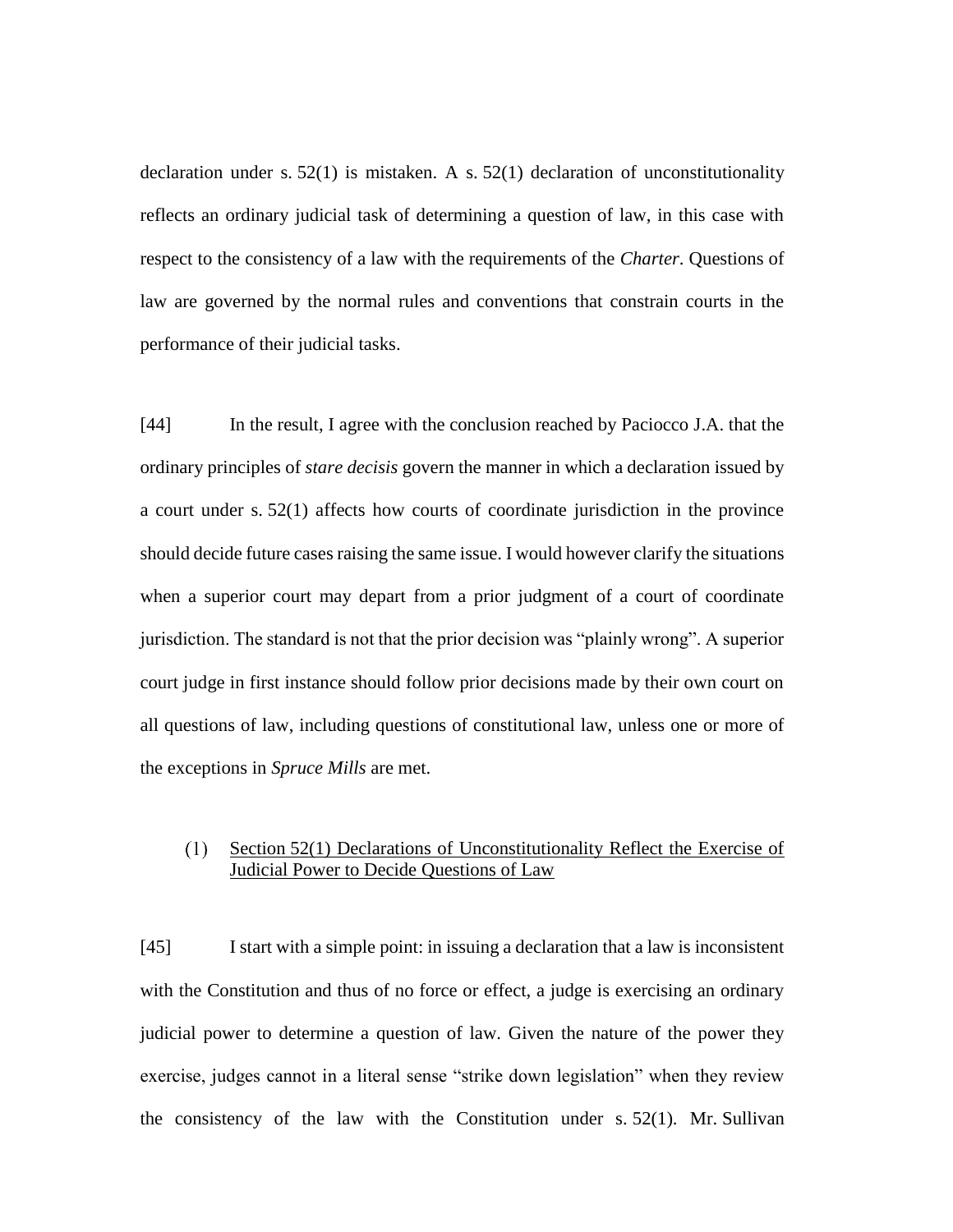declaration under s. 52(1) is mistaken. A s. 52(1) declaration of unconstitutionality reflects an ordinary judicial task of determining a question of law, in this case with respect to the consistency of a law with the requirements of the *Charter*. Questions of law are governed by the normal rules and conventions that constrain courts in the performance of their judicial tasks.

[44] In the result, I agree with the conclusion reached by Paciocco J.A. that the ordinary principles of *stare decisis* govern the manner in which a declaration issued by a court under s. 52(1) affects how courts of coordinate jurisdiction in the province should decide future cases raising the same issue. I would however clarify the situations when a superior court may depart from a prior judgment of a court of coordinate jurisdiction. The standard is not that the prior decision was "plainly wrong". A superior court judge in first instance should follow prior decisions made by their own court on all questions of law, including questions of constitutional law, unless one or more of the exceptions in *Spruce Mills* are met.

### (1) Section 52(1) Declarations of Unconstitutionality Reflect the Exercise of Judicial Power to Decide Questions of Law

[45] I start with a simple point: in issuing a declaration that a law is inconsistent with the Constitution and thus of no force or effect, a judge is exercising an ordinary judicial power to determine a question of law. Given the nature of the power they exercise, judges cannot in a literal sense "strike down legislation" when they review the consistency of the law with the Constitution under s. 52(1). Mr. Sullivan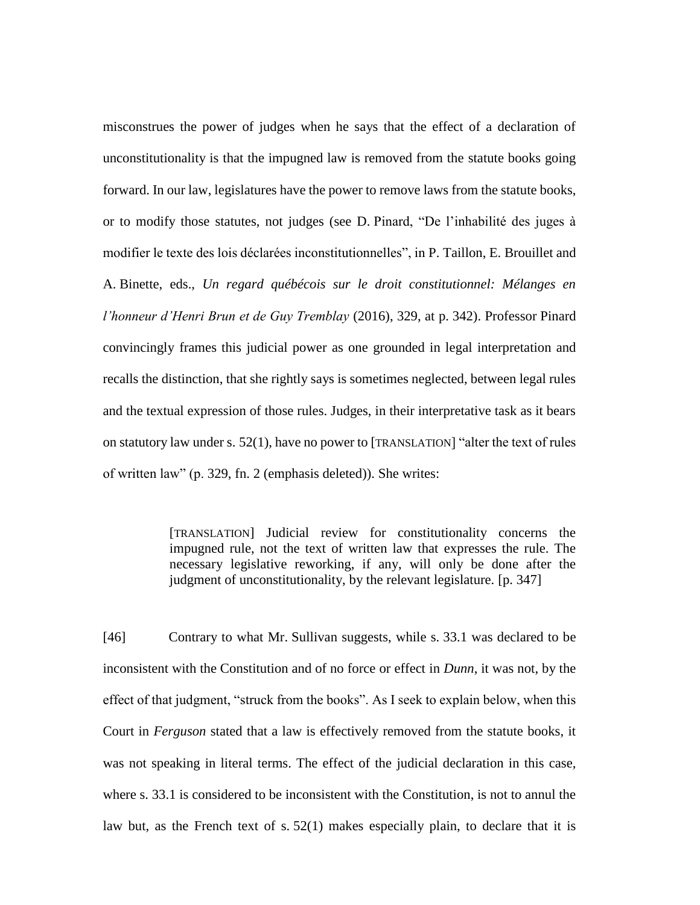misconstrues the power of judges when he says that the effect of a declaration of unconstitutionality is that the impugned law is removed from the statute books going forward. In our law, legislatures have the power to remove laws from the statute books, or to modify those statutes, not judges (see D. Pinard, "De l'inhabilité des juges à modifier le texte des lois déclarées inconstitutionnelles", in P. Taillon, E. Brouillet and A. Binette, eds., *Un regard québécois sur le droit constitutionnel: Mélanges en l'honneur d'Henri Brun et de Guy Tremblay* (2016), 329, at p. 342). Professor Pinard convincingly frames this judicial power as one grounded in legal interpretation and recalls the distinction, that she rightly says is sometimes neglected, between legal rules and the textual expression of those rules. Judges, in their interpretative task as it bears on statutory law under s. 52(1), have no power to [TRANSLATION] "alter the text of rules of written law" (p. 329, fn. 2 (emphasis deleted)). She writes:

> [TRANSLATION] Judicial review for constitutionality concerns the impugned rule, not the text of written law that expresses the rule. The necessary legislative reworking, if any, will only be done after the judgment of unconstitutionality, by the relevant legislature. [p. 347]

[46] Contrary to what Mr. Sullivan suggests, while s. 33.1 was declared to be inconsistent with the Constitution and of no force or effect in *Dunn*, it was not, by the effect of that judgment, "struck from the books". As I seek to explain below, when this Court in *Ferguson* stated that a law is effectively removed from the statute books, it was not speaking in literal terms. The effect of the judicial declaration in this case, where s. 33.1 is considered to be inconsistent with the Constitution, is not to annul the law but, as the French text of s. 52(1) makes especially plain, to declare that it is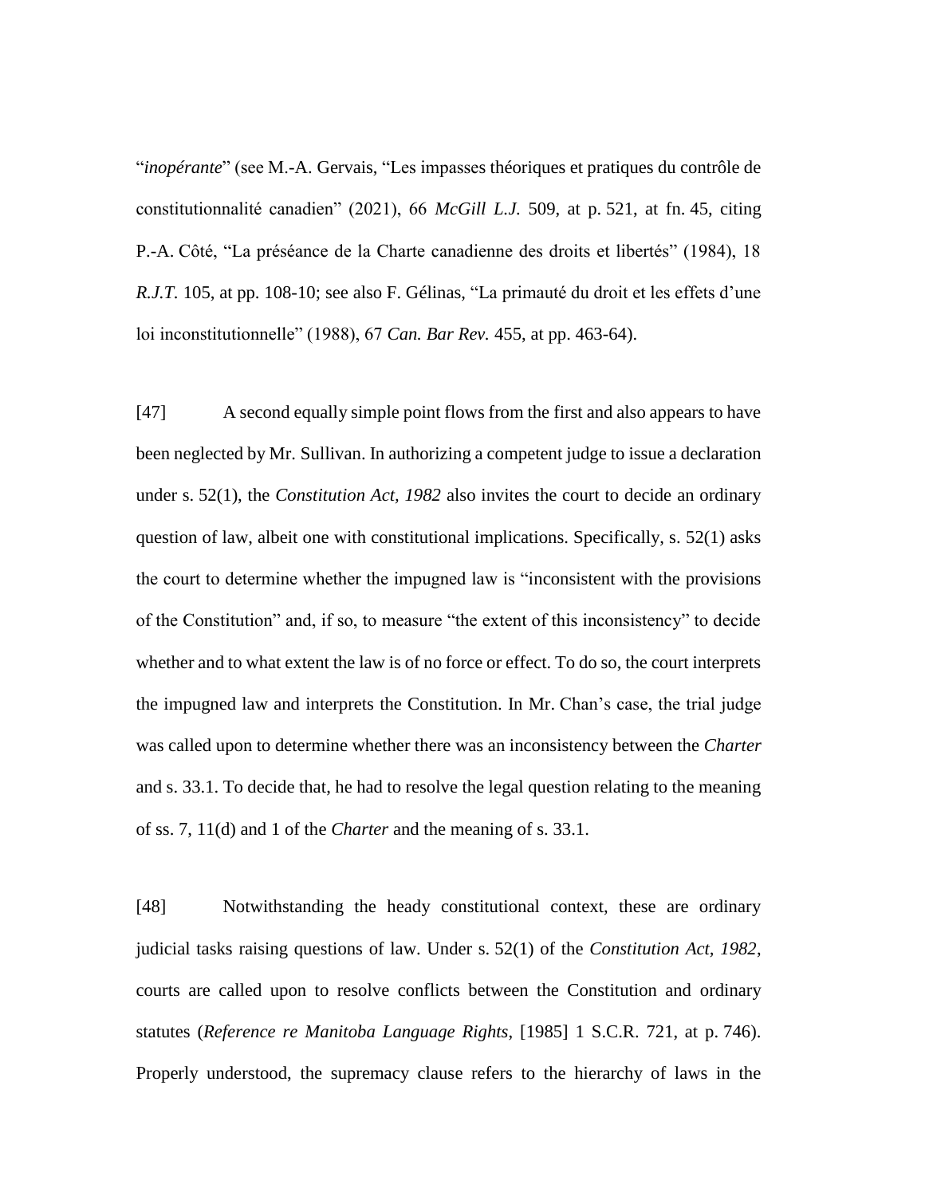"*inopérante*" (see M.-A. Gervais, "Les impasses théoriques et pratiques du contrôle de constitutionnalité canadien" (2021), 66 *McGill L.J.* 509, at p. 521, at fn. 45, citing P.-A. Côté, "La préséance de la Charte canadienne des droits et libertés" (1984), 18 *R.J.T.* 105, at pp. 108-10; see also F. Gélinas, "La primauté du droit et les effets d'une loi inconstitutionnelle" (1988), 67 *Can. Bar Rev.* 455, at pp. 463-64).

[47] A second equally simple point flows from the first and also appears to have been neglected by Mr. Sullivan. In authorizing a competent judge to issue a declaration under s. 52(1), the *Constitution Act, 1982* also invites the court to decide an ordinary question of law, albeit one with constitutional implications. Specifically, s. 52(1) asks the court to determine whether the impugned law is "inconsistent with the provisions of the Constitution" and, if so, to measure "the extent of this inconsistency" to decide whether and to what extent the law is of no force or effect. To do so, the court interprets the impugned law and interprets the Constitution. In Mr. Chan's case, the trial judge was called upon to determine whether there was an inconsistency between the *Charter* and s. 33.1. To decide that, he had to resolve the legal question relating to the meaning of ss. 7, 11(d) and 1 of the *Charter* and the meaning of s. 33.1.

[48] Notwithstanding the heady constitutional context, these are ordinary judicial tasks raising questions of law. Under s. 52(1) of the *Constitution Act, 1982*, courts are called upon to resolve conflicts between the Constitution and ordinary statutes (*Reference re Manitoba Language Rights*, [1985] 1 S.C.R. 721, at p. 746). Properly understood, the supremacy clause refers to the hierarchy of laws in the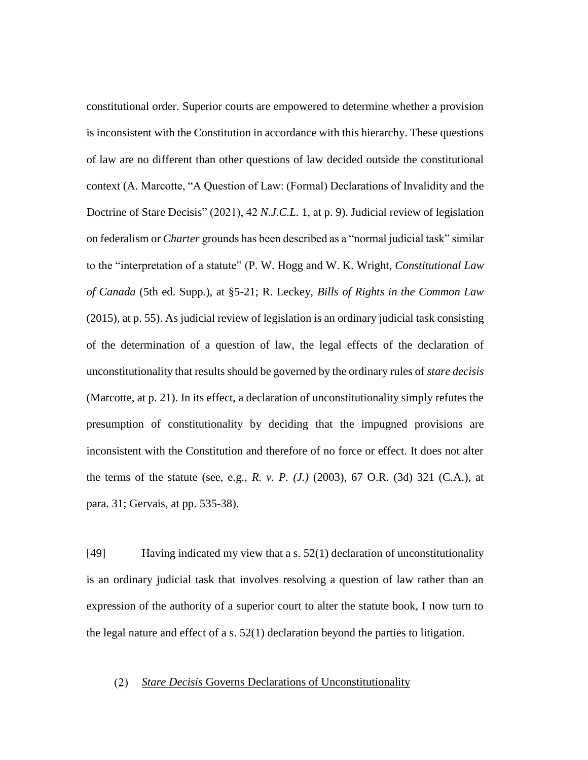constitutional order. Superior courts are empowered to determine whether a provision is inconsistent with the Constitution in accordance with this hierarchy. These questions of law are no different than other questions of law decided outside the constitutional context (A. Marcotte, "A Question of Law: (Formal) Declarations of Invalidity and the Doctrine of Stare Decisis" (2021), 42 *N.J.C.L.* 1, at p. 9). Judicial review of legislation on federalism or *Charter* grounds has been described as a "normal judicial task" similar to the "interpretation of a statute" (P. W. Hogg and W. K. Wright, *Constitutional Law of Canada* (5th ed. Supp.), at §5-21; R. Leckey, *Bills of Rights in the Common Law* (2015), at p. 55). As judicial review of legislation is an ordinary judicial task consisting of the determination of a question of law, the legal effects of the declaration of unconstitutionality that results should be governed by the ordinary rules of *stare decisis* (Marcotte, at p. 21). In its effect, a declaration of unconstitutionality simply refutes the presumption of constitutionality by deciding that the impugned provisions are inconsistent with the Constitution and therefore of no force or effect. It does not alter the terms of the statute (see, e.g., *R. v. P. (J.)* (2003), 67 O.R. (3d) 321 (C.A.), at para. 31; Gervais, at pp. 535-38).

[49] Having indicated my view that a s. 52(1) declaration of unconstitutionality is an ordinary judicial task that involves resolving a question of law rather than an expression of the authority of a superior court to alter the statute book, I now turn to the legal nature and effect of a s. 52(1) declaration beyond the parties to litigation.

### (2) *Stare Decisis* Governs Declarations of Unconstitutionality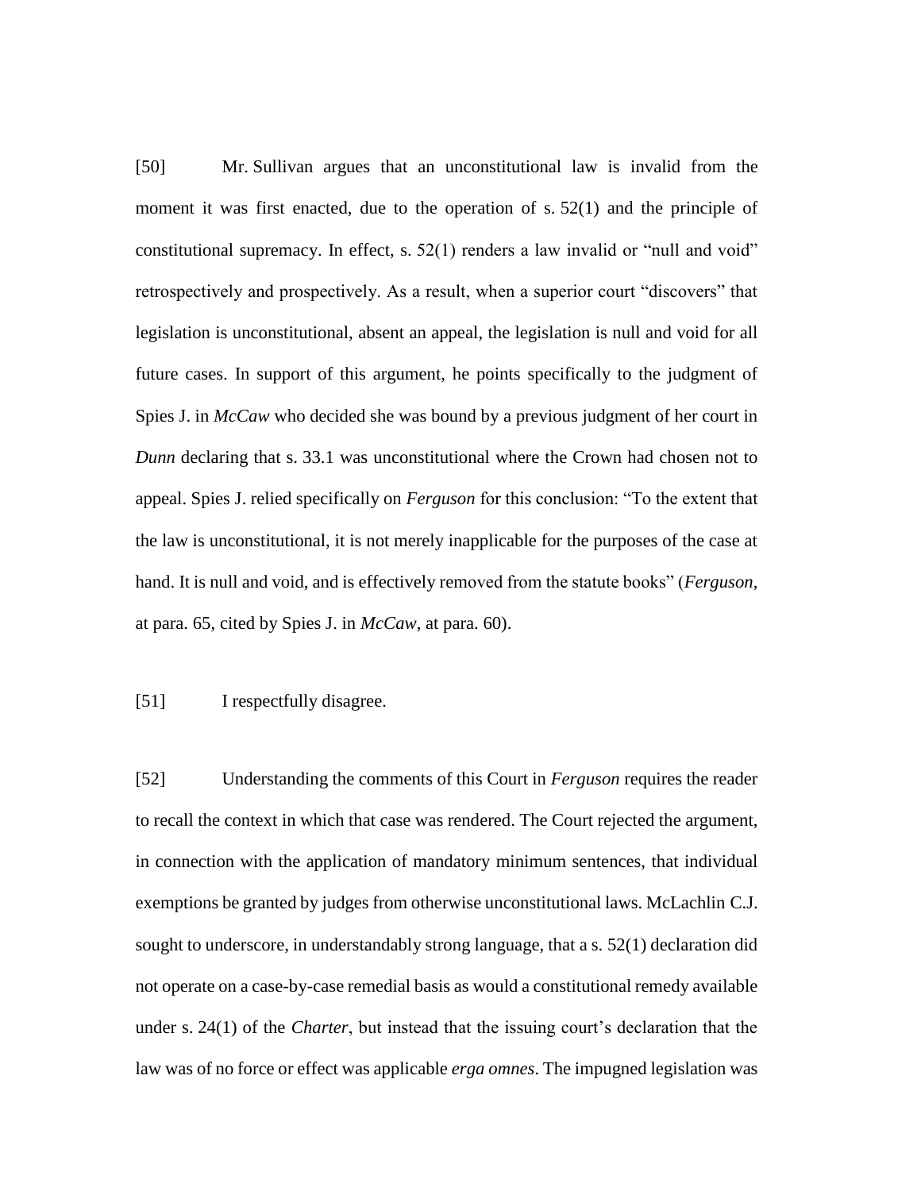[50] Mr. Sullivan argues that an unconstitutional law is invalid from the moment it was first enacted, due to the operation of s. 52(1) and the principle of constitutional supremacy. In effect, s. 52(1) renders a law invalid or "null and void" retrospectively and prospectively. As a result, when a superior court "discovers" that legislation is unconstitutional, absent an appeal, the legislation is null and void for all future cases. In support of this argument, he points specifically to the judgment of Spies J. in *McCaw* who decided she was bound by a previous judgment of her court in *Dunn* declaring that s. 33.1 was unconstitutional where the Crown had chosen not to appeal. Spies J. relied specifically on *Ferguson* for this conclusion: "To the extent that the law is unconstitutional, it is not merely inapplicable for the purposes of the case at hand. It is null and void, and is effectively removed from the statute books" (*Ferguson*, at para. 65, cited by Spies J. in *McCaw*, at para. 60).

[51] I respectfully disagree.

[52] Understanding the comments of this Court in *Ferguson* requires the reader to recall the context in which that case was rendered. The Court rejected the argument, in connection with the application of mandatory minimum sentences, that individual exemptions be granted by judges from otherwise unconstitutional laws. McLachlin C.J. sought to underscore, in understandably strong language, that a s. 52(1) declaration did not operate on a case-by-case remedial basis as would a constitutional remedy available under s. 24(1) of the *Charter*, but instead that the issuing court's declaration that the law was of no force or effect was applicable *erga omnes*. The impugned legislation was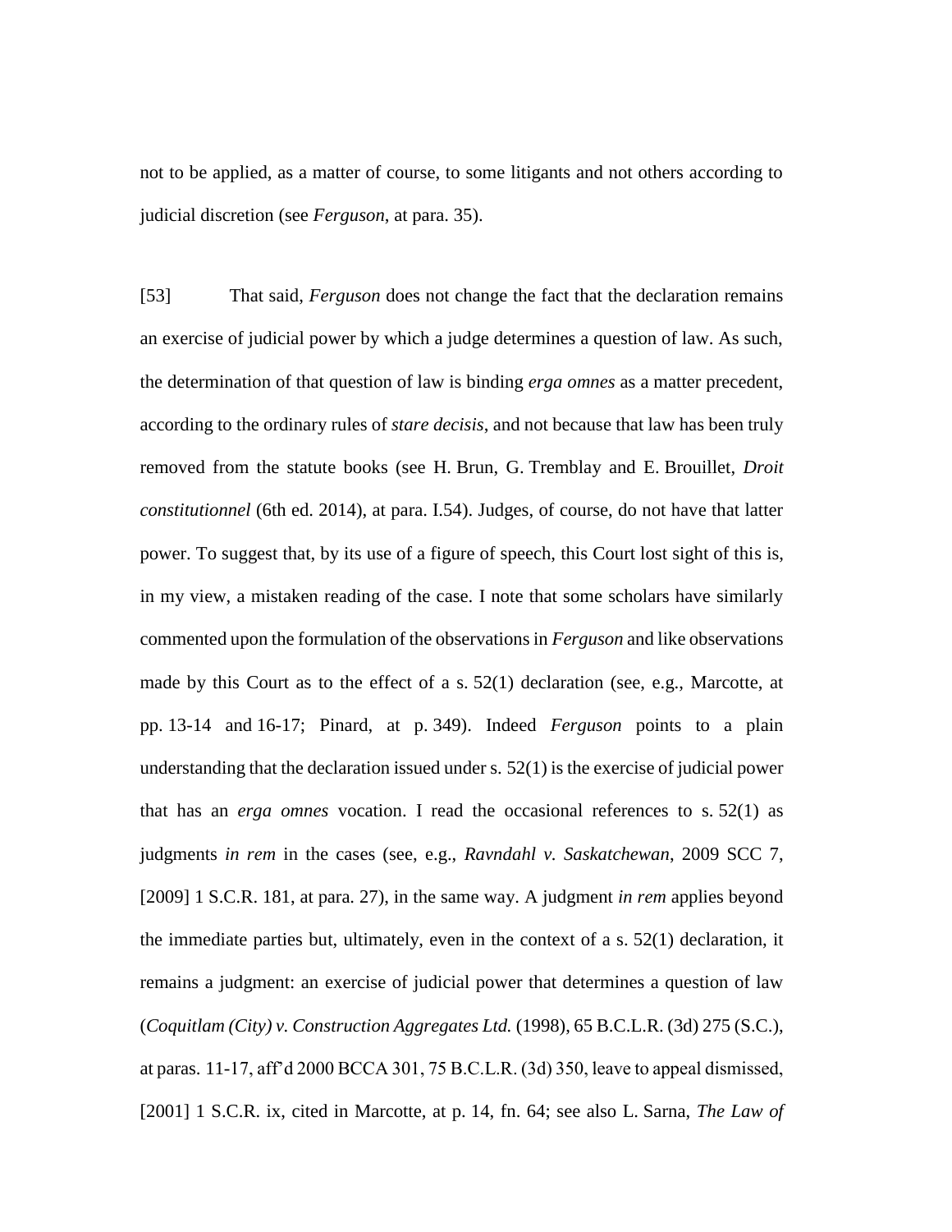not to be applied, as a matter of course, to some litigants and not others according to judicial discretion (see *Ferguson*, at para. 35).

[53] That said, *Ferguson* does not change the fact that the declaration remains an exercise of judicial power by which a judge determines a question of law. As such, the determination of that question of law is binding *erga omnes* as a matter precedent, according to the ordinary rules of *stare decisis*, and not because that law has been truly removed from the statute books (see H. Brun, G. Tremblay and E. Brouillet, *Droit constitutionnel* (6th ed. 2014), at para. I.54). Judges, of course, do not have that latter power. To suggest that, by its use of a figure of speech, this Court lost sight of this is, in my view, a mistaken reading of the case. I note that some scholars have similarly commented upon the formulation of the observations in *Ferguson* and like observations made by this Court as to the effect of a s. 52(1) declaration (see, e.g., Marcotte, at pp. 13-14 and 16-17; Pinard, at p. 349). Indeed *Ferguson* points to a plain understanding that the declaration issued under s. 52(1) is the exercise of judicial power that has an *erga omnes* vocation. I read the occasional references to s. 52(1) as judgments *in rem* in the cases (see, e.g., *Ravndahl v. Saskatchewan*, 2009 SCC 7, [2009] 1 S.C.R. 181, at para. 27), in the same way. A judgment *in rem* applies beyond the immediate parties but, ultimately, even in the context of a s. 52(1) declaration, it remains a judgment: an exercise of judicial power that determines a question of law (*Coquitlam (City) v. Construction Aggregates Ltd.* (1998), 65 B.C.L.R. (3d) 275 (S.C.), at paras. 11-17, aff'd 2000 BCCA 301, 75 B.C.L.R. (3d) 350, leave to appeal dismissed, [2001] 1 S.C.R. ix, cited in Marcotte, at p. 14, fn. 64; see also L. Sarna, *The Law of*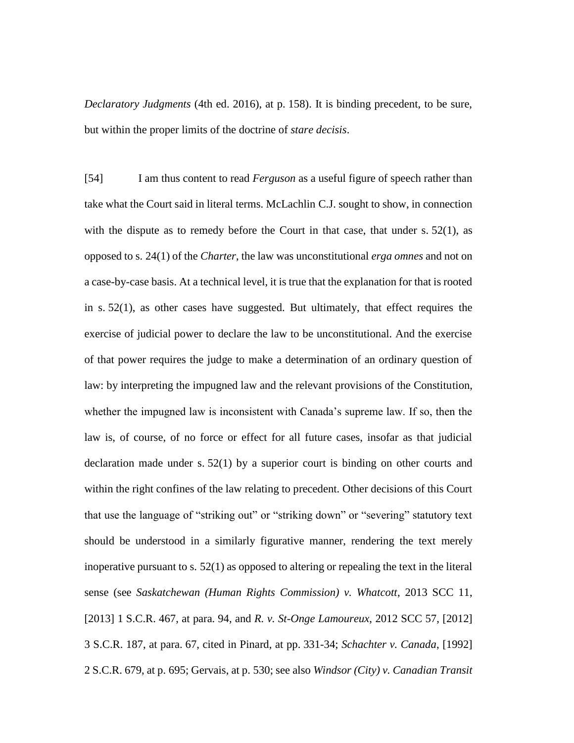*Declaratory Judgments* (4th ed. 2016), at p. 158). It is binding precedent, to be sure, but within the proper limits of the doctrine of *stare decisis*.

[54] I am thus content to read *Ferguson* as a useful figure of speech rather than take what the Court said in literal terms. McLachlin C.J. sought to show, in connection with the dispute as to remedy before the Court in that case, that under s. 52(1), as opposed to s. 24(1) of the *Charter*, the law was unconstitutional *erga omnes* and not on a case-by-case basis. At a technical level, it is true that the explanation for that is rooted in s. 52(1), as other cases have suggested. But ultimately, that effect requires the exercise of judicial power to declare the law to be unconstitutional. And the exercise of that power requires the judge to make a determination of an ordinary question of law: by interpreting the impugned law and the relevant provisions of the Constitution, whether the impugned law is inconsistent with Canada's supreme law. If so, then the law is, of course, of no force or effect for all future cases, insofar as that judicial declaration made under s. 52(1) by a superior court is binding on other courts and within the right confines of the law relating to precedent. Other decisions of this Court that use the language of "striking out" or "striking down" or "severing" statutory text should be understood in a similarly figurative manner, rendering the text merely inoperative pursuant to s. 52(1) as opposed to altering or repealing the text in the literal sense (see *Saskatchewan (Human Rights Commission) v. Whatcott*, 2013 SCC 11, [2013] 1 S.C.R. 467, at para. 94, and *R. v. St-Onge Lamoureux*, 2012 SCC 57, [2012] 3 S.C.R. 187, at para. 67, cited in Pinard, at pp. 331-34; *Schachter v. Canada*, [1992] 2 S.C.R. 679, at p. 695; Gervais, at p. 530; see also *Windsor (City) v. Canadian Transit*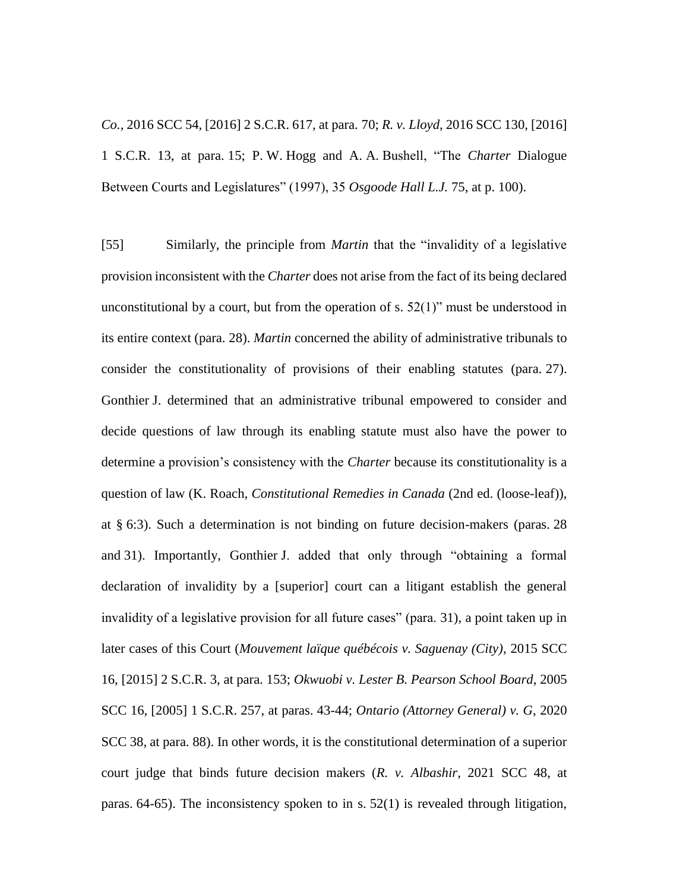*Co.*, 2016 SCC 54, [2016] 2 S.C.R. 617, at para. 70; *R. v. Lloyd*, 2016 SCC 130, [2016] 1 S.C.R. 13, at para. 15; P. W. Hogg and A. A. Bushell, "The *Charter* Dialogue Between Courts and Legislatures" (1997), 35 *Osgoode Hall L.J.* 75, at p. 100).

[55] Similarly, the principle from *Martin* that the "invalidity of a legislative provision inconsistent with the *Charter* does not arise from the fact of its being declared unconstitutional by a court, but from the operation of s. 52(1)" must be understood in its entire context (para. 28). *Martin* concerned the ability of administrative tribunals to consider the constitutionality of provisions of their enabling statutes (para. 27). Gonthier J. determined that an administrative tribunal empowered to consider and decide questions of law through its enabling statute must also have the power to determine a provision's consistency with the *Charter* because its constitutionality is a question of law (K. Roach, *Constitutional Remedies in Canada* (2nd ed. (loose-leaf)), at § 6:3). Such a determination is not binding on future decision-makers (paras. 28 and 31). Importantly, Gonthier J. added that only through "obtaining a formal declaration of invalidity by a [superior] court can a litigant establish the general invalidity of a legislative provision for all future cases" (para. 31), a point taken up in later cases of this Court (*Mouvement laïque québécois v. Saguenay (City)*, 2015 SCC 16, [2015] 2 S.C.R. 3, at para. 153; *Okwuobi v. Lester B. Pearson School Board*, 2005 SCC 16, [2005] 1 S.C.R. 257, at paras. 43-44; *Ontario (Attorney General) v. G*, 2020 SCC 38, at para. 88). In other words, it is the constitutional determination of a superior court judge that binds future decision makers (*R. v. Albashir*, 2021 SCC 48, at paras. 64-65). The inconsistency spoken to in s. 52(1) is revealed through litigation,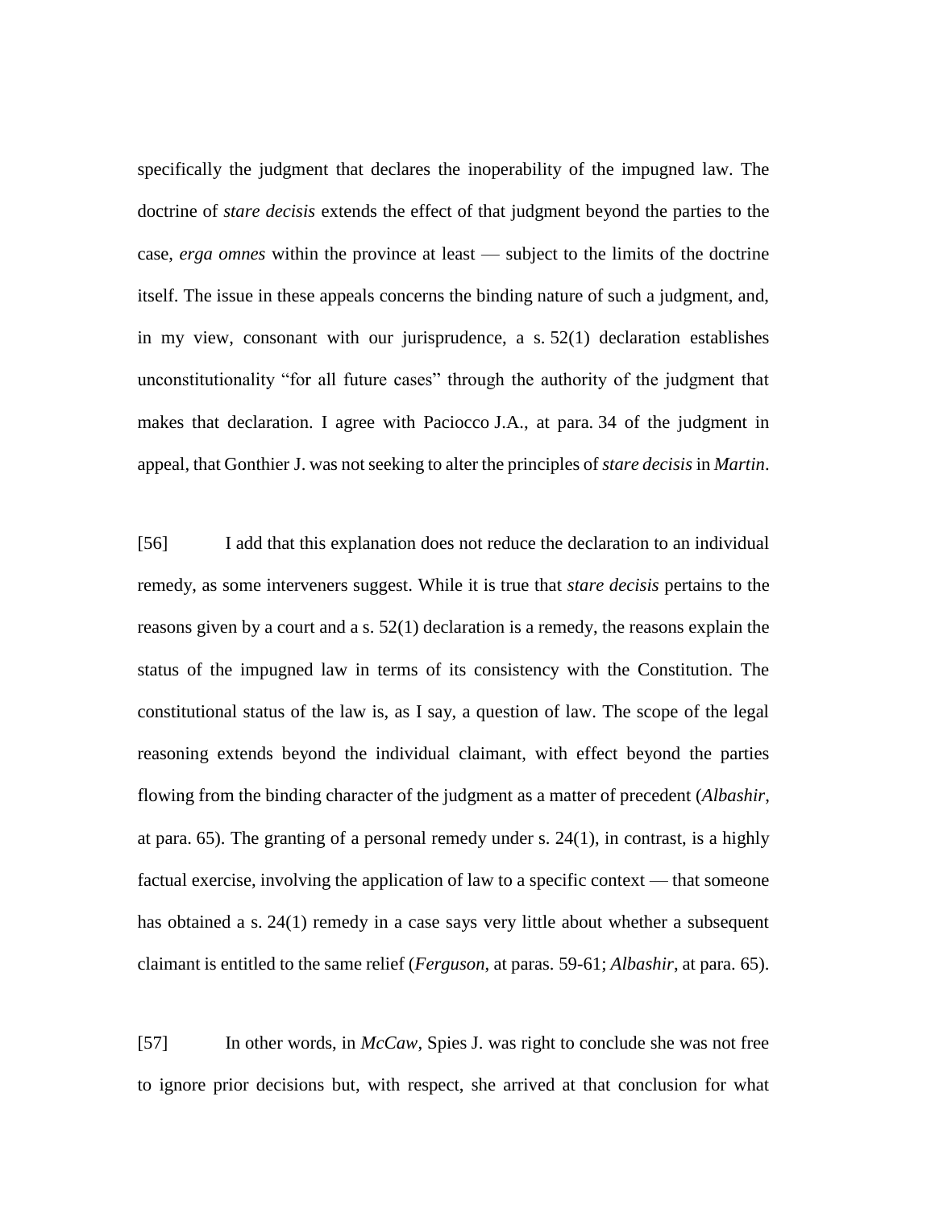specifically the judgment that declares the inoperability of the impugned law. The doctrine of *stare decisis* extends the effect of that judgment beyond the parties to the case, *erga omnes* within the province at least — subject to the limits of the doctrine itself. The issue in these appeals concerns the binding nature of such a judgment, and, in my view, consonant with our jurisprudence, a s. 52(1) declaration establishes unconstitutionality "for all future cases" through the authority of the judgment that makes that declaration. I agree with Paciocco J.A., at para. 34 of the judgment in appeal, that Gonthier J. was not seeking to alter the principles of *stare decisis* in *Martin*.

[56] I add that this explanation does not reduce the declaration to an individual remedy, as some interveners suggest. While it is true that *stare decisis* pertains to the reasons given by a court and a s. 52(1) declaration is a remedy, the reasons explain the status of the impugned law in terms of its consistency with the Constitution. The constitutional status of the law is, as I say, a question of law. The scope of the legal reasoning extends beyond the individual claimant, with effect beyond the parties flowing from the binding character of the judgment as a matter of precedent (*Albashir*, at para. 65). The granting of a personal remedy under s. 24(1), in contrast, is a highly factual exercise, involving the application of law to a specific context — that someone has obtained a s. 24(1) remedy in a case says very little about whether a subsequent claimant is entitled to the same relief (*Ferguson*, at paras. 59-61; *Albashir*, at para. 65).

[57] In other words, in *McCaw*, Spies J. was right to conclude she was not free to ignore prior decisions but, with respect, she arrived at that conclusion for what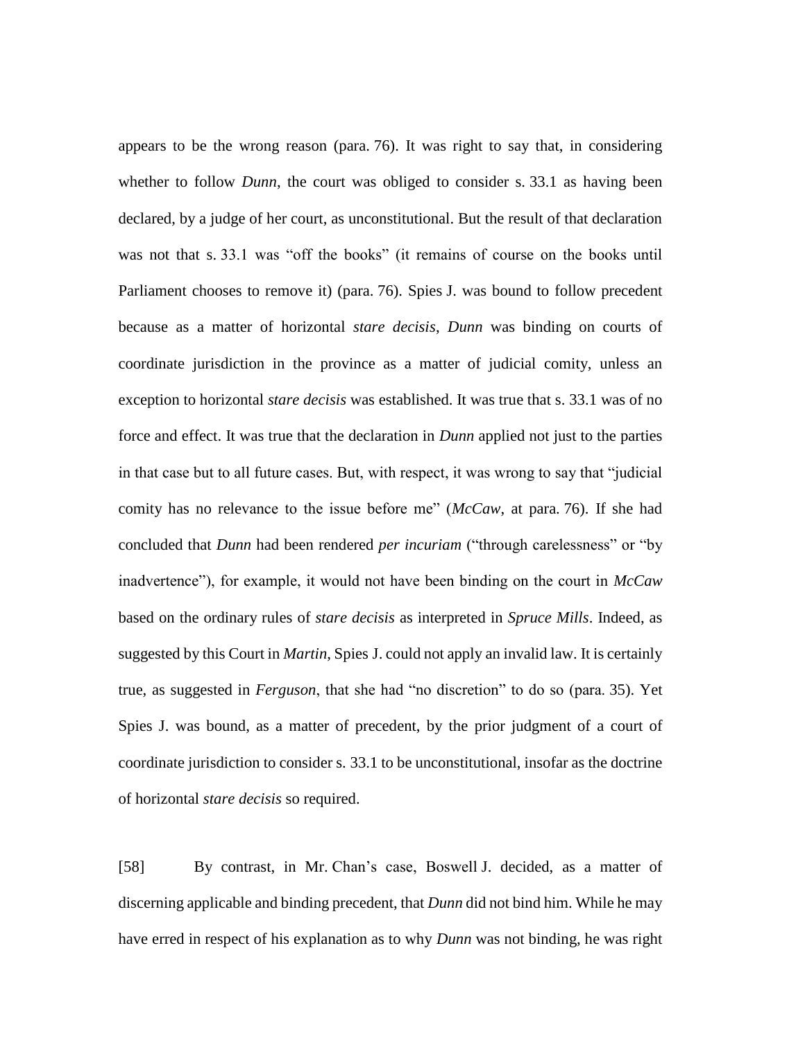appears to be the wrong reason (para. 76). It was right to say that, in considering whether to follow *Dunn*, the court was obliged to consider s. 33.1 as having been declared, by a judge of her court, as unconstitutional. But the result of that declaration was not that s. 33.1 was "off the books" (it remains of course on the books until Parliament chooses to remove it) (para. 76). Spies J. was bound to follow precedent because as a matter of horizontal *stare decisis*, *Dunn* was binding on courts of coordinate jurisdiction in the province as a matter of judicial comity, unless an exception to horizontal *stare decisis* was established. It was true that s. 33.1 was of no force and effect. It was true that the declaration in *Dunn* applied not just to the parties in that case but to all future cases. But, with respect, it was wrong to say that "judicial comity has no relevance to the issue before me" (*McCaw*, at para. 76). If she had concluded that *Dunn* had been rendered *per incuriam* ("through carelessness" or "by inadvertence"), for example, it would not have been binding on the court in *McCaw* based on the ordinary rules of *stare decisis* as interpreted in *Spruce Mills*. Indeed, as suggested by this Court in *Martin*, Spies J. could not apply an invalid law. It is certainly true, as suggested in *Ferguson*, that she had "no discretion" to do so (para. 35). Yet Spies J. was bound, as a matter of precedent, by the prior judgment of a court of coordinate jurisdiction to consider s. 33.1 to be unconstitutional, insofar as the doctrine of horizontal *stare decisis* so required.

[58] By contrast, in Mr. Chan's case, Boswell J. decided, as a matter of discerning applicable and binding precedent, that *Dunn* did not bind him. While he may have erred in respect of his explanation as to why *Dunn* was not binding, he was right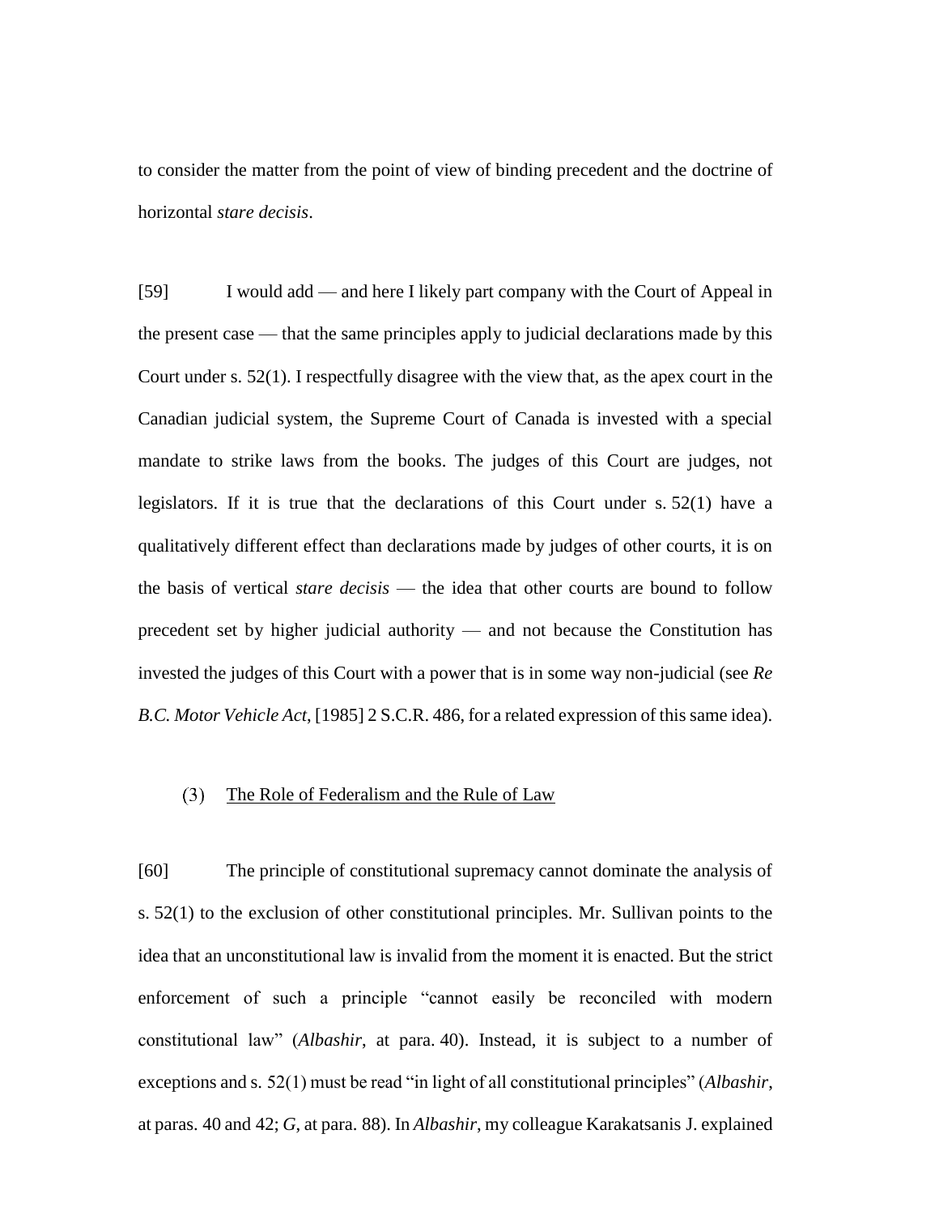to consider the matter from the point of view of binding precedent and the doctrine of horizontal *stare decisis*.

[59] I would add — and here I likely part company with the Court of Appeal in the present case — that the same principles apply to judicial declarations made by this Court under s. 52(1). I respectfully disagree with the view that, as the apex court in the Canadian judicial system, the Supreme Court of Canada is invested with a special mandate to strike laws from the books. The judges of this Court are judges, not legislators. If it is true that the declarations of this Court under s. 52(1) have a qualitatively different effect than declarations made by judges of other courts, it is on the basis of vertical *stare decisis* — the idea that other courts are bound to follow precedent set by higher judicial authority — and not because the Constitution has invested the judges of this Court with a power that is in some way non-judicial (see *Re B.C. Motor Vehicle Act*, [1985] 2 S.C.R. 486, for a related expression of this same idea).

### (3) The Role of Federalism and the Rule of Law

[60] The principle of constitutional supremacy cannot dominate the analysis of s. 52(1) to the exclusion of other constitutional principles. Mr. Sullivan points to the idea that an unconstitutional law is invalid from the moment it is enacted. But the strict enforcement of such a principle "cannot easily be reconciled with modern constitutional law" (*Albashir*, at para. 40). Instead, it is subject to a number of exceptions and s. 52(1) must be read "in light of all constitutional principles" (*Albashir*, at paras. 40 and 42; *G*, at para. 88). In *Albashir*, my colleague Karakatsanis J. explained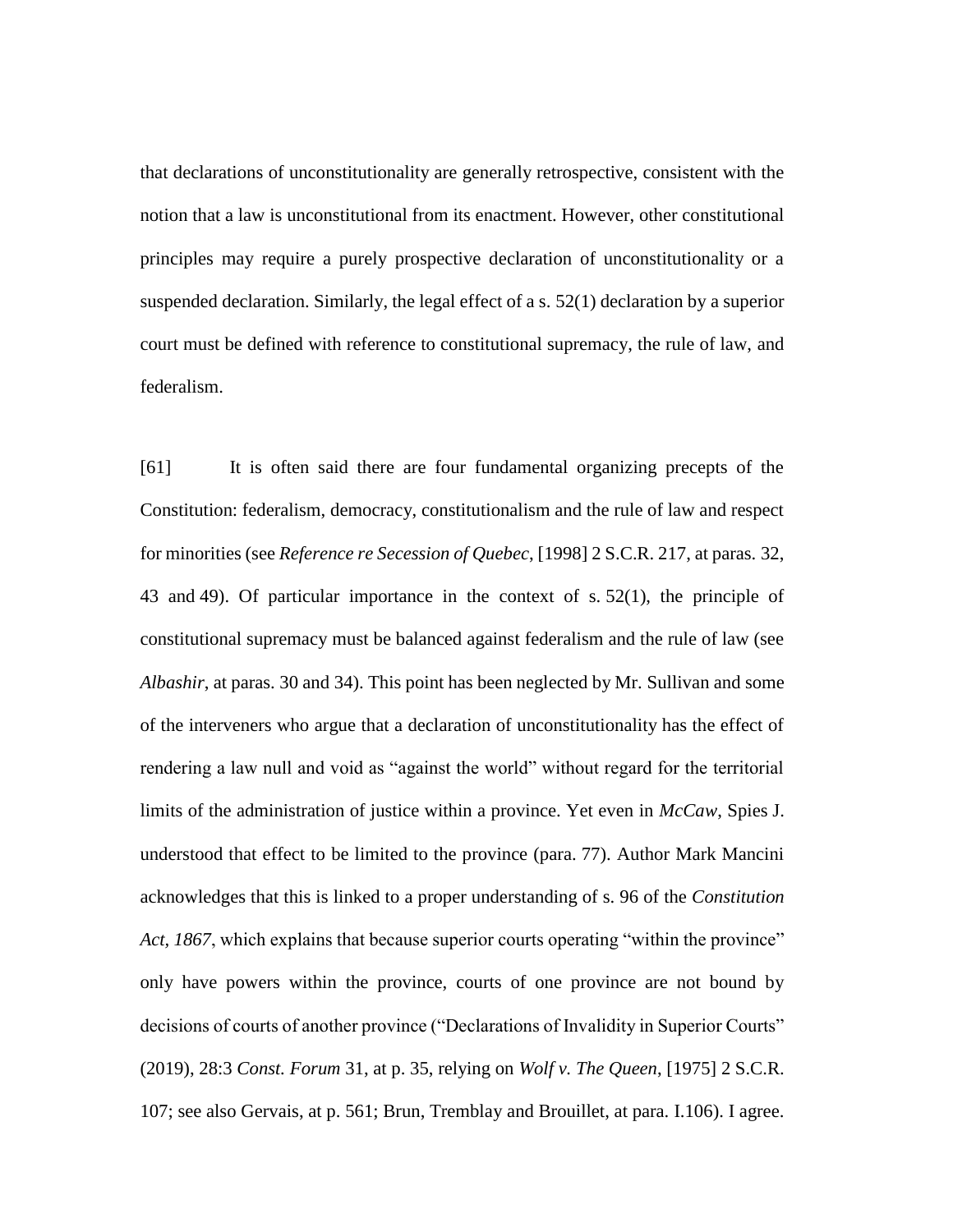that declarations of unconstitutionality are generally retrospective, consistent with the notion that a law is unconstitutional from its enactment. However, other constitutional principles may require a purely prospective declaration of unconstitutionality or a suspended declaration. Similarly, the legal effect of a s. 52(1) declaration by a superior court must be defined with reference to constitutional supremacy, the rule of law, and federalism.

[61] It is often said there are four fundamental organizing precepts of the Constitution: federalism, democracy, constitutionalism and the rule of law and respect for minorities (see *Reference re Secession of Quebec*, [1998] 2 S.C.R. 217, at paras. 32, 43 and 49). Of particular importance in the context of s. 52(1), the principle of constitutional supremacy must be balanced against federalism and the rule of law (see *Albashir*, at paras. 30 and 34). This point has been neglected by Mr. Sullivan and some of the interveners who argue that a declaration of unconstitutionality has the effect of rendering a law null and void as "against the world" without regard for the territorial limits of the administration of justice within a province. Yet even in *McCaw*, Spies J. understood that effect to be limited to the province (para. 77). Author Mark Mancini acknowledges that this is linked to a proper understanding of s. 96 of the *Constitution Act, 1867*, which explains that because superior courts operating "within the province" only have powers within the province, courts of one province are not bound by decisions of courts of another province ("Declarations of Invalidity in Superior Courts" (2019), 28:3 *Const. Forum* 31, at p. 35, relying on *Wolf v. The Queen*, [1975] 2 S.C.R. 107; see also Gervais, at p. 561; Brun, Tremblay and Brouillet, at para. I.106). I agree.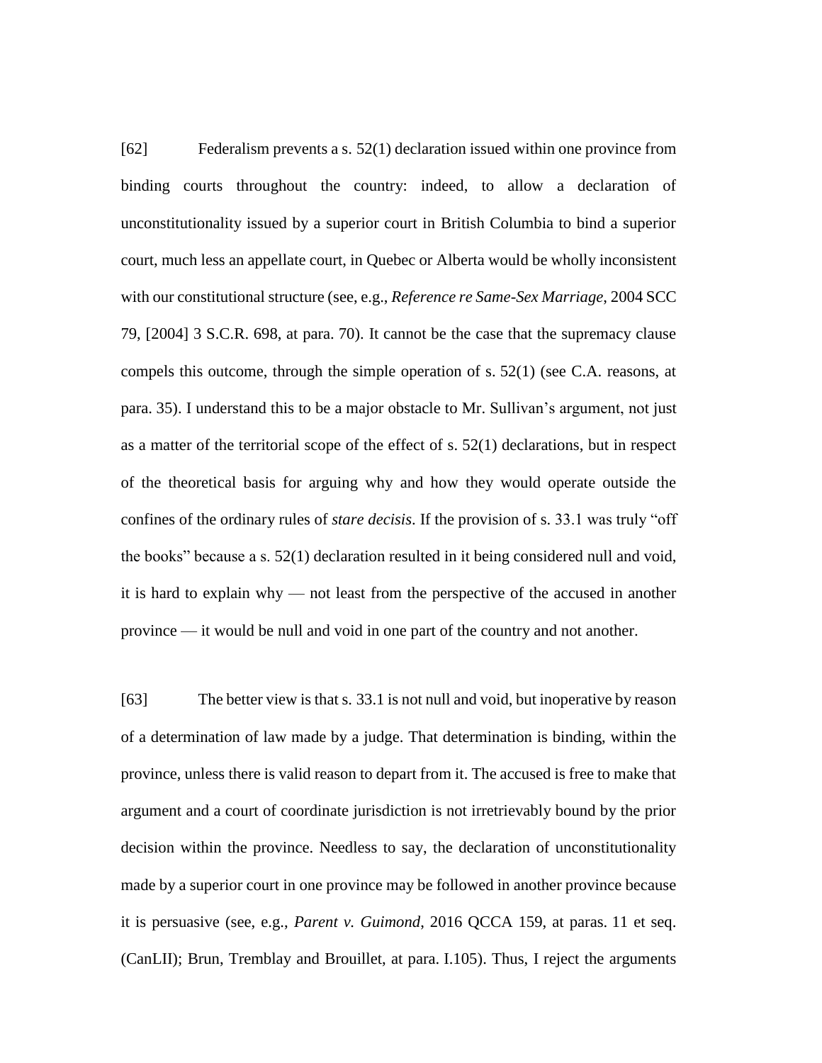[62] Federalism prevents a s. 52(1) declaration issued within one province from binding courts throughout the country: indeed, to allow a declaration of unconstitutionality issued by a superior court in British Columbia to bind a superior court, much less an appellate court, in Quebec or Alberta would be wholly inconsistent with our constitutional structure (see, e.g., *Reference re Same-Sex Marriage*, 2004 SCC 79, [2004] 3 S.C.R. 698, at para. 70). It cannot be the case that the supremacy clause compels this outcome, through the simple operation of s. 52(1) (see C.A. reasons, at para. 35). I understand this to be a major obstacle to Mr. Sullivan's argument, not just as a matter of the territorial scope of the effect of s. 52(1) declarations, but in respect of the theoretical basis for arguing why and how they would operate outside the confines of the ordinary rules of *stare decisis*. If the provision of s. 33.1 was truly "off the books" because a s. 52(1) declaration resulted in it being considered null and void, it is hard to explain why — not least from the perspective of the accused in another province — it would be null and void in one part of the country and not another.

[63] The better view is that s. 33.1 is not null and void, but inoperative by reason of a determination of law made by a judge. That determination is binding, within the province, unless there is valid reason to depart from it. The accused is free to make that argument and a court of coordinate jurisdiction is not irretrievably bound by the prior decision within the province. Needless to say, the declaration of unconstitutionality made by a superior court in one province may be followed in another province because it is persuasive (see, e.g., *Parent v. Guimond*, 2016 QCCA 159, at paras. 11 et seq. (CanLII); Brun, Tremblay and Brouillet, at para. I.105). Thus, I reject the arguments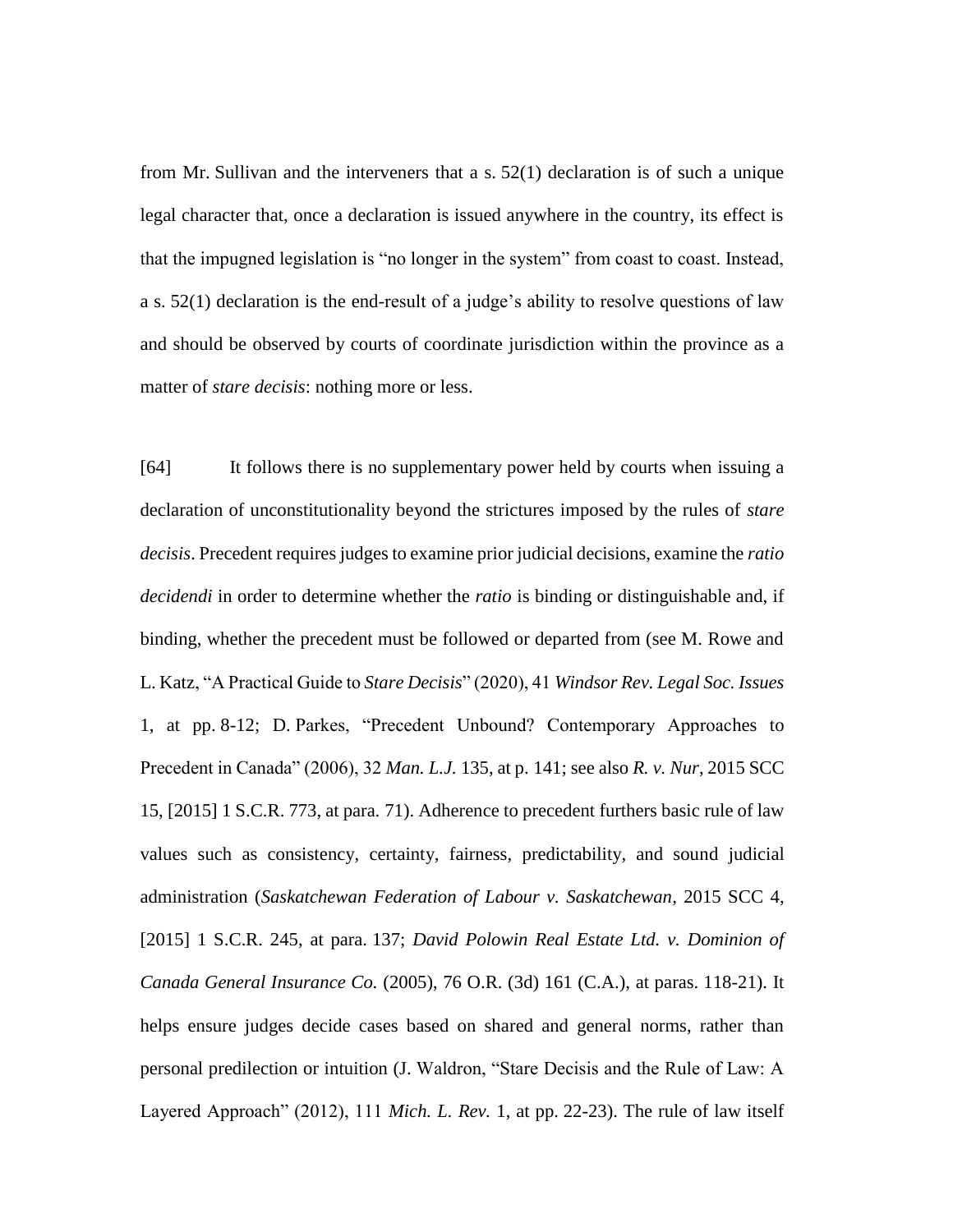from Mr. Sullivan and the interveners that a s. 52(1) declaration is of such a unique legal character that, once a declaration is issued anywhere in the country, its effect is that the impugned legislation is "no longer in the system" from coast to coast. Instead, a s. 52(1) declaration is the end-result of a judge's ability to resolve questions of law and should be observed by courts of coordinate jurisdiction within the province as a matter of *stare decisis*: nothing more or less.

[64] It follows there is no supplementary power held by courts when issuing a declaration of unconstitutionality beyond the strictures imposed by the rules of *stare decisis*. Precedent requires judges to examine prior judicial decisions, examine the *ratio decidendi* in order to determine whether the *ratio* is binding or distinguishable and, if binding, whether the precedent must be followed or departed from (see M. Rowe and L. Katz, "A Practical Guide to *Stare Decisis*" (2020), 41 *Windsor Rev. Legal Soc. Issues* 1, at pp. 8-12; D. Parkes, "Precedent Unbound? Contemporary Approaches to Precedent in Canada" (2006), 32 *Man. L.J.* 135, at p. 141; see also *R. v. Nur*, 2015 SCC 15, [2015] 1 S.C.R. 773, at para. 71). Adherence to precedent furthers basic rule of law values such as consistency, certainty, fairness, predictability, and sound judicial administration (*Saskatchewan Federation of Labour v. Saskatchewan*, 2015 SCC 4, [2015] 1 S.C.R. 245, at para. 137; *David Polowin Real Estate Ltd. v. Dominion of Canada General Insurance Co.* (2005), 76 O.R. (3d) 161 (C.A.), at paras. 118-21). It helps ensure judges decide cases based on shared and general norms, rather than personal predilection or intuition (J. Waldron, "Stare Decisis and the Rule of Law: A Layered Approach" (2012), 111 *Mich. L. Rev.* 1, at pp. 22-23). The rule of law itself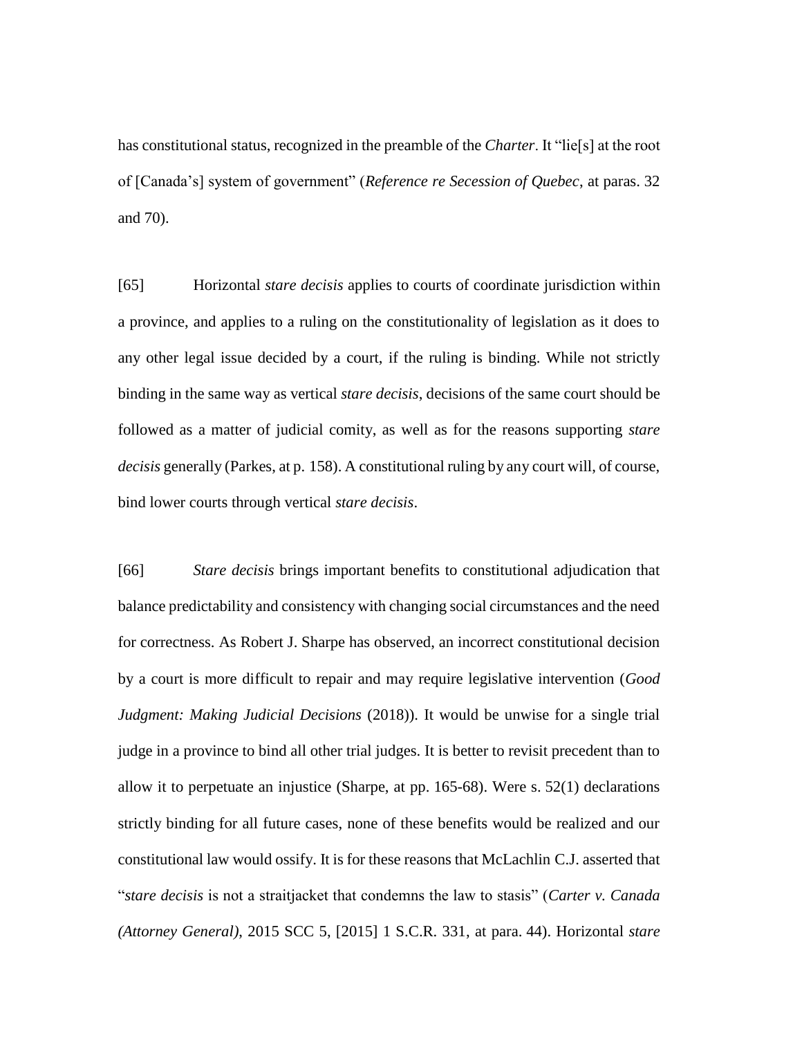has constitutional status, recognized in the preamble of the *Charter*. It "lie[s] at the root of [Canada's] system of government" (*Reference re Secession of Quebec*, at paras. 32 and 70).

[65] Horizontal *stare decisis* applies to courts of coordinate jurisdiction within a province, and applies to a ruling on the constitutionality of legislation as it does to any other legal issue decided by a court, if the ruling is binding. While not strictly binding in the same way as vertical *stare decisis*, decisions of the same court should be followed as a matter of judicial comity, as well as for the reasons supporting *stare decisis* generally (Parkes, at p. 158). A constitutional ruling by any court will, of course, bind lower courts through vertical *stare decisis*.

[66] *Stare decisis* brings important benefits to constitutional adjudication that balance predictability and consistency with changing social circumstances and the need for correctness. As Robert J. Sharpe has observed, an incorrect constitutional decision by a court is more difficult to repair and may require legislative intervention (*Good Judgment: Making Judicial Decisions* (2018)). It would be unwise for a single trial judge in a province to bind all other trial judges. It is better to revisit precedent than to allow it to perpetuate an injustice (Sharpe, at pp. 165-68). Were s. 52(1) declarations strictly binding for all future cases, none of these benefits would be realized and our constitutional law would ossify. It is for these reasons that McLachlin C.J. asserted that "*stare decisis* is not a straitjacket that condemns the law to stasis" (*Carter v. Canada (Attorney General)*, 2015 SCC 5, [2015] 1 S.C.R. 331, at para. 44). Horizontal *stare*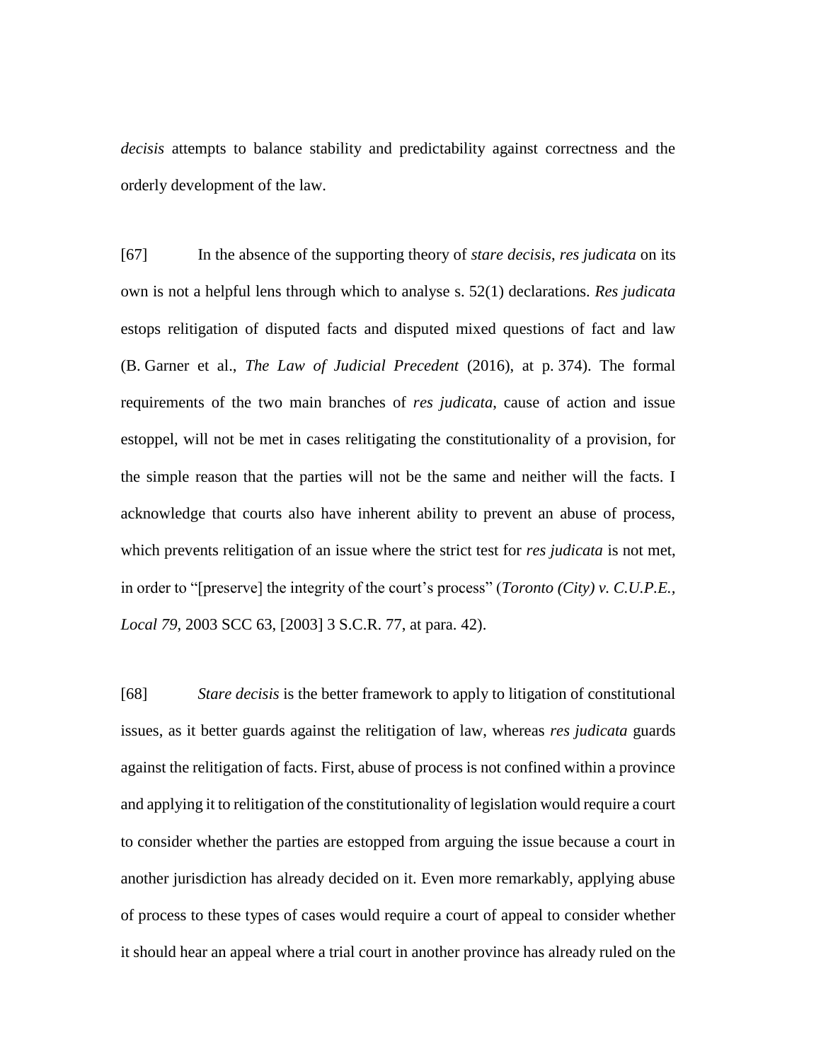*decisis* attempts to balance stability and predictability against correctness and the orderly development of the law.

[67] In the absence of the supporting theory of *stare decisis*, *res judicata* on its own is not a helpful lens through which to analyse s. 52(1) declarations. *Res judicata* estops relitigation of disputed facts and disputed mixed questions of fact and law (B. Garner et al., *The Law of Judicial Precedent* (2016), at p. 374). The formal requirements of the two main branches of *res judicata*, cause of action and issue estoppel, will not be met in cases relitigating the constitutionality of a provision, for the simple reason that the parties will not be the same and neither will the facts. I acknowledge that courts also have inherent ability to prevent an abuse of process, which prevents relitigation of an issue where the strict test for *res judicata* is not met, in order to "[preserve] the integrity of the court's process" (*Toronto (City) v. C.U.P.E., Local 79*, 2003 SCC 63, [2003] 3 S.C.R. 77, at para. 42).

[68] *Stare decisis* is the better framework to apply to litigation of constitutional issues, as it better guards against the relitigation of law, whereas *res judicata* guards against the relitigation of facts. First, abuse of process is not confined within a province and applying it to relitigation of the constitutionality of legislation would require a court to consider whether the parties are estopped from arguing the issue because a court in another jurisdiction has already decided on it. Even more remarkably, applying abuse of process to these types of cases would require a court of appeal to consider whether it should hear an appeal where a trial court in another province has already ruled on the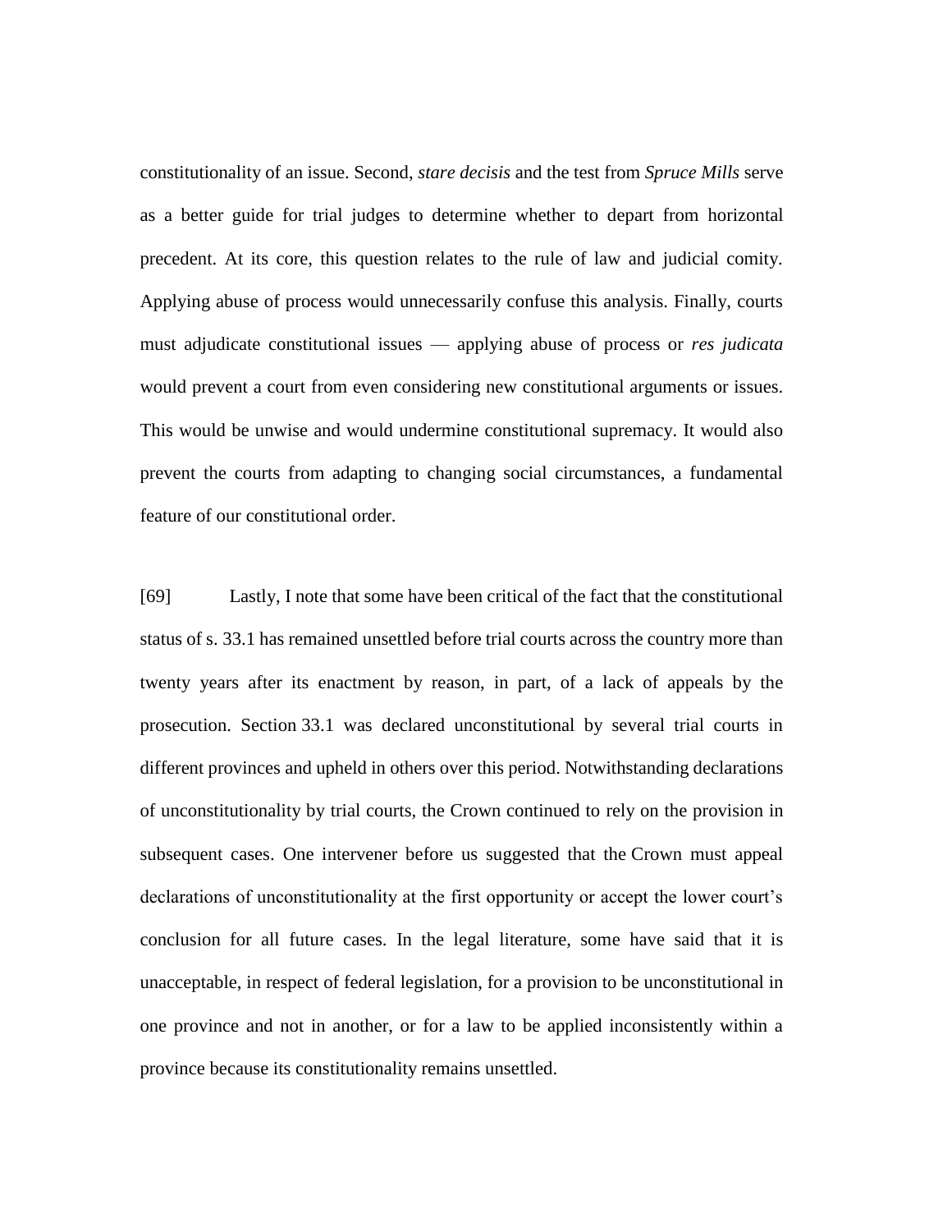constitutionality of an issue. Second, *stare decisis* and the test from *Spruce Mills* serve as a better guide for trial judges to determine whether to depart from horizontal precedent. At its core, this question relates to the rule of law and judicial comity. Applying abuse of process would unnecessarily confuse this analysis. Finally, courts must adjudicate constitutional issues — applying abuse of process or *res judicata* would prevent a court from even considering new constitutional arguments or issues. This would be unwise and would undermine constitutional supremacy. It would also prevent the courts from adapting to changing social circumstances, a fundamental feature of our constitutional order.

[69] Lastly, I note that some have been critical of the fact that the constitutional status of s. 33.1 has remained unsettled before trial courts across the country more than twenty years after its enactment by reason, in part, of a lack of appeals by the prosecution. Section 33.1 was declared unconstitutional by several trial courts in different provinces and upheld in others over this period. Notwithstanding declarations of unconstitutionality by trial courts, the Crown continued to rely on the provision in subsequent cases. One intervener before us suggested that the Crown must appeal declarations of unconstitutionality at the first opportunity or accept the lower court's conclusion for all future cases. In the legal literature, some have said that it is unacceptable, in respect of federal legislation, for a provision to be unconstitutional in one province and not in another, or for a law to be applied inconsistently within a province because its constitutionality remains unsettled.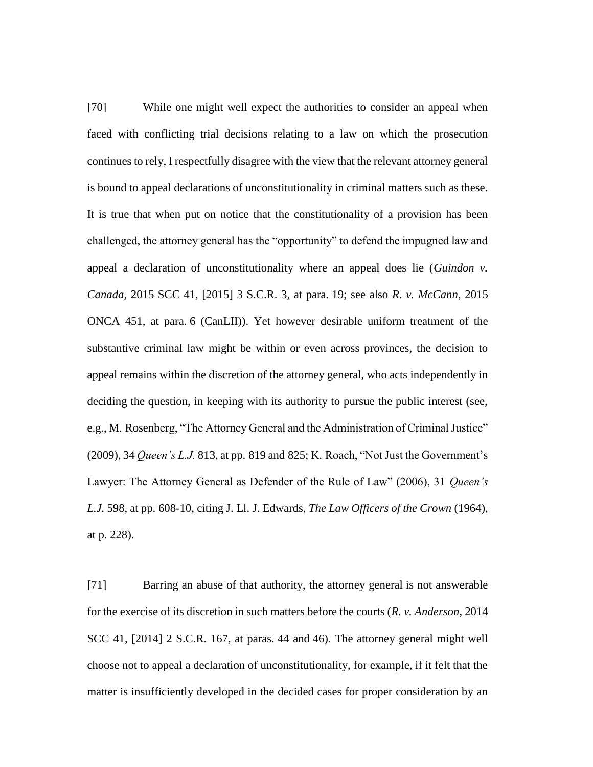[70] While one might well expect the authorities to consider an appeal when faced with conflicting trial decisions relating to a law on which the prosecution continues to rely, I respectfully disagree with the view that the relevant attorney general is bound to appeal declarations of unconstitutionality in criminal matters such as these. It is true that when put on notice that the constitutionality of a provision has been challenged, the attorney general has the "opportunity" to defend the impugned law and appeal a declaration of unconstitutionality where an appeal does lie (*Guindon v. Canada*, 2015 SCC 41, [2015] 3 S.C.R. 3, at para. 19; see also *R. v. McCann*, 2015 ONCA 451, at para. 6 (CanLII)). Yet however desirable uniform treatment of the substantive criminal law might be within or even across provinces, the decision to appeal remains within the discretion of the attorney general, who acts independently in deciding the question, in keeping with its authority to pursue the public interest (see, e.g., M. Rosenberg, "The Attorney General and the Administration of Criminal Justice" (2009), 34 *Queen's L.J.* 813, at pp. 819 and 825; K. Roach, "Not Just the Government's Lawyer: The Attorney General as Defender of the Rule of Law" (2006), 31 *Queen's L.J.* 598, at pp. 608-10, citing J. Ll. J. Edwards, *The Law Officers of the Crown* (1964), at p. 228).

[71] Barring an abuse of that authority, the attorney general is not answerable for the exercise of its discretion in such matters before the courts (*R. v. Anderson*, 2014 SCC 41, [2014] 2 S.C.R. 167, at paras. 44 and 46). The attorney general might well choose not to appeal a declaration of unconstitutionality, for example, if it felt that the matter is insufficiently developed in the decided cases for proper consideration by an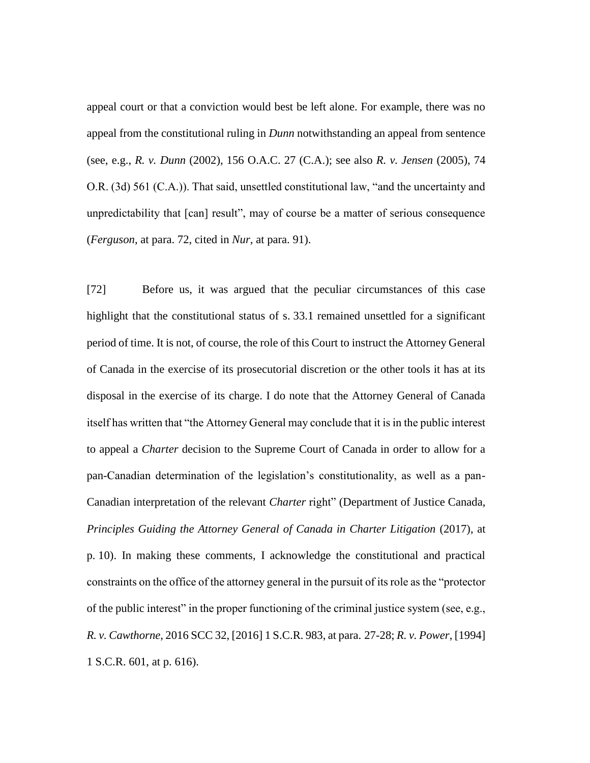appeal court or that a conviction would best be left alone. For example, there was no appeal from the constitutional ruling in *Dunn* notwithstanding an appeal from sentence (see, e.g., *R. v. Dunn* (2002), 156 O.A.C. 27 (C.A.); see also *R. v. Jensen* (2005), 74 O.R. (3d) 561 (C.A.)). That said, unsettled constitutional law, "and the uncertainty and unpredictability that [can] result", may of course be a matter of serious consequence (*Ferguson*, at para. 72, cited in *Nur*, at para. 91).

[72] Before us, it was argued that the peculiar circumstances of this case highlight that the constitutional status of s. 33.1 remained unsettled for a significant period of time. It is not, of course, the role of this Court to instruct the Attorney General of Canada in the exercise of its prosecutorial discretion or the other tools it has at its disposal in the exercise of its charge. I do note that the Attorney General of Canada itself has written that "the Attorney General may conclude that it is in the public interest to appeal a *Charter* decision to the Supreme Court of Canada in order to allow for a pan-Canadian determination of the legislation's constitutionality, as well as a pan-Canadian interpretation of the relevant *Charter* right" (Department of Justice Canada, *Principles Guiding the Attorney General of Canada in Charter Litigation* (2017), at p. 10). In making these comments, I acknowledge the constitutional and practical constraints on the office of the attorney general in the pursuit of its role as the "protector of the public interest" in the proper functioning of the criminal justice system (see, e.g., *R. v. Cawthorne*, 2016 SCC 32, [2016] 1 S.C.R. 983, at para. 27-28; *R. v. Power*, [1994] 1 S.C.R. 601, at p. 616).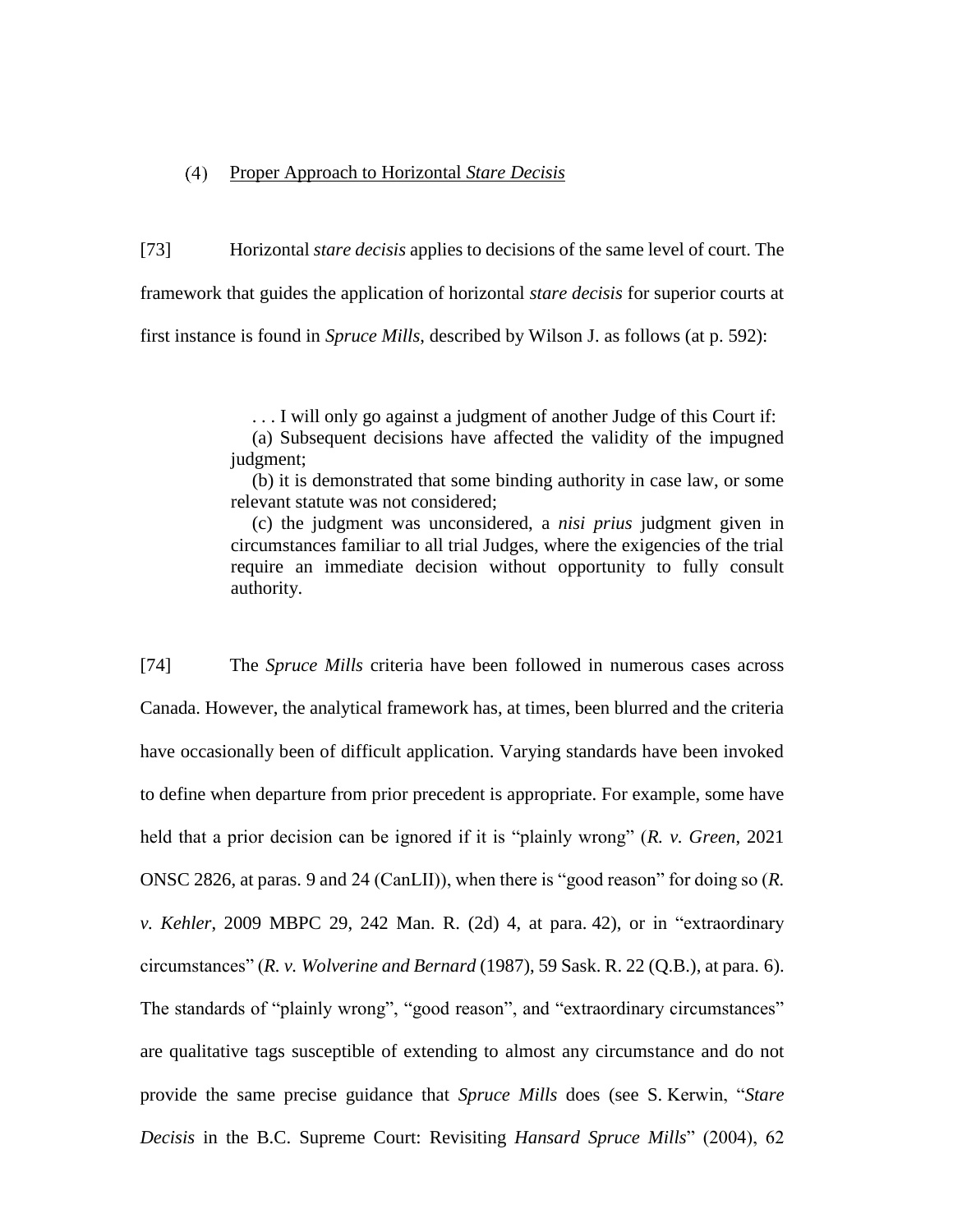### (4) Proper Approach to Horizontal *Stare Decisis*

[73] Horizontal *stare decisis* applies to decisions of the same level of court. The framework that guides the application of horizontal *stare decisis* for superior courts at first instance is found in *Spruce Mills*, described by Wilson J. as follows (at p. 592):

> . . . I will only go against a judgment of another Judge of this Court if:
>
> (a) Subsequent decisions have affected the validity of the impugned judgment;
>
> (b) it is demonstrated that some binding authority in case law, or some relevant statute was not considered;
>
> (c) the judgment was unconsidered, a *nisi prius* judgment given in circumstances familiar to all trial Judges, where the exigencies of the trial require an immediate decision without opportunity to fully consult authority.

[74] The *Spruce Mills* criteria have been followed in numerous cases across Canada. However, the analytical framework has, at times, been blurred and the criteria have occasionally been of difficult application. Varying standards have been invoked to define when departure from prior precedent is appropriate. For example, some have held that a prior decision can be ignored if it is "plainly wrong" (*R. v. Green*, 2021 ONSC 2826, at paras. 9 and 24 (CanLII)), when there is "good reason" for doing so (*R. v. Kehler*, 2009 MBPC 29, 242 Man. R. (2d) 4, at para. 42), or in "extraordinary circumstances" (*R. v. Wolverine and Bernard* (1987), 59 Sask. R. 22 (Q.B.), at para. 6). The standards of "plainly wrong", "good reason", and "extraordinary circumstances" are qualitative tags susceptible of extending to almost any circumstance and do not provide the same precise guidance that *Spruce Mills* does (see S. Kerwin, "*Stare Decisis* in the B.C. Supreme Court: Revisiting *Hansard Spruce Mills*" (2004), 62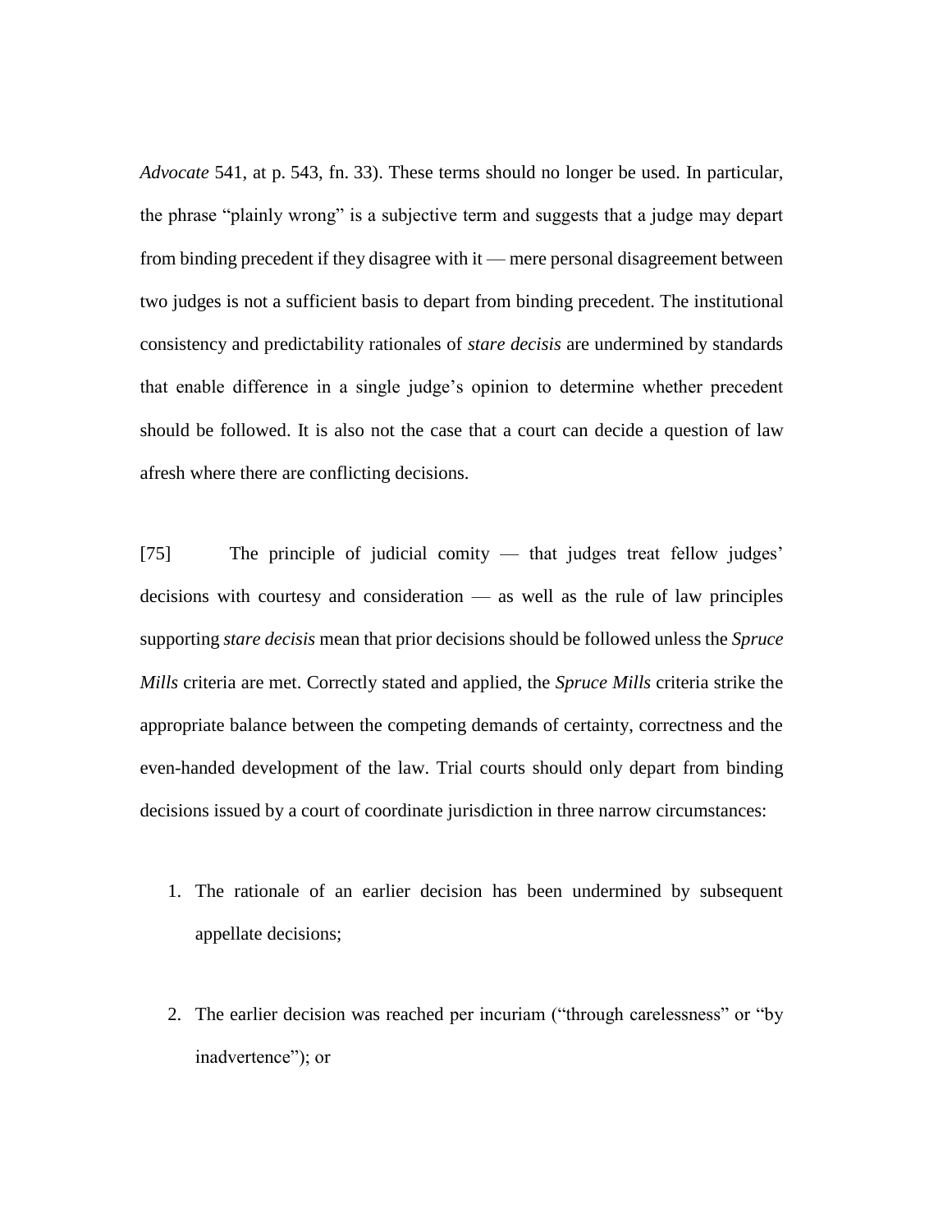*Advocate* 541, at p. 543, fn. 33). These terms should no longer be used. In particular, the phrase "plainly wrong" is a subjective term and suggests that a judge may depart from binding precedent if they disagree with it — mere personal disagreement between two judges is not a sufficient basis to depart from binding precedent. The institutional consistency and predictability rationales of *stare decisis* are undermined by standards that enable difference in a single judge's opinion to determine whether precedent should be followed. It is also not the case that a court can decide a question of law afresh where there are conflicting decisions.

[75] The principle of judicial comity — that judges treat fellow judges' decisions with courtesy and consideration — as well as the rule of law principles supporting *stare decisis* mean that prior decisions should be followed unless the *Spruce Mills* criteria are met. Correctly stated and applied, the *Spruce Mills* criteria strike the appropriate balance between the competing demands of certainty, correctness and the even-handed development of the law. Trial courts should only depart from binding decisions issued by a court of coordinate jurisdiction in three narrow circumstances:

1. The rationale of an earlier decision has been undermined by subsequent appellate decisions;

2. The earlier decision was reached per incuriam ("through carelessness" or "by inadvertence"); or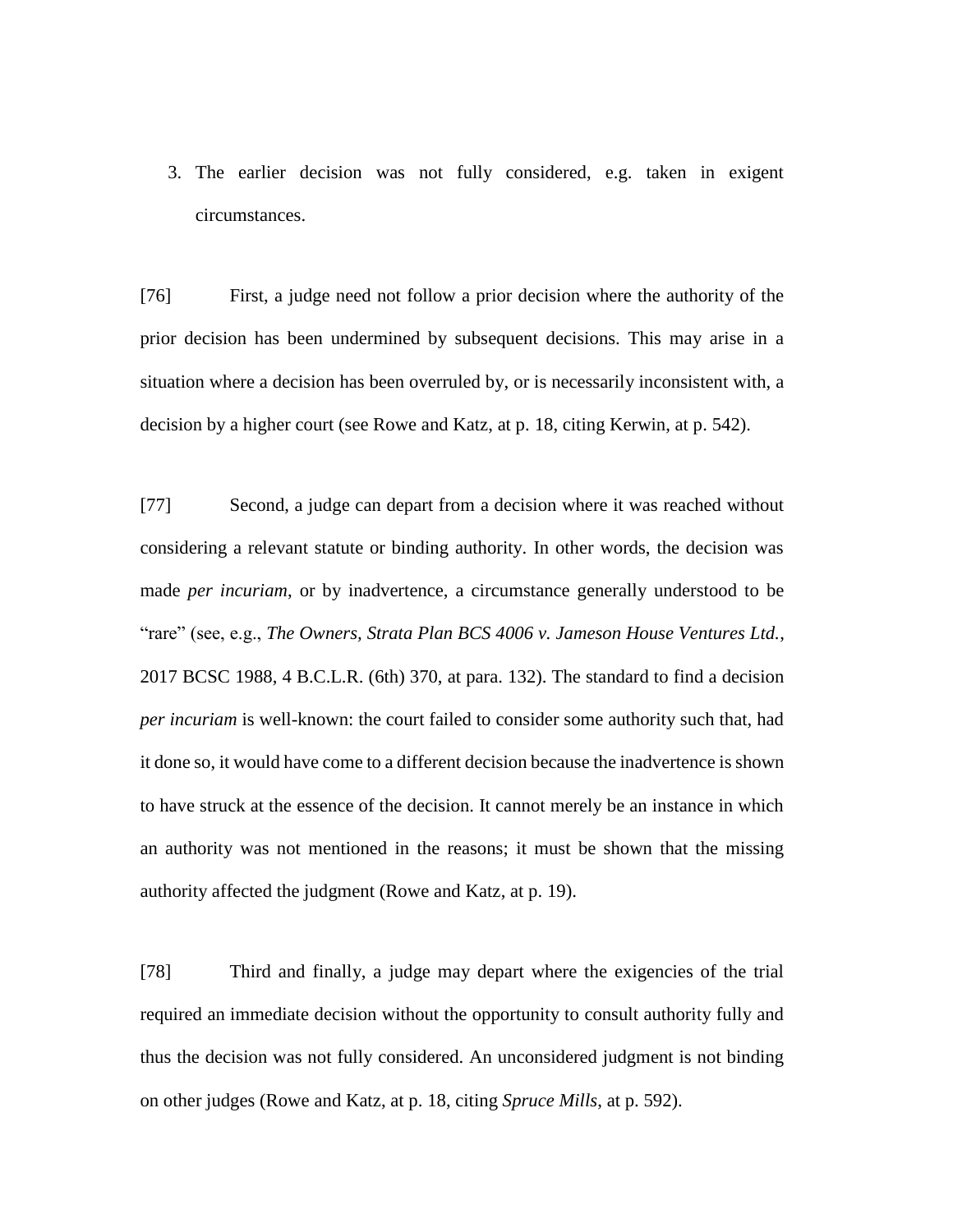3. The earlier decision was not fully considered, e.g. taken in exigent circumstances.

[76] First, a judge need not follow a prior decision where the authority of the prior decision has been undermined by subsequent decisions. This may arise in a situation where a decision has been overruled by, or is necessarily inconsistent with, a decision by a higher court (see Rowe and Katz, at p. 18, citing Kerwin, at p. 542).

[77] Second, a judge can depart from a decision where it was reached without considering a relevant statute or binding authority. In other words, the decision was made *per incuriam*, or by inadvertence, a circumstance generally understood to be "rare" (see, e.g., *The Owners, Strata Plan BCS 4006 v. Jameson House Ventures Ltd.*, 2017 BCSC 1988, 4 B.C.L.R. (6th) 370, at para. 132). The standard to find a decision *per incuriam* is well-known: the court failed to consider some authority such that, had it done so, it would have come to a different decision because the inadvertence is shown to have struck at the essence of the decision. It cannot merely be an instance in which an authority was not mentioned in the reasons; it must be shown that the missing authority affected the judgment (Rowe and Katz, at p. 19).

[78] Third and finally, a judge may depart where the exigencies of the trial required an immediate decision without the opportunity to consult authority fully and thus the decision was not fully considered. An unconsidered judgment is not binding on other judges (Rowe and Katz, at p. 18, citing *Spruce Mills*, at p. 592).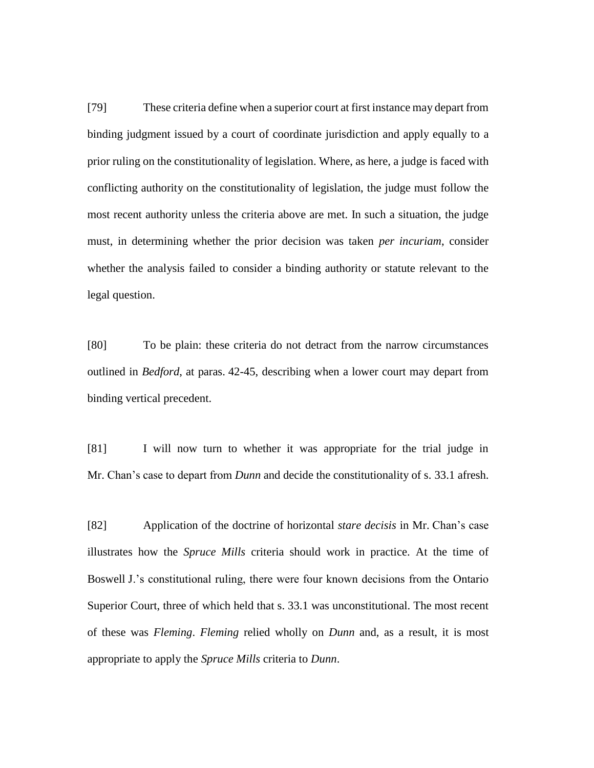[79] These criteria define when a superior court at first instance may depart from binding judgment issued by a court of coordinate jurisdiction and apply equally to a prior ruling on the constitutionality of legislation. Where, as here, a judge is faced with conflicting authority on the constitutionality of legislation, the judge must follow the most recent authority unless the criteria above are met. In such a situation, the judge must, in determining whether the prior decision was taken *per incuriam*, consider whether the analysis failed to consider a binding authority or statute relevant to the legal question.

[80] To be plain: these criteria do not detract from the narrow circumstances outlined in *Bedford*, at paras. 42-45, describing when a lower court may depart from binding vertical precedent.

[81] I will now turn to whether it was appropriate for the trial judge in Mr. Chan's case to depart from *Dunn* and decide the constitutionality of s. 33.1 afresh.

[82] Application of the doctrine of horizontal *stare decisis* in Mr. Chan's case illustrates how the *Spruce Mills* criteria should work in practice. At the time of Boswell J.'s constitutional ruling, there were four known decisions from the Ontario Superior Court, three of which held that s. 33.1 was unconstitutional. The most recent of these was *Fleming*. *Fleming* relied wholly on *Dunn* and, as a result, it is most appropriate to apply the *Spruce Mills* criteria to *Dunn*.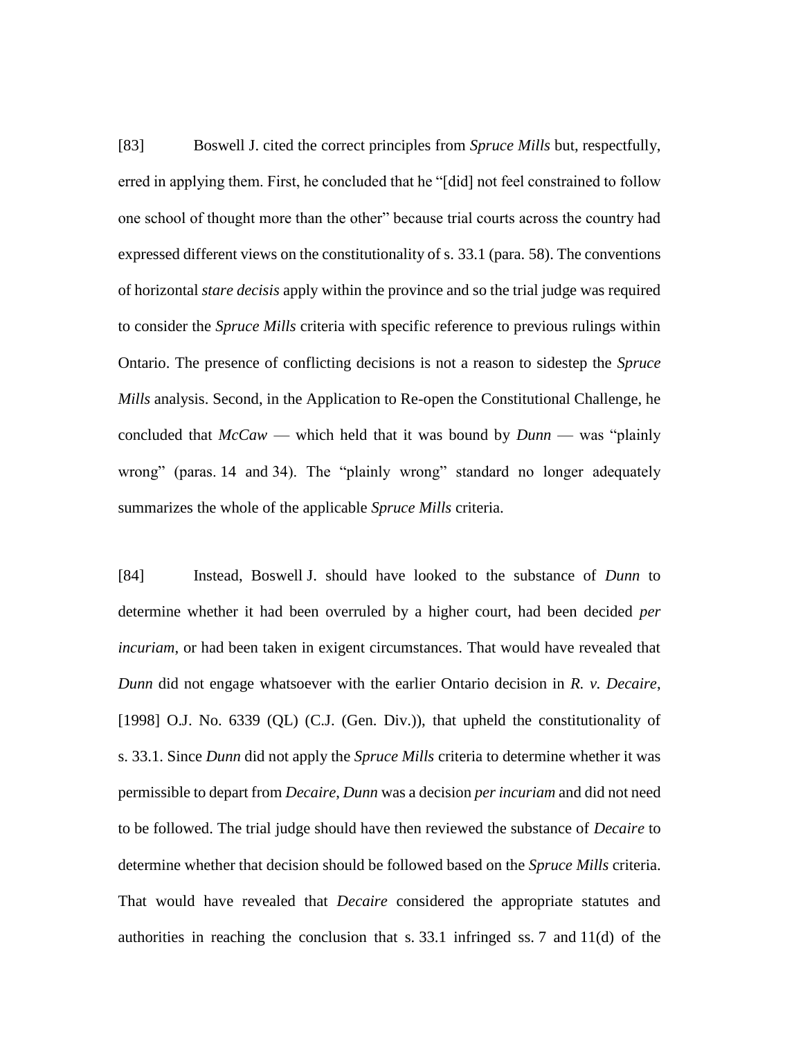[83] Boswell J. cited the correct principles from *Spruce Mills* but, respectfully, erred in applying them. First, he concluded that he "[did] not feel constrained to follow one school of thought more than the other" because trial courts across the country had expressed different views on the constitutionality of s. 33.1 (para. 58). The conventions of horizontal *stare decisis* apply within the province and so the trial judge was required to consider the *Spruce Mills* criteria with specific reference to previous rulings within Ontario. The presence of conflicting decisions is not a reason to sidestep the *Spruce Mills* analysis. Second, in the Application to Re-open the Constitutional Challenge, he concluded that *McCaw* — which held that it was bound by *Dunn* — was "plainly wrong" (paras. 14 and 34). The "plainly wrong" standard no longer adequately summarizes the whole of the applicable *Spruce Mills* criteria.

[84] Instead, Boswell J. should have looked to the substance of *Dunn* to determine whether it had been overruled by a higher court, had been decided *per incuriam*, or had been taken in exigent circumstances. That would have revealed that *Dunn* did not engage whatsoever with the earlier Ontario decision in *R. v. Decaire*, [1998] O.J. No. 6339 (QL) (C.J. (Gen. Div.)), that upheld the constitutionality of s. 33.1. Since *Dunn* did not apply the *Spruce Mills* criteria to determine whether it was permissible to depart from *Decaire*, *Dunn* was a decision *per incuriam* and did not need to be followed. The trial judge should have then reviewed the substance of *Decaire* to determine whether that decision should be followed based on the *Spruce Mills* criteria. That would have revealed that *Decaire* considered the appropriate statutes and authorities in reaching the conclusion that s. 33.1 infringed ss. 7 and 11(d) of the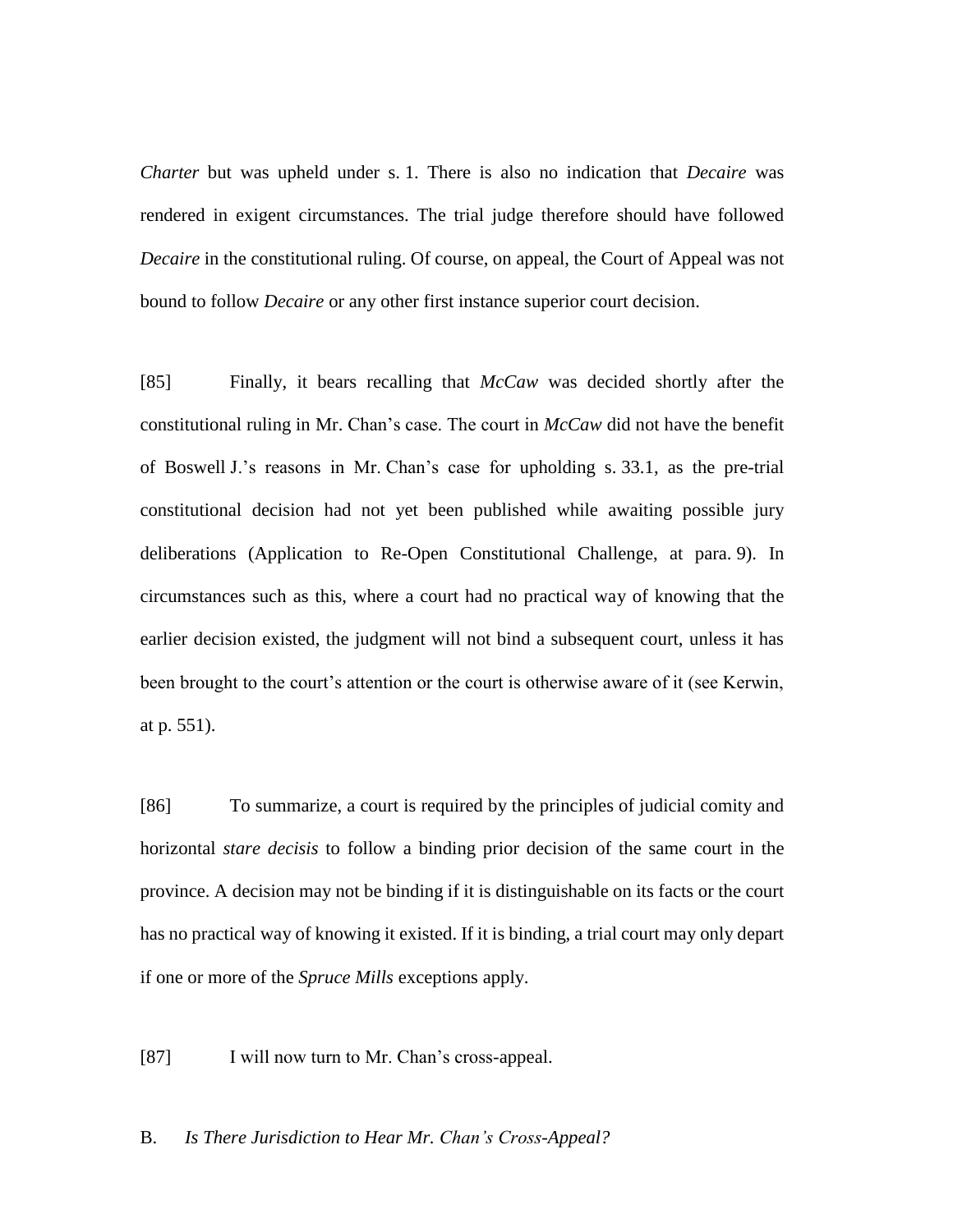*Charter* but was upheld under s. 1. There is also no indication that *Decaire* was rendered in exigent circumstances. The trial judge therefore should have followed *Decaire* in the constitutional ruling. Of course, on appeal, the Court of Appeal was not bound to follow *Decaire* or any other first instance superior court decision.

[85] Finally, it bears recalling that *McCaw* was decided shortly after the constitutional ruling in Mr. Chan's case. The court in *McCaw* did not have the benefit of Boswell J.'s reasons in Mr. Chan's case for upholding s. 33.1, as the pre-trial constitutional decision had not yet been published while awaiting possible jury deliberations (Application to Re-Open Constitutional Challenge, at para. 9). In circumstances such as this, where a court had no practical way of knowing that the earlier decision existed, the judgment will not bind a subsequent court, unless it has been brought to the court's attention or the court is otherwise aware of it (see Kerwin, at p. 551).

[86] To summarize, a court is required by the principles of judicial comity and horizontal *stare decisis* to follow a binding prior decision of the same court in the province. A decision may not be binding if it is distinguishable on its facts or the court has no practical way of knowing it existed. If it is binding, a trial court may only depart if one or more of the *Spruce Mills* exceptions apply.

[87] I will now turn to Mr. Chan's cross-appeal.

B. *Is There Jurisdiction to Hear Mr. Chan's Cross-Appeal?*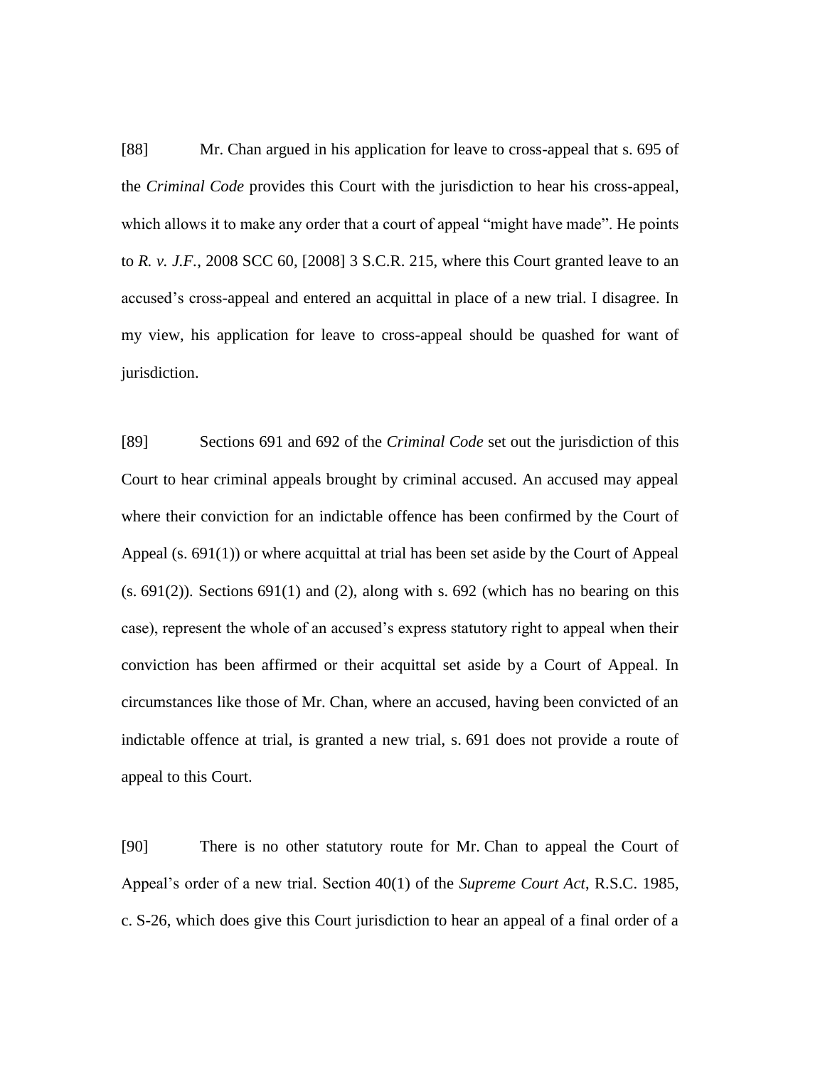[88] Mr. Chan argued in his application for leave to cross-appeal that s. 695 of the *Criminal Code* provides this Court with the jurisdiction to hear his cross-appeal, which allows it to make any order that a court of appeal "might have made". He points to *R. v. J.F.*, 2008 SCC 60, [2008] 3 S.C.R. 215, where this Court granted leave to an accused's cross-appeal and entered an acquittal in place of a new trial. I disagree. In my view, his application for leave to cross-appeal should be quashed for want of jurisdiction.

[89] Sections 691 and 692 of the *Criminal Code* set out the jurisdiction of this Court to hear criminal appeals brought by criminal accused. An accused may appeal where their conviction for an indictable offence has been confirmed by the Court of Appeal (s. 691(1)) or where acquittal at trial has been set aside by the Court of Appeal (s. 691(2)). Sections 691(1) and (2), along with s. 692 (which has no bearing on this case), represent the whole of an accused's express statutory right to appeal when their conviction has been affirmed or their acquittal set aside by a Court of Appeal. In circumstances like those of Mr. Chan, where an accused, having been convicted of an indictable offence at trial, is granted a new trial, s. 691 does not provide a route of appeal to this Court.

[90] There is no other statutory route for Mr. Chan to appeal the Court of Appeal's order of a new trial. Section 40(1) of the *Supreme Court Act*, R.S.C. 1985, c. S-26, which does give this Court jurisdiction to hear an appeal of a final order of a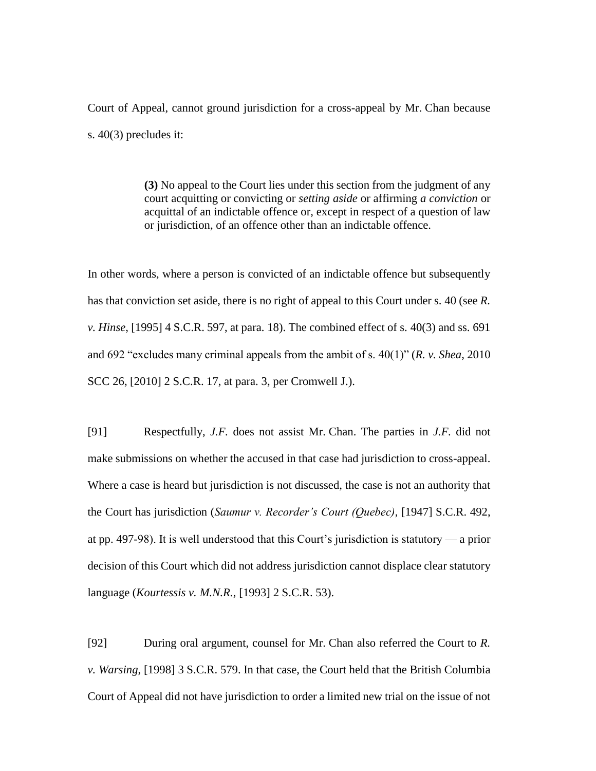Court of Appeal, cannot ground jurisdiction for a cross-appeal by Mr. Chan because s. 40(3) precludes it:

> **(3)** No appeal to the Court lies under this section from the judgment of any court acquitting or convicting or *setting aside* or affirming *a conviction* or acquittal of an indictable offence or, except in respect of a question of law or jurisdiction, of an offence other than an indictable offence.

In other words, where a person is convicted of an indictable offence but subsequently has that conviction set aside, there is no right of appeal to this Court under s. 40 (see *R. v. Hinse*, [1995] 4 S.C.R. 597, at para. 18). The combined effect of s. 40(3) and ss. 691 and 692 "excludes many criminal appeals from the ambit of s. 40(1)" (*R. v. Shea*, 2010 SCC 26, [2010] 2 S.C.R. 17, at para. 3, per Cromwell J.).

[91] Respectfully, *J.F.* does not assist Mr. Chan. The parties in *J.F.* did not make submissions on whether the accused in that case had jurisdiction to cross-appeal. Where a case is heard but jurisdiction is not discussed, the case is not an authority that the Court has jurisdiction (*Saumur v. Recorder's Court (Quebec)*, [1947] S.C.R. 492, at pp. 497-98). It is well understood that this Court's jurisdiction is statutory — a prior decision of this Court which did not address jurisdiction cannot displace clear statutory language (*Kourtessis v. M.N.R.*, [1993] 2 S.C.R. 53).

[92] During oral argument, counsel for Mr. Chan also referred the Court to *R. v. Warsing*, [1998] 3 S.C.R. 579. In that case, the Court held that the British Columbia Court of Appeal did not have jurisdiction to order a limited new trial on the issue of not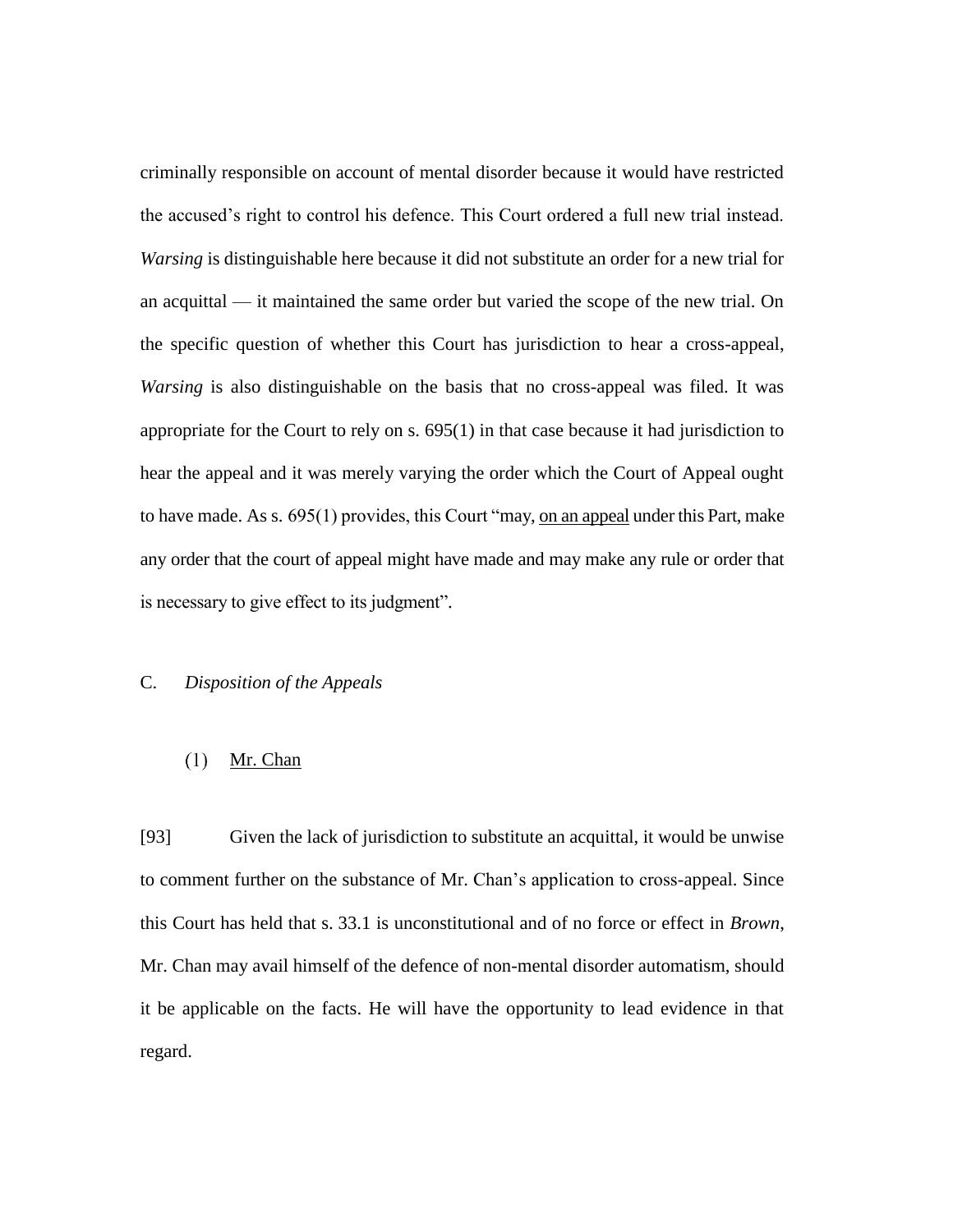criminally responsible on account of mental disorder because it would have restricted the accused's right to control his defence. This Court ordered a full new trial instead. *Warsing* is distinguishable here because it did not substitute an order for a new trial for an acquittal — it maintained the same order but varied the scope of the new trial. On the specific question of whether this Court has jurisdiction to hear a cross-appeal, *Warsing* is also distinguishable on the basis that no cross-appeal was filed. It was appropriate for the Court to rely on s. 695(1) in that case because it had jurisdiction to hear the appeal and it was merely varying the order which the Court of Appeal ought to have made. As s. 695(1) provides, this Court "may, <u>on an appeal</u> under this Part, make any order that the court of appeal might have made and may make any rule or order that is necessary to give effect to its judgment".

C. *Disposition of the Appeals*

(1) <u>Mr. Chan</u>

[93] Given the lack of jurisdiction to substitute an acquittal, it would be unwise to comment further on the substance of Mr. Chan's application to cross-appeal. Since this Court has held that s. 33.1 is unconstitutional and of no force or effect in *Brown*, Mr. Chan may avail himself of the defence of non-mental disorder automatism, should it be applicable on the facts. He will have the opportunity to lead evidence in that regard.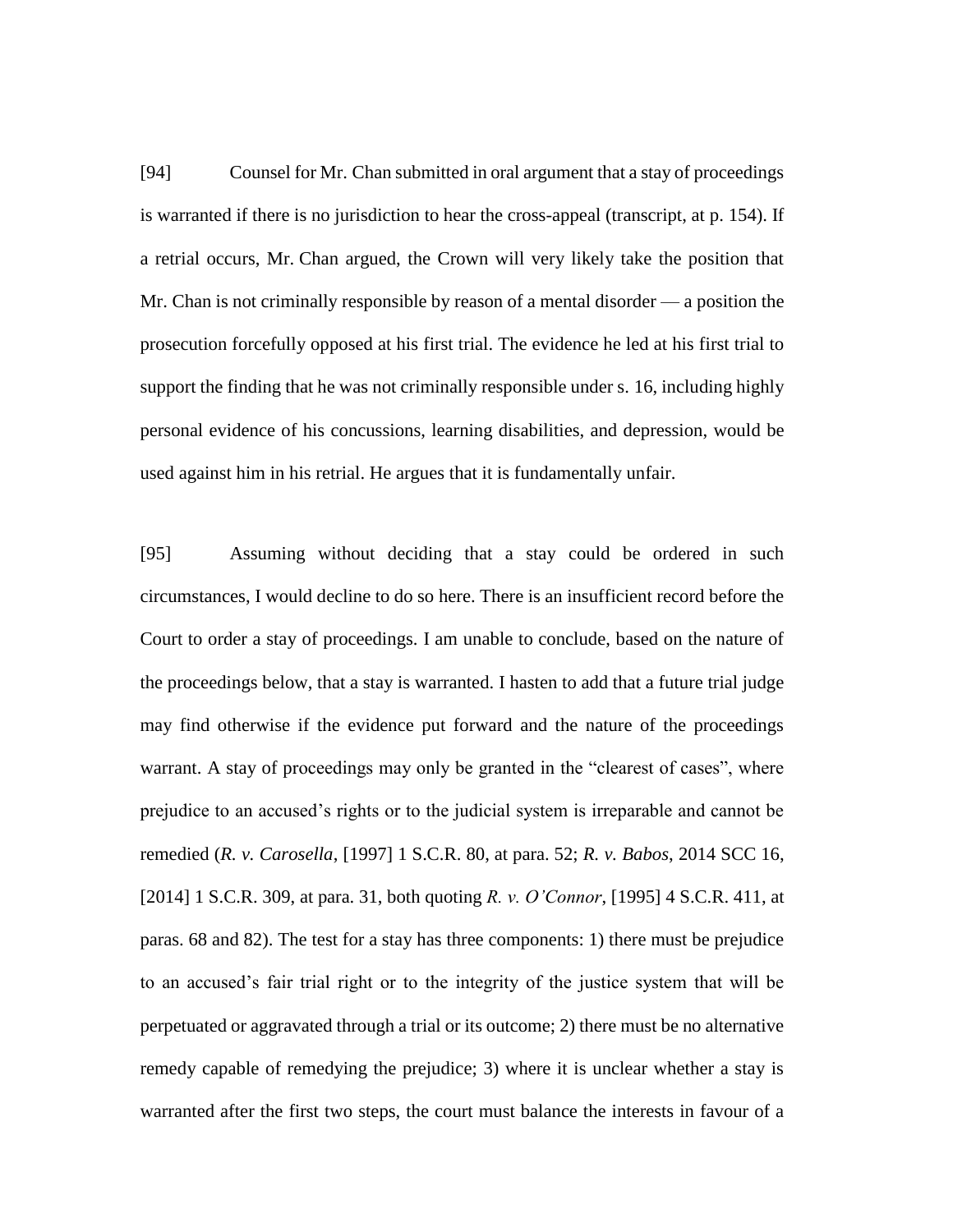[94] Counsel for Mr. Chan submitted in oral argument that a stay of proceedings is warranted if there is no jurisdiction to hear the cross-appeal (transcript, at p. 154). If a retrial occurs, Mr. Chan argued, the Crown will very likely take the position that Mr. Chan is not criminally responsible by reason of a mental disorder — a position the prosecution forcefully opposed at his first trial. The evidence he led at his first trial to support the finding that he was not criminally responsible under s. 16, including highly personal evidence of his concussions, learning disabilities, and depression, would be used against him in his retrial. He argues that it is fundamentally unfair.

[95] Assuming without deciding that a stay could be ordered in such circumstances, I would decline to do so here. There is an insufficient record before the Court to order a stay of proceedings. I am unable to conclude, based on the nature of the proceedings below, that a stay is warranted. I hasten to add that a future trial judge may find otherwise if the evidence put forward and the nature of the proceedings warrant. A stay of proceedings may only be granted in the "clearest of cases", where prejudice to an accused's rights or to the judicial system is irreparable and cannot be remedied (*R. v. Carosella*, [1997] 1 S.C.R. 80, at para. 52; *R. v. Babos*, 2014 SCC 16, [2014] 1 S.C.R. 309, at para. 31, both quoting *R. v. O'Connor*, [1995] 4 S.C.R. 411, at paras. 68 and 82). The test for a stay has three components: 1) there must be prejudice to an accused's fair trial right or to the integrity of the justice system that will be perpetuated or aggravated through a trial or its outcome; 2) there must be no alternative remedy capable of remedying the prejudice; 3) where it is unclear whether a stay is warranted after the first two steps, the court must balance the interests in favour of a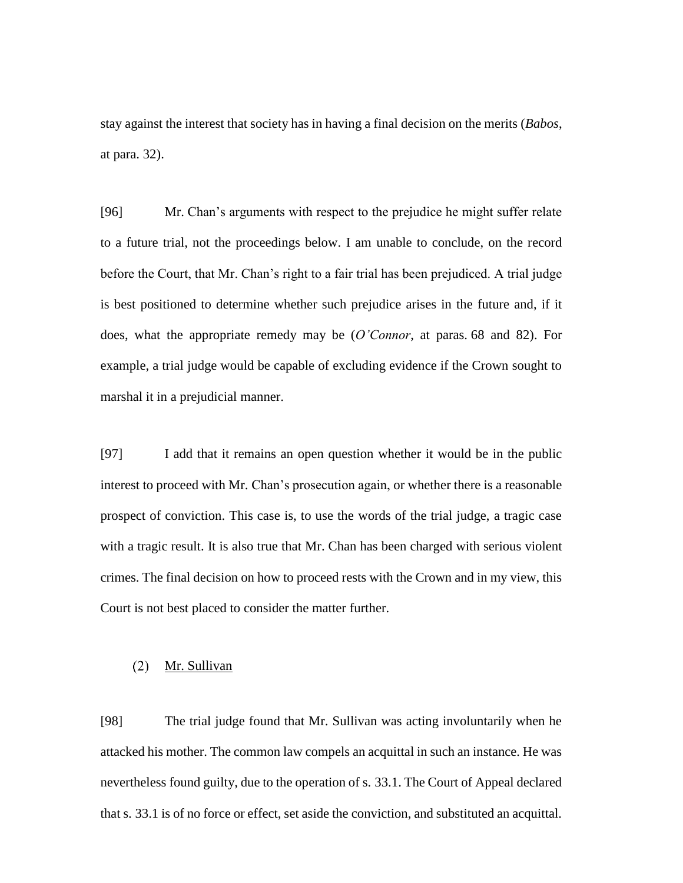stay against the interest that society has in having a final decision on the merits (*Babos*, at para. 32).

[96] Mr. Chan's arguments with respect to the prejudice he might suffer relate to a future trial, not the proceedings below. I am unable to conclude, on the record before the Court, that Mr. Chan's right to a fair trial has been prejudiced. A trial judge is best positioned to determine whether such prejudice arises in the future and, if it does, what the appropriate remedy may be (*O'Connor*, at paras. 68 and 82). For example, a trial judge would be capable of excluding evidence if the Crown sought to marshal it in a prejudicial manner.

[97] I add that it remains an open question whether it would be in the public interest to proceed with Mr. Chan's prosecution again, or whether there is a reasonable prospect of conviction. This case is, to use the words of the trial judge, a tragic case with a tragic result. It is also true that Mr. Chan has been charged with serious violent crimes. The final decision on how to proceed rests with the Crown and in my view, this Court is not best placed to consider the matter further.

(2) Mr. Sullivan

[98] The trial judge found that Mr. Sullivan was acting involuntarily when he attacked his mother. The common law compels an acquittal in such an instance. He was nevertheless found guilty, due to the operation of s. 33.1. The Court of Appeal declared that s. 33.1 is of no force or effect, set aside the conviction, and substituted an acquittal.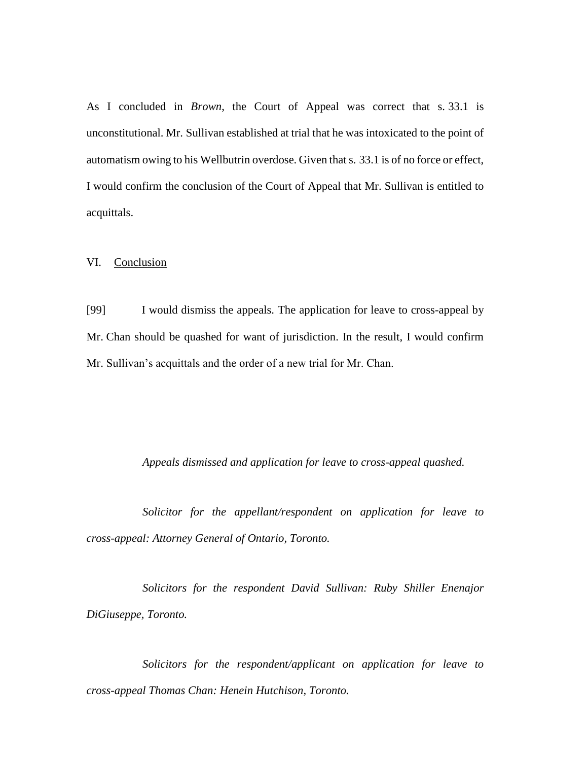As I concluded in *Brown*, the Court of Appeal was correct that s. 33.1 is unconstitutional. Mr. Sullivan established at trial that he was intoxicated to the point of automatism owing to his Wellbutrin overdose. Given that s. 33.1 is of no force or effect, I would confirm the conclusion of the Court of Appeal that Mr. Sullivan is entitled to acquittals.

## VI. <u>Conclusion</u>

[99] I would dismiss the appeals. The application for leave to cross-appeal by Mr. Chan should be quashed for want of jurisdiction. In the result, I would confirm Mr. Sullivan's acquittals and the order of a new trial for Mr. Chan.

*Appeals dismissed and application for leave to cross-appeal quashed.*

*Solicitor for the appellant/respondent on application for leave to cross-appeal: Attorney General of Ontario, Toronto.*

*Solicitors for the respondent David Sullivan: Ruby Shiller Enenajor DiGiuseppe, Toronto.*

*Solicitors for the respondent/applicant on application for leave to cross-appeal Thomas Chan: Henein Hutchison, Toronto.*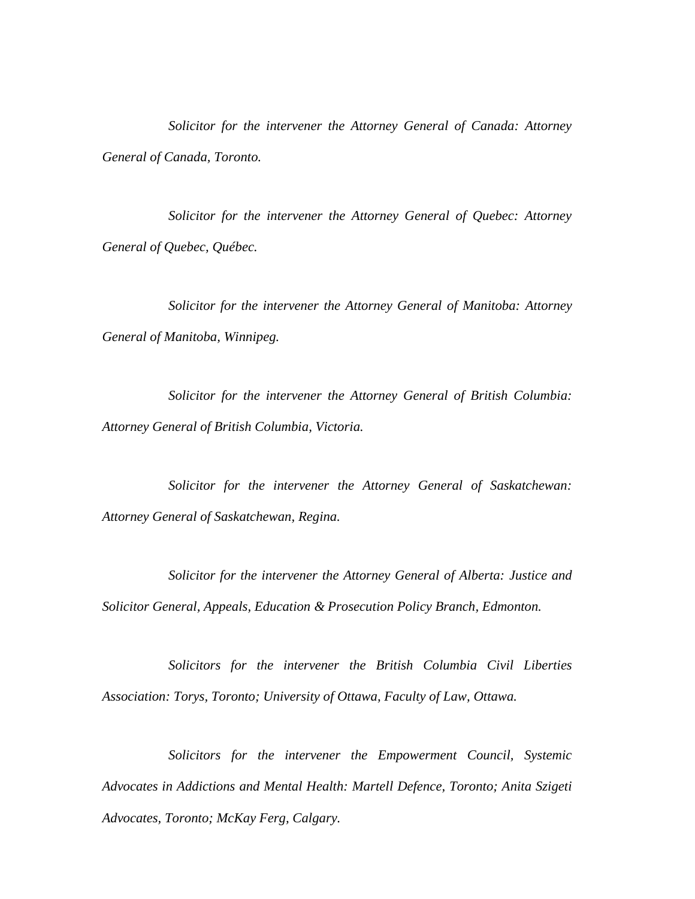*Solicitor for the intervener the Attorney General of Canada: Attorney General of Canada, Toronto.*

*Solicitor for the intervener the Attorney General of Quebec: Attorney General of Quebec, Québec.*

*Solicitor for the intervener the Attorney General of Manitoba: Attorney General of Manitoba, Winnipeg.*

*Solicitor for the intervener the Attorney General of British Columbia: Attorney General of British Columbia, Victoria.*

*Solicitor for the intervener the Attorney General of Saskatchewan: Attorney General of Saskatchewan, Regina.*

*Solicitor for the intervener the Attorney General of Alberta: Justice and Solicitor General, Appeals, Education & Prosecution Policy Branch, Edmonton.*

*Solicitors for the intervener the British Columbia Civil Liberties Association: Torys, Toronto; University of Ottawa, Faculty of Law, Ottawa.*

*Solicitors for the intervener the Empowerment Council, Systemic Advocates in Addictions and Mental Health: Martell Defence, Toronto; Anita Szigeti Advocates, Toronto; McKay Ferg, Calgary.*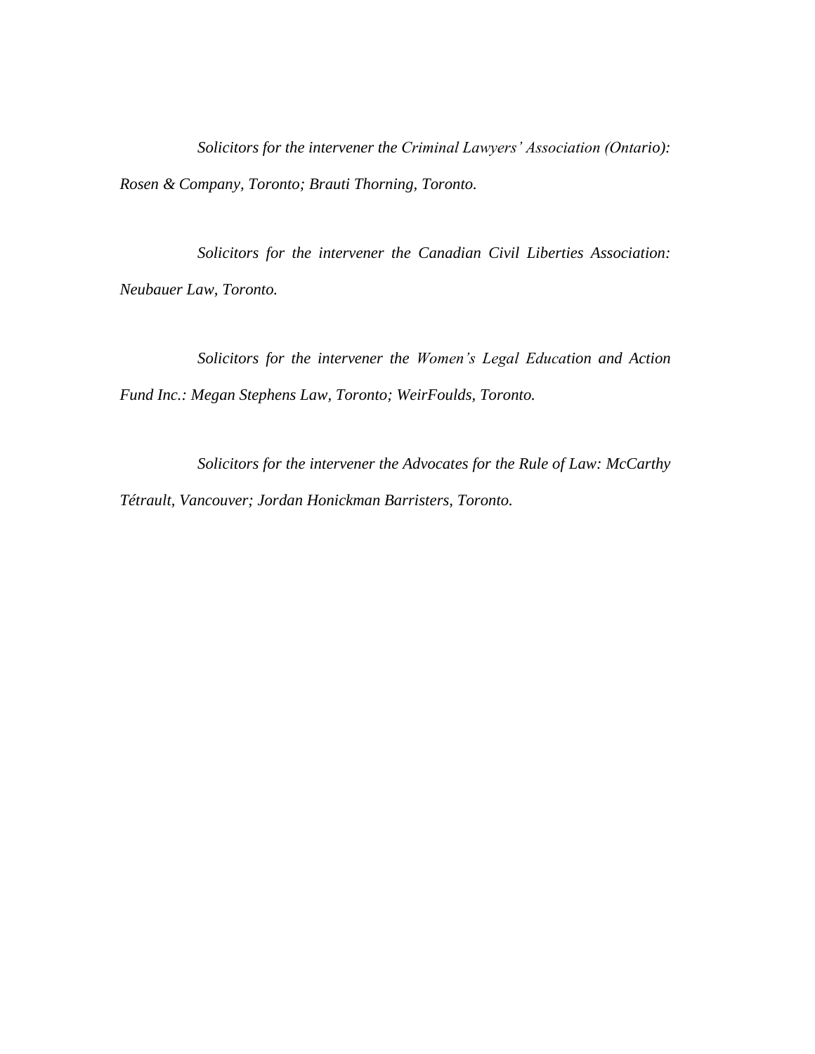*Solicitors for the intervener the Criminal Lawyers' Association (Ontario): Rosen & Company, Toronto; Brauti Thorning, Toronto.*

*Solicitors for the intervener the Canadian Civil Liberties Association: Neubauer Law, Toronto.*

*Solicitors for the intervener the Women's Legal Education and Action Fund Inc.: Megan Stephens Law, Toronto; WeirFoulds, Toronto.*

*Solicitors for the intervener the Advocates for the Rule of Law: McCarthy Tétrault, Vancouver; Jordan Honickman Barristers, Toronto.*